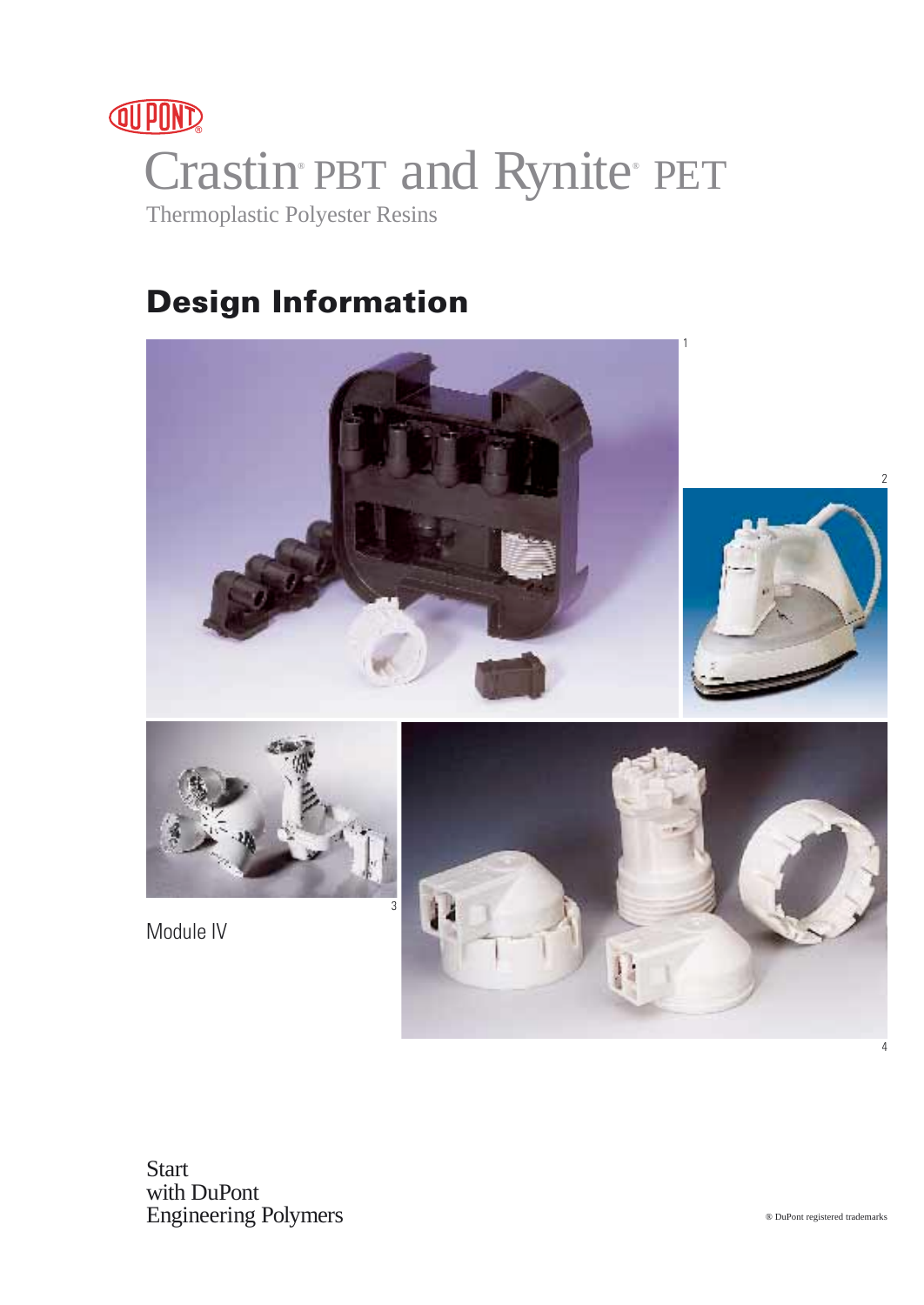DU PONT®

# Crastin® PBT and Rynite® PET

Thermoplastic Polyester Resins

## Design Information

1

2

3

Module IV

4

Start
with DuPont
Engineering Polymers

® DuPont registered trademarks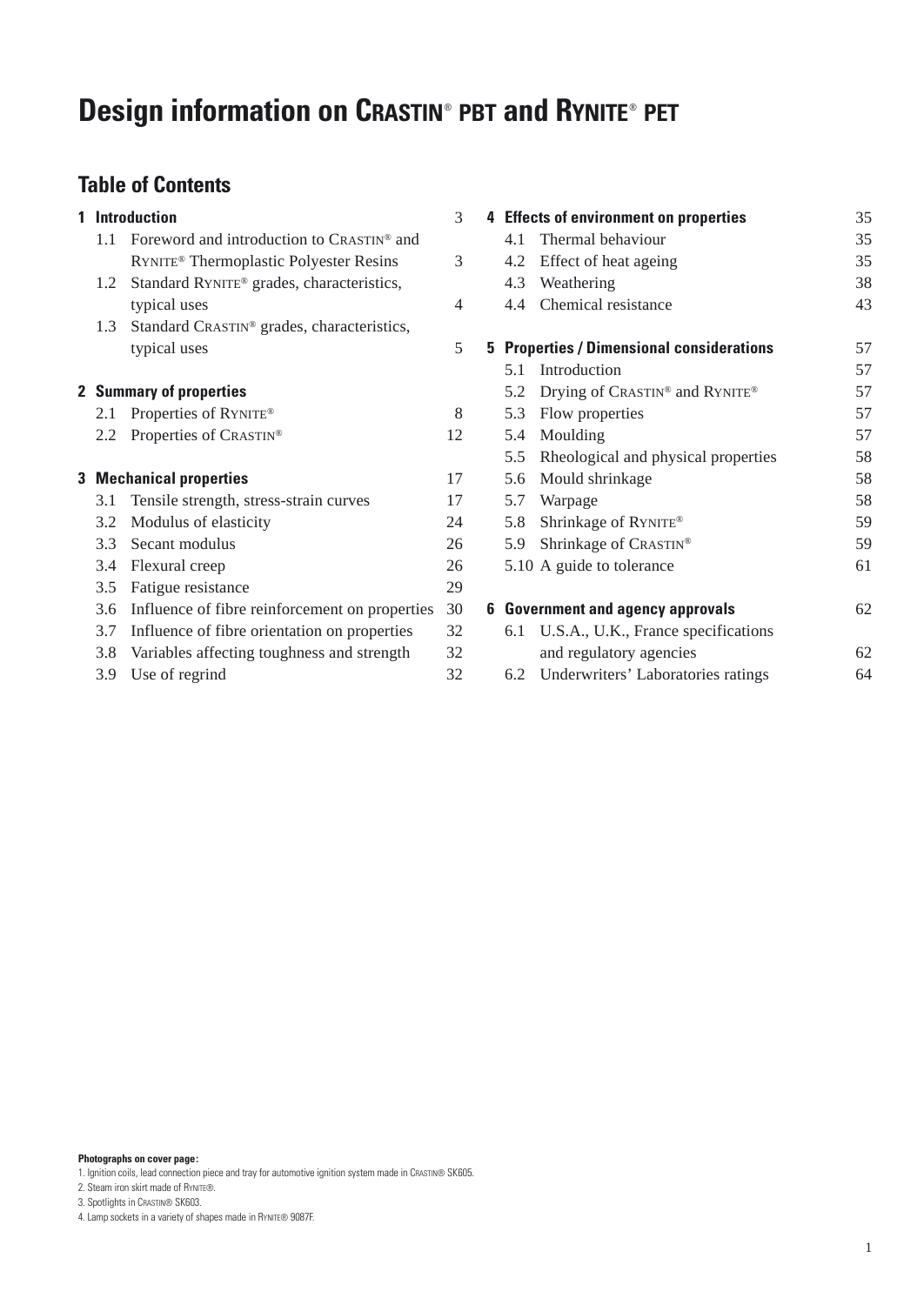# Design information on CRASTIN® PBT and RYNITE® PET

## Table of Contents

**1 Introduction** 3

- 1.1 Foreword and introduction to CRASTIN® and RYNITE® Thermoplastic Polyester Resins 3
- 1.2 Standard RYNITE® grades, characteristics, typical uses 4
- 1.3 Standard CRASTIN® grades, characteristics, typical uses 5

**2 Summary of properties**

- 2.1 Properties of RYNITE® 8
- 2.2 Properties of CRASTIN® 12

**3 Mechanical properties** 17

- 3.1 Tensile strength, stress-strain curves 17
- 3.2 Modulus of elasticity 24
- 3.3 Secant modulus 26
- 3.4 Flexural creep 26
- 3.5 Fatigue resistance 29
- 3.6 Influence of fibre reinforcement on properties 30
- 3.7 Influence of fibre orientation on properties 32
- 3.8 Variables affecting toughness and strength 32
- 3.9 Use of regrind 32

**4 Effects of environment on properties** 35

- 4.1 Thermal behaviour 35
- 4.2 Effect of heat ageing 35
- 4.3 Weathering 38
- 4.4 Chemical resistance 43

**5 Properties / Dimensional considerations** 57

- 5.1 Introduction 57
- 5.2 Drying of CRASTIN® and RYNITE® 57
- 5.3 Flow properties 57
- 5.4 Moulding 57
- 5.5 Rheological and physical properties 58
- 5.6 Mould shrinkage 58
- 5.7 Warpage 58
- 5.8 Shrinkage of RYNITE® 59
- 5.9 Shrinkage of CRASTIN® 59
- 5.10 A guide to tolerance 61

**6 Government and agency approvals** 62

- 6.1 U.S.A., U.K., France specifications and regulatory agencies 62
- 6.2 Underwriters' Laboratories ratings 64

**Photographs on cover page:**

1. Ignition coils, lead connection piece and tray for automotive ignition system made in CRASTIN® SK605.
2. Steam iron skirt made of RYNITE®.
3. Spotlights in CRASTIN® SK603.
4. Lamp sockets in a variety of shapes made in RYNITE® 9087F.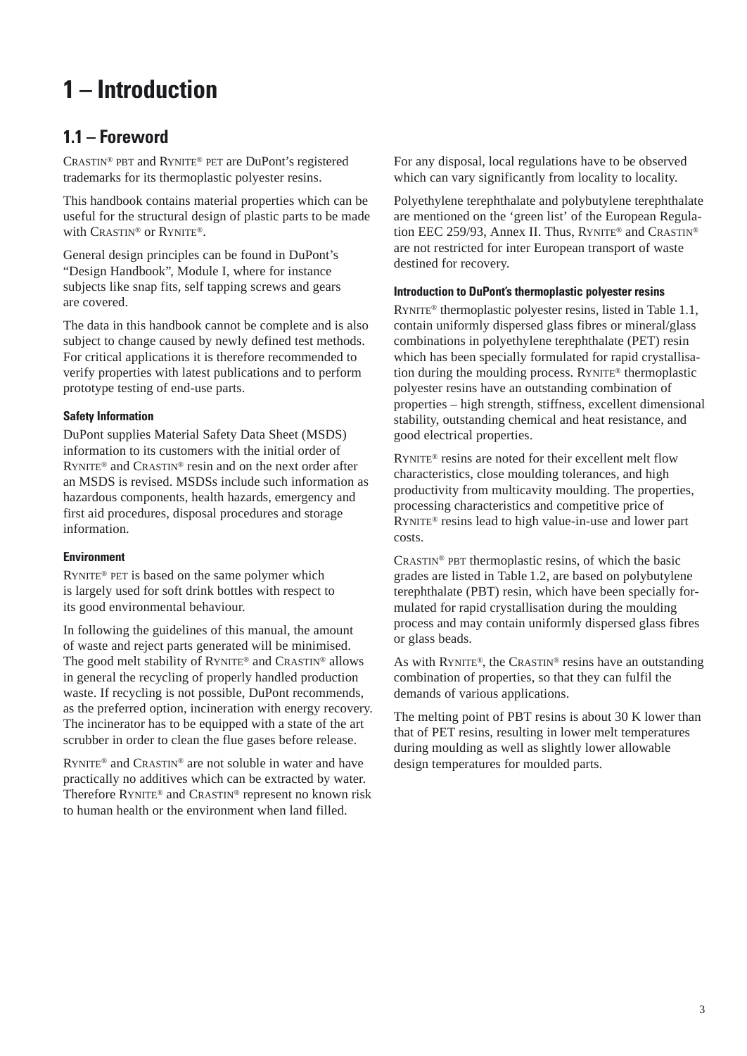# 1 – Introduction

## 1.1 – Foreword

CRASTIN® PBT and RYNITE® PET are DuPont's registered trademarks for its thermoplastic polyester resins.

This handbook contains material properties which can be useful for the structural design of plastic parts to be made with CRASTIN® or RYNITE®.

General design principles can be found in DuPont's "Design Handbook", Module I, where for instance subjects like snap fits, self tapping screws and gears are covered.

The data in this handbook cannot be complete and is also subject to change caused by newly defined test methods. For critical applications it is therefore recommended to verify properties with latest publications and to perform prototype testing of end-use parts.

#### Safety Information

DuPont supplies Material Safety Data Sheet (MSDS) information to its customers with the initial order of RYNITE® and CRASTIN® resin and on the next order after an MSDS is revised. MSDSs include such information as hazardous components, health hazards, emergency and first aid procedures, disposal procedures and storage information.

#### Environment

RYNITE® PET is based on the same polymer which is largely used for soft drink bottles with respect to its good environmental behaviour.

In following the guidelines of this manual, the amount of waste and reject parts generated will be minimised. The good melt stability of RYNITE® and CRASTIN® allows in general the recycling of properly handled production waste. If recycling is not possible, DuPont recommends, as the preferred option, incineration with energy recovery. The incinerator has to be equipped with a state of the art scrubber in order to clean the flue gases before release.

RYNITE® and CRASTIN® are not soluble in water and have practically no additives which can be extracted by water. Therefore RYNITE® and CRASTIN® represent no known risk to human health or the environment when land filled.

For any disposal, local regulations have to be observed which can vary significantly from locality to locality.

Polyethylene terephthalate and polybutylene terephthalate are mentioned on the 'green list' of the European Regulation EEC 259/93, Annex II. Thus, RYNITE® and CRASTIN® are not restricted for inter European transport of waste destined for recovery.

#### Introduction to DuPont's thermoplastic polyester resins

RYNITE® thermoplastic polyester resins, listed in Table 1.1, contain uniformly dispersed glass fibres or mineral/glass combinations in polyethylene terephthalate (PET) resin which has been specially formulated for rapid crystallisation during the moulding process. RYNITE® thermoplastic polyester resins have an outstanding combination of properties – high strength, stiffness, excellent dimensional stability, outstanding chemical and heat resistance, and good electrical properties.

RYNITE® resins are noted for their excellent melt flow characteristics, close moulding tolerances, and high productivity from multicavity moulding. The properties, processing characteristics and competitive price of RYNITE® resins lead to high value-in-use and lower part costs.

CRASTIN® PBT thermoplastic resins, of which the basic grades are listed in Table 1.2, are based on polybutylene terephthalate (PBT) resin, which have been specially formulated for rapid crystallisation during the moulding process and may contain uniformly dispersed glass fibres or glass beads.

As with RYNITE®, the CRASTIN® resins have an outstanding combination of properties, so that they can fulfil the demands of various applications.

The melting point of PBT resins is about 30 K lower than that of PET resins, resulting in lower melt temperatures during moulding as well as slightly lower allowable design temperatures for moulded parts.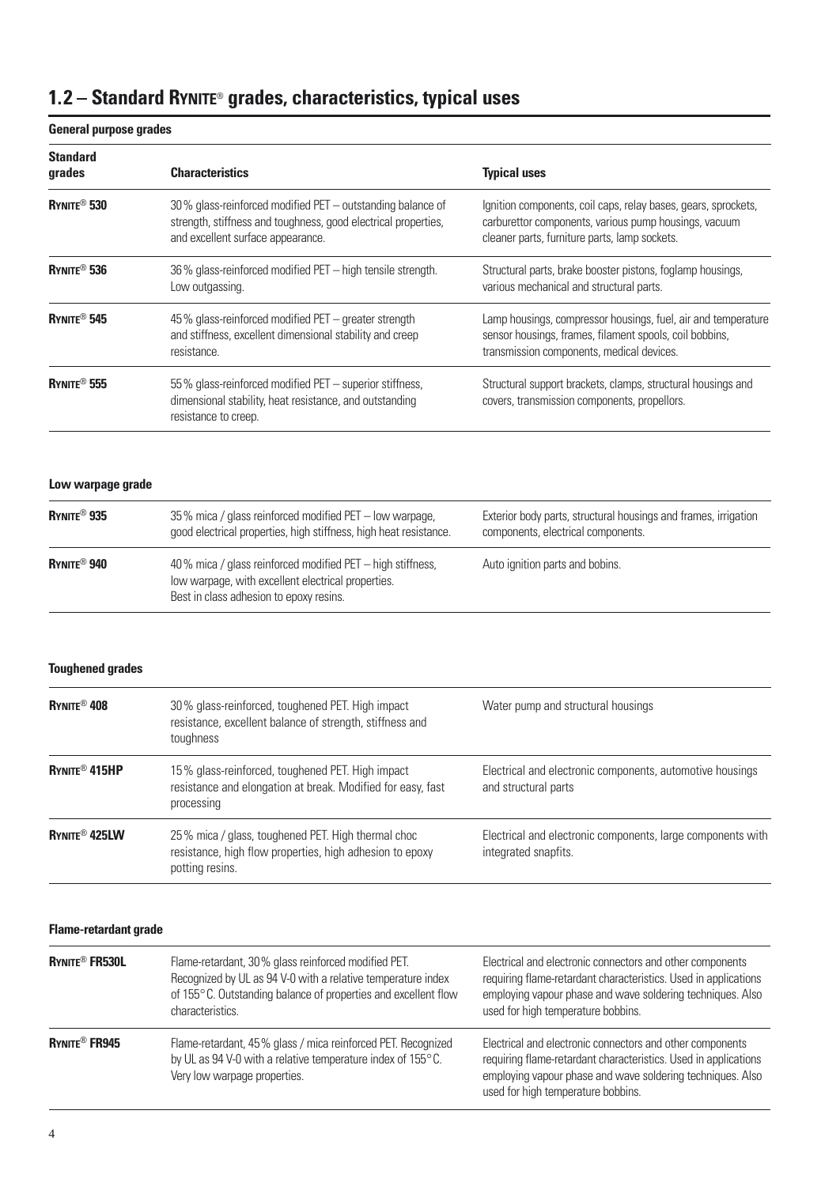## 1.2 – Standard RYNITE® grades, characteristics, typical uses

### General purpose grades

| Standard grades | Characteristics | Typical uses |
|---|---|---|
| **RYNITE® 530** | 30 % glass-reinforced modified PET – outstanding balance of strength, stiffness and toughness, good electrical properties, and excellent surface appearance. | Ignition components, coil caps, relay bases, gears, sprockets, carburettor components, various pump housings, vacuum cleaner parts, furniture parts, lamp sockets. |
| **RYNITE® 536** | 36 % glass-reinforced modified PET – high tensile strength. Low outgassing. | Structural parts, brake booster pistons, foglamp housings, various mechanical and structural parts. |
| **RYNITE® 545** | 45 % glass-reinforced modified PET – greater strength and stiffness, excellent dimensional stability and creep resistance. | Lamp housings, compressor housings, fuel, air and temperature sensor housings, frames, filament spools, coil bobbins, transmission components, medical devices. |
| **RYNITE® 555** | 55 % glass-reinforced modified PET – superior stiffness, dimensional stability, heat resistance, and outstanding resistance to creep. | Structural support brackets, clamps, structural housings and covers, transmission components, propellors. |

### Low warpage grade

| Standard grades | Characteristics | Typical uses |
|---|---|---|
| **RYNITE® 935** | 35 % mica / glass reinforced modified PET – low warpage, good electrical properties, high stiffness, high heat resistance. | Exterior body parts, structural housings and frames, irrigation components, electrical components. |
| **RYNITE® 940** | 40 % mica / glass reinforced modified PET – high stiffness, low warpage, with excellent electrical properties. Best in class adhesion to epoxy resins. | Auto ignition parts and bobins. |

### Toughened grades

| Standard grades | Characteristics | Typical uses |
|---|---|---|
| **RYNITE® 408** | 30 % glass-reinforced, toughened PET. High impact resistance, excellent balance of strength, stiffness and toughness | Water pump and structural housings |
| **RYNITE® 415HP** | 15 % glass-reinforced, toughened PET. High impact resistance and elongation at break. Modified for easy, fast processing | Electrical and electronic components, automotive housings and structural parts |
| **RYNITE® 425LW** | 25 % mica / glass, toughened PET. High thermal choc resistance, high flow properties, high adhesion to epoxy potting resins. | Electrical and electronic components, large components with integrated snapfits. |

### Flame-retardant grade

| Standard grades | Characteristics | Typical uses |
|---|---|---|
| **RYNITE® FR530L** | Flame-retardant, 30 % glass reinforced modified PET. Recognized by UL as 94 V-0 with a relative temperature index of 155°C. Outstanding balance of properties and excellent flow characteristics. | Electrical and electronic connectors and other components requiring flame-retardant characteristics. Used in applications employing vapour phase and wave soldering techniques. Also used for high temperature bobbins. |
| **RYNITE® FR945** | Flame-retardant, 45 % glass / mica reinforced PET. Recognized by UL as 94 V-0 with a relative temperature index of 155°C. Very low warpage properties. | Electrical and electronic connectors and other components requiring flame-retardant characteristics. Used in applications employing vapour phase and wave soldering techniques. Also used for high temperature bobbins. |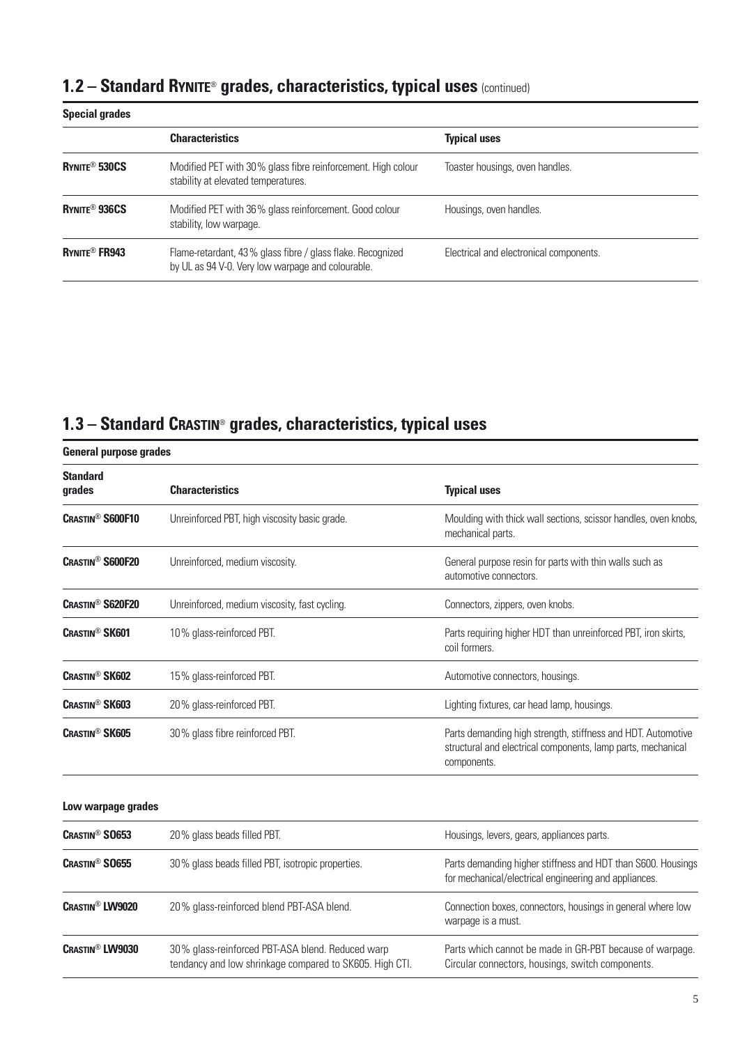## 1.2 – Standard RYNITE® grades, characteristics, typical uses (continued)

**Special grades**

| | Characteristics | Typical uses |
|---|---|---|
| **RYNITE® 530CS** | Modified PET with 30% glass fibre reinforcement. High colour stability at elevated temperatures. | Toaster housings, oven handles. |
| **RYNITE® 936CS** | Modified PET with 36% glass reinforcement. Good colour stability, low warpage. | Housings, oven handles. |
| **RYNITE® FR943** | Flame-retardant, 43% glass fibre / glass flake. Recognized by UL as 94 V-0. Very low warpage and colourable. | Electrical and electronical components. |

## 1.3 – Standard CRASTIN® grades, characteristics, typical uses

**General purpose grades**

| Standard grades | Characteristics | Typical uses |
|---|---|---|
| **CRASTIN® S600F10** | Unreinforced PBT, high viscosity basic grade. | Moulding with thick wall sections, scissor handles, oven knobs, mechanical parts. |
| **CRASTIN® S600F20** | Unreinforced, medium viscosity. | General purpose resin for parts with thin walls such as automotive connectors. |
| **CRASTIN® S620F20** | Unreinforced, medium viscosity, fast cycling. | Connectors, zippers, oven knobs. |
| **CRASTIN® SK601** | 10% glass-reinforced PBT. | Parts requiring higher HDT than unreinforced PBT, iron skirts, coil formers. |
| **CRASTIN® SK602** | 15% glass-reinforced PBT. | Automotive connectors, housings. |
| **CRASTIN® SK603** | 20% glass-reinforced PBT. | Lighting fixtures, car head lamp, housings. |
| **CRASTIN® SK605** | 30% glass fibre reinforced PBT. | Parts demanding high strength, stiffness and HDT. Automotive structural and electrical components, lamp parts, mechanical components. |

**Low warpage grades**

| | | |
|---|---|---|
| **CRASTIN® SO653** | 20% glass beads filled PBT. | Housings, levers, gears, appliances parts. |
| **CRASTIN® SO655** | 30% glass beads filled PBT, isotropic properties. | Parts demanding higher stiffness and HDT than S600. Housings for mechanical/electrical engineering and appliances. |
| **CRASTIN® LW9020** | 20% glass-reinforced blend PBT-ASA blend. | Connection boxes, connectors, housings in general where low warpage is a must. |
| **CRASTIN® LW9030** | 30% glass-reinforced PBT-ASA blend. Reduced warp tendancy and low shrinkage compared to SK605. High CTI. | Parts which cannot be made in GR-PBT because of warpage. Circular connectors, housings, switch components. |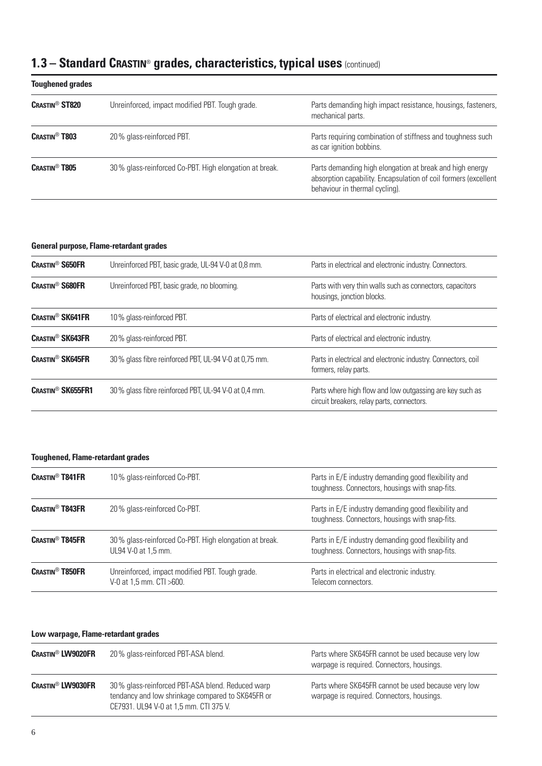## 1.3 – Standard Crastin® grades, characteristics, typical uses (continued)

**Toughened grades**

| | | |
|---|---|---|
| **Crastin® ST820** | Unreinforced, impact modified PBT. Tough grade. | Parts demanding high impact resistance, housings, fasteners, mechanical parts. |
| **Crastin® T803** | 20 % glass-reinforced PBT. | Parts requiring combination of stiffness and toughness such as car ignition bobbins. |
| **Crastin® T805** | 30 % glass-reinforced Co-PBT. High elongation at break. | Parts demanding high elongation at break and high energy absorption capability. Encapsulation of coil formers (excellent behaviour in thermal cycling). |

**General purpose, Flame-retardant grades**

| | | |
|---|---|---|
| **Crastin® S650FR** | Unreinforced PBT, basic grade, UL-94 V-0 at 0,8 mm. | Parts in electrical and electronic industry. Connectors. |
| **Crastin® S680FR** | Unreinforced PBT, basic grade, no blooming. | Parts with very thin walls such as connectors, capacitors housings, jonction blocks. |
| **Crastin® SK641FR** | 10 % glass-reinforced PBT. | Parts of electrical and electronic industry. |
| **Crastin® SK643FR** | 20 % glass-reinforced PBT. | Parts of electrical and electronic industry. |
| **Crastin® SK645FR** | 30 % glass fibre reinforced PBT, UL-94 V-0 at 0,75 mm. | Parts in electrical and electronic industry. Connectors, coil formers, relay parts. |
| **Crastin® SK655FR1** | 30 % glass fibre reinforced PBT, UL-94 V-0 at 0,4 mm. | Parts where high flow and low outgassing are key such as circuit breakers, relay parts, connectors. |

**Toughened, Flame-retardant grades**

| | | |
|---|---|---|
| **Crastin® T841FR** | 10 % glass-reinforced Co-PBT. | Parts in E/E industry demanding good flexibility and toughness. Connectors, housings with snap-fits. |
| **Crastin® T843FR** | 20 % glass-reinforced Co-PBT. | Parts in E/E industry demanding good flexibility and toughness. Connectors, housings with snap-fits. |
| **Crastin® T845FR** | 30 % glass-reinforced Co-PBT. High elongation at break. UL94 V-0 at 1,5 mm. | Parts in E/E industry demanding good flexibility and toughness. Connectors, housings with snap-fits. |
| **Crastin® T850FR** | Unreinforced, impact modified PBT. Tough grade. V-0 at 1,5 mm. CTI >600. | Parts in electrical and electronic industry. Telecom connectors. |

**Low warpage, Flame-retardant grades**

| | | |
|---|---|---|
| **Crastin® LW9020FR** | 20 % glass-reinforced PBT-ASA blend. | Parts where SK645FR cannot be used because very low warpage is required. Connectors, housings. |
| **Crastin® LW9030FR** | 30 % glass-reinforced PBT-ASA blend. Reduced warp tendancy and low shrinkage compared to SK645FR or CE7931. UL94 V-0 at 1,5 mm. CTI 375 V. | Parts where SK645FR cannot be used because very low warpage is required. Connectors, housings. |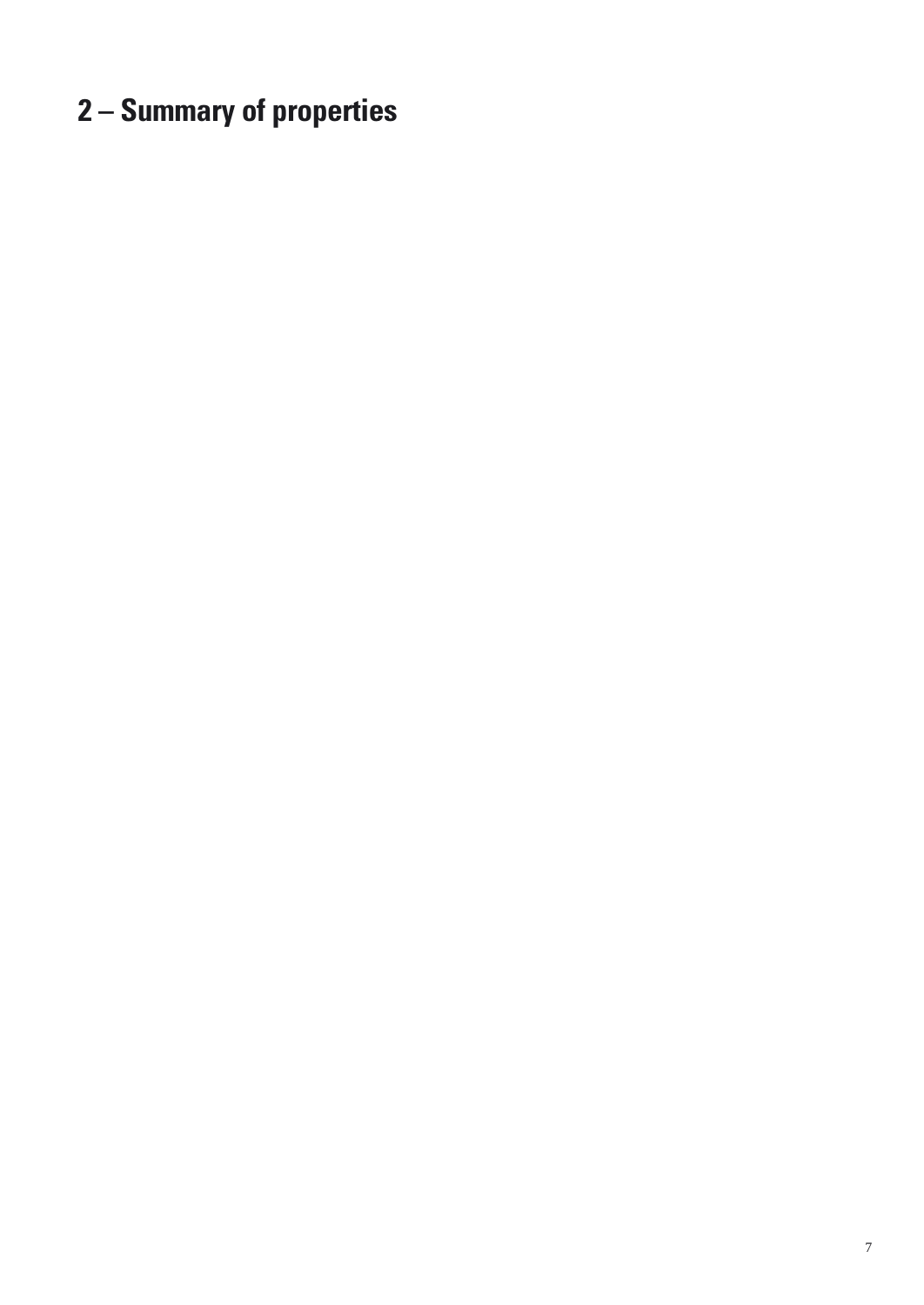# 2 – Summary of properties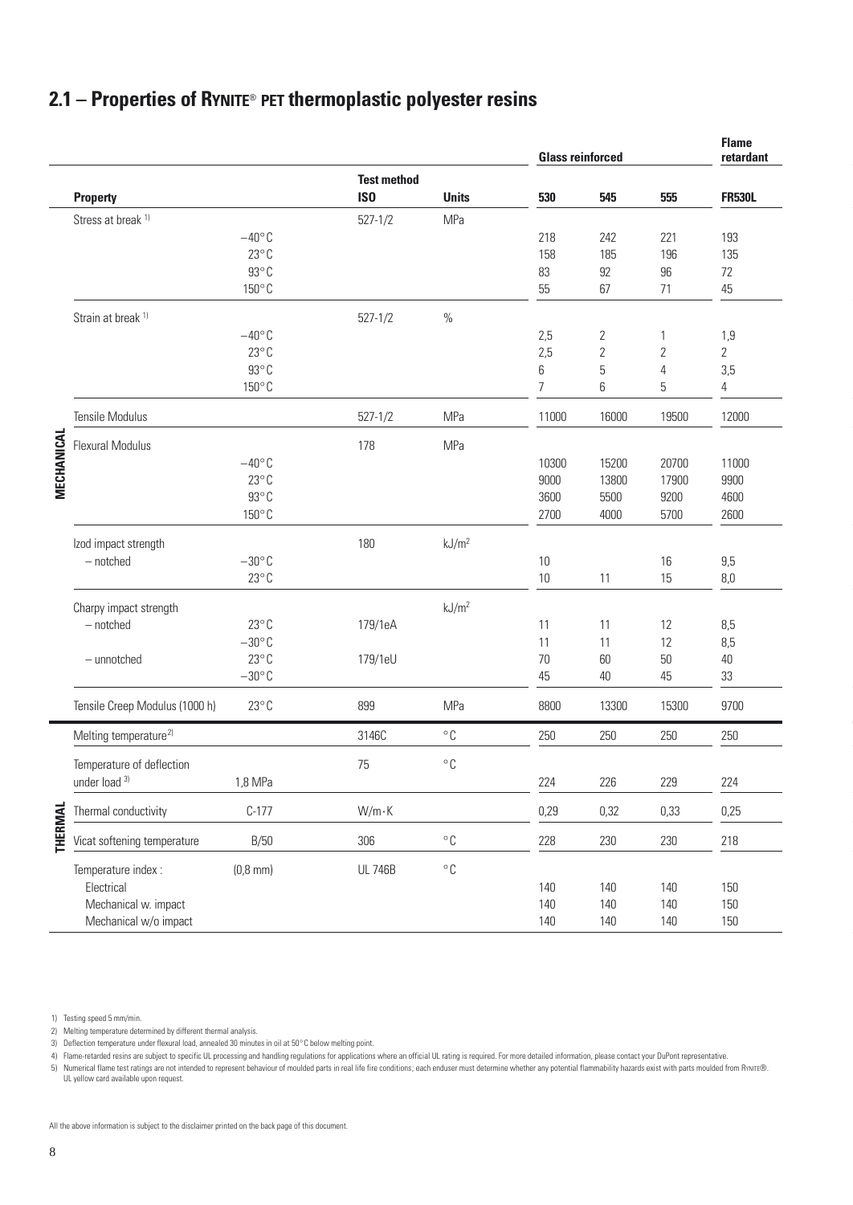## 2.1 – Properties of Rynite® PET thermoplastic polyester resins

| | Property | | Test method ISO | Units | Glass reinforced 530 | Glass reinforced 545 | Glass reinforced 555 | Flame retardant FR530L |
|---|---|---|---|---|---|---|---|---|
| MECHANICAL | Stress at break [1] | | 527-1/2 | MPa | | | | |
| | | −40°C | | | 218 | 242 | 221 | 193 |
| | | 23°C | | | 158 | 185 | 196 | 135 |
| | | 93°C | | | 83 | 92 | 96 | 72 |
| | | 150°C | | | 55 | 67 | 71 | 45 |
| | Strain at break [1] | | 527-1/2 | % | | | | |
| | | −40°C | | | 2,5 | 2 | 1 | 1,9 |
| | | 23°C | | | 2,5 | 2 | 2 | 2 |
| | | 93°C | | | 6 | 5 | 4 | 3,5 |
| | | 150°C | | | 7 | 6 | 5 | 4 |
| | Tensile Modulus | | 527-1/2 | MPa | 11000 | 16000 | 19500 | 12000 |
| | Flexural Modulus | | 178 | MPa | | | | |
| | | −40°C | | | 10300 | 15200 | 20700 | 11000 |
| | | 23°C | | | 9000 | 13800 | 17900 | 9900 |
| | | 93°C | | | 3600 | 5500 | 9200 | 4600 |
| | | 150°C | | | 2700 | 4000 | 5700 | 2600 |
| | Izod impact strength | | 180 | kJ/m² | | | | |
| | – notched | −30°C | | | 10 | | 16 | 9,5 |
| | | 23°C | | | 10 | 11 | 15 | 8,0 |
| | Charpy impact strength | | | kJ/m² | | | | |
| | – notched | 23°C | 179/1eA | | 11 | 11 | 12 | 8,5 |
| | | −30°C | | | 11 | 11 | 12 | 8,5 |
| | – unnotched | 23°C | 179/1eU | | 70 | 60 | 50 | 40 |
| | | −30°C | | | 45 | 40 | 45 | 33 |
| | Tensile Creep Modulus (1000 h) | 23°C | 899 | MPa | 8800 | 13300 | 15300 | 9700 |
| THERMAL | Melting temperature [2] | | 3146C | °C | 250 | 250 | 250 | 250 |
| | Temperature of deflection under load [3] | 1,8 MPa | 75 | °C | 224 | 226 | 229 | 224 |
| | Thermal conductivity | C-177 | | W/m·K | 0,29 | 0,32 | 0,33 | 0,25 |
| | Vicat softening temperature | B/50 | 306 | °C | 228 | 230 | 230 | 218 |
| | Temperature index : | (0,8 mm) | UL 746B | °C | | | | |
| | Electrical | | | | 140 | 140 | 140 | 150 |
| | Mechanical w. impact | | | | 140 | 140 | 140 | 150 |
| | Mechanical w/o impact | | | | 140 | 140 | 140 | 150 |

1) Testing speed 5 mm/min.
2) Melting temperature determined by different thermal analysis.
3) Deflection temperature under flexural load, annealed 30 minutes in oil at 50°C below melting point.
4) Flame-retarded resins are subject to specific UL processing and handling regulations for applications where an official UL rating is required. For more detailed information, please contact your DuPont representative.
5) Numerical flame test ratings are not intended to represent behaviour of moulded parts in real life fire conditions; each enduser must determine whether any potential flammability hazards exist with parts moulded from Rynite®. UL yellow card available upon request.

All the above information is subject to the disclaimer printed on the back page of this document.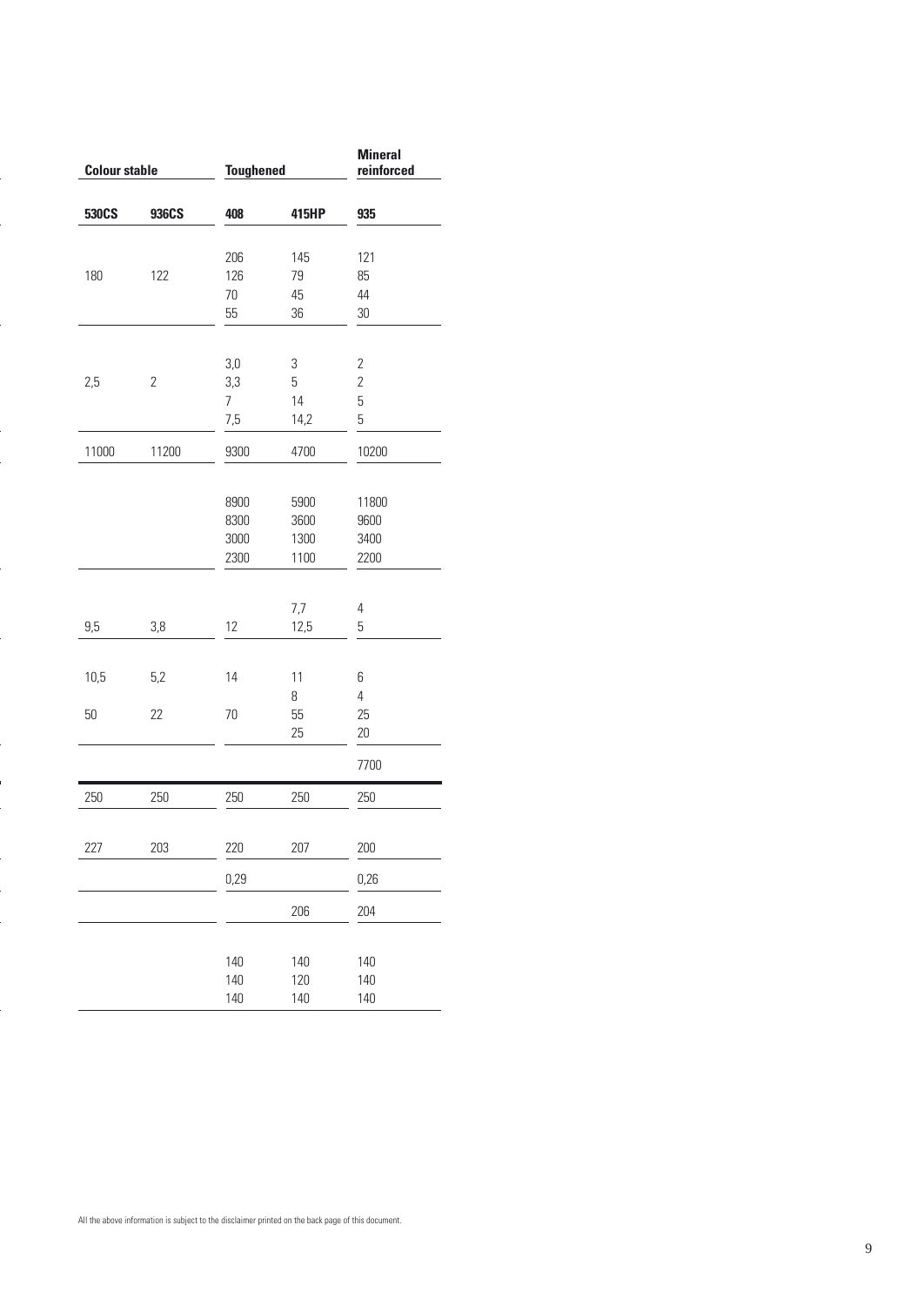| Colour stable | | Toughened | | Mineral reinforced |
|---|---|---|---|---|
| **530CS** | **936CS** | **408** | **415HP** | **935** |
| | | 206 | 145 | 121 |
| 180 | 122 | 126 | 79 | 85 |
| | | 70 | 45 | 44 |
| | | 55 | 36 | 30 |
| | | 3,0 | 3 | 2 |
| 2,5 | 2 | 3,3 | 5 | 2 |
| | | 7 | 14 | 5 |
| | | 7,5 | 14,2 | 5 |
| 11000 | 11200 | 9300 | 4700 | 10200 |
| | | 8900 | 5900 | 11800 |
| | | 8300 | 3600 | 9600 |
| | | 3000 | 1300 | 3400 |
| | | 2300 | 1100 | 2200 |
| | | | 7,7 | 4 |
| 9,5 | 3,8 | 12 | 12,5 | 5 |
| 10,5 | 5,2 | 14 | 11 | 6 |
| | | | 8 | 4 |
| 50 | 22 | 70 | 55 | 25 |
| | | | 25 | 20 |
| | | | | 7700 |
| 250 | 250 | 250 | 250 | 250 |
| 227 | 203 | 220 | 207 | 200 |
| | | 0,29 | | 0,26 |
| | | | 206 | 204 |
| | | 140 | 140 | 140 |
| | | 140 | 120 | 140 |
| | | 140 | 140 | 140 |

All the above information is subject to the disclaimer printed on the back page of this document.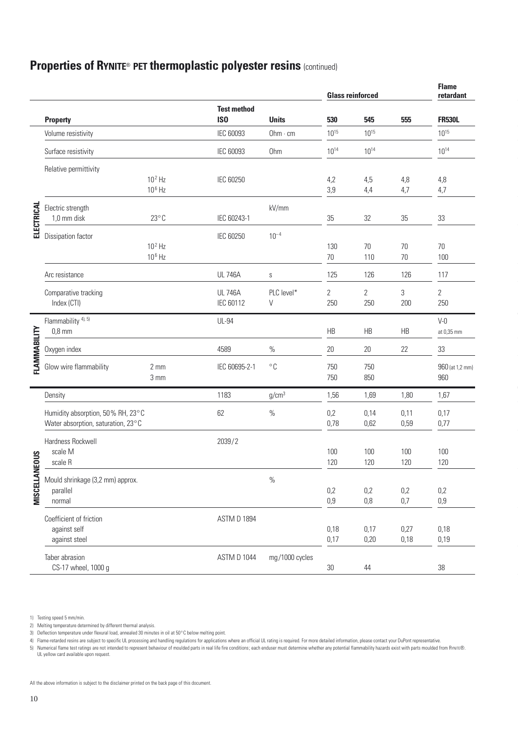## Properties of RYNITE® PET thermoplastic polyester resins (continued)

| | Property | | Test method ISO | Units | Glass reinforced 530 | Glass reinforced 545 | Glass reinforced 555 | Flame retardant FR530L |
|---|---|---|---|---|---|---|---|---|
| ELECTRICAL | Volume resistivity | | IEC 60093 | Ohm · cm | $10^{15}$ | $10^{15}$ | | $10^{15}$ |
| | Surface resistivity | | IEC 60093 | Ohm | $10^{14}$ | $10^{14}$ | | $10^{14}$ |
| | Relative permittivity | $10^2$ Hz | IEC 60250 | | 4,2 | 4,5 | 4,8 | 4,8 |
| | | $10^6$ Hz | | | 3,9 | 4,4 | 4,7 | 4,7 |
| | Electric strength 1,0 mm disk | 23°C | IEC 60243-1 | kV/mm | 35 | 32 | 35 | 33 |
| | Dissipation factor | $10^2$ Hz | IEC 60250 | $10^{-4}$ | 130 | 70 | 70 | 70 |
| | | $10^6$ Hz | | | 70 | 110 | 70 | 100 |
| | Arc resistance | | UL 746A | s | 125 | 126 | 126 | 117 |
| | Comparative tracking Index (CTI) | | UL 746A | PLC level* | 2 | 2 | 3 | 2 |
| | | | IEC 60112 | V | 250 | 250 | 200 | 250 |
| FLAMMABILITY | Flammability [4), 5)] 0,8 mm | | UL-94 | | HB | HB | HB | V-0 at 0,35 mm |
| | Oxygen index | | 4589 | % | 20 | 20 | 22 | 33 |
| | Glow wire flammability | 2 mm | IEC 60695-2-1 | °C | 750 | 750 | | 960 (at 1,2 mm) |
| | | 3 mm | | | 750 | 850 | | 960 |
| MISCELLANEOUS | Density | | 1183 | g/cm³ | 1,56 | 1,69 | 1,80 | 1,67 |
| | Humidity absorption, 50% RH, 23°C | | 62 | % | 0,2 | 0,14 | 0,11 | 0,17 |
| | Water absorption, saturation, 23°C | | | | 0,78 | 0,62 | 0,59 | 0,77 |
| | Hardness Rockwell scale M | | 2039/2 | | 100 | 100 | 100 | 100 |
| | scale R | | | | 120 | 120 | 120 | 120 |
| | Mould shrinkage (3,2 mm) approx. parallel | | | % | 0,2 | 0,2 | 0,2 | 0,2 |
| | normal | | | | 0,9 | 0,8 | 0,7 | 0,9 |
| | Coefficient of friction against self | | ASTM D 1894 | | 0,18 | 0,17 | 0,27 | 0,18 |
| | against steel | | | | 0,17 | 0,20 | 0,18 | 0,19 |
| | Taber abrasion CS-17 wheel, 1000 g | | ASTM D 1044 | mg/1000 cycles | 30 | 44 | | 38 |

1) Testing speed 5 mm/min.
2) Melting temperature determined by different thermal analysis.
3) Deflection temperature under flexural load, annealed 30 minutes in oil at 50°C below melting point.
4) Flame-retarded resins are subject to specific UL processing and handling regulations for applications where an official UL rating is required. For more detailed information, please contact your DuPont representative.
5) Numerical flame test ratings are not intended to represent behaviour of moulded parts in real life fire conditions; each enduser must determine whether any potential flammability hazards exist with parts moulded from RYNITE®. UL yellow card available upon request.

All the above information is subject to the disclaimer printed on the back page of this document.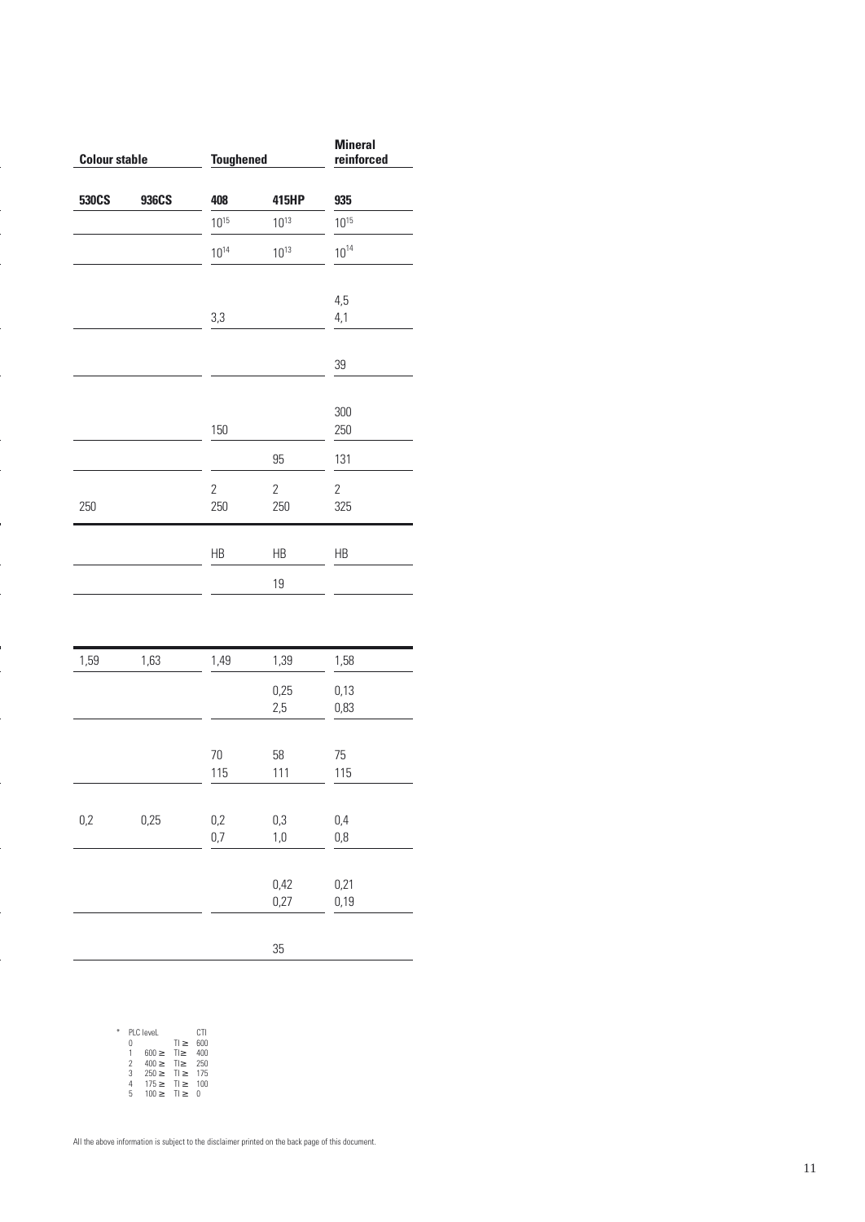| Colour stable | | Toughened | | Mineral reinforced |
|---|---|---|---|---|
| **530CS** | **936CS** | **408** | **415HP** | **935** |
| | | $10^{15}$ | $10^{13}$ | $10^{15}$ |
| | | $10^{14}$ | $10^{13}$ | $10^{14}$ |
| | | 3,3 | | 4,5<br>4,1 |
| | | | | 39 |
| | | 150 | | 300<br>250 |
| | | | 95 | 131 |
| 250 | | 2<br>250 | 2<br>250 | 2<br>325 |
| | | HB | HB | HB |
| | | | 19 | |
| 1,59 | 1,63 | 1,49 | 1,39 | 1,58 |
| | | | 0,25<br>2,5 | 0,13<br>0,83 |
| | | 70<br>115 | 58<br>111 | 75<br>115 |
| 0,2 | 0,25 | 0,2<br>0,7 | 0,3<br>1,0 | 0,4<br>0,8 |
| | | | 0,42<br>0,27 | 0,21<br>0,19 |
| | | | 35 | |

\* PLC level. CTI

| PLC level | | | CTI |
|---|---|---|---|
| 0 | | TI ≥ | 600 |
| 1 | 600 ≥ | TI ≥ | 400 |
| 2 | 400 ≥ | TI ≥ | 250 |
| 3 | 250 ≥ | TI ≥ | 175 |
| 4 | 175 ≥ | TI ≥ | 100 |
| 5 | 100 ≥ | TI ≥ | 0 |

All the above information is subject to the disclaimer printed on the back page of this document.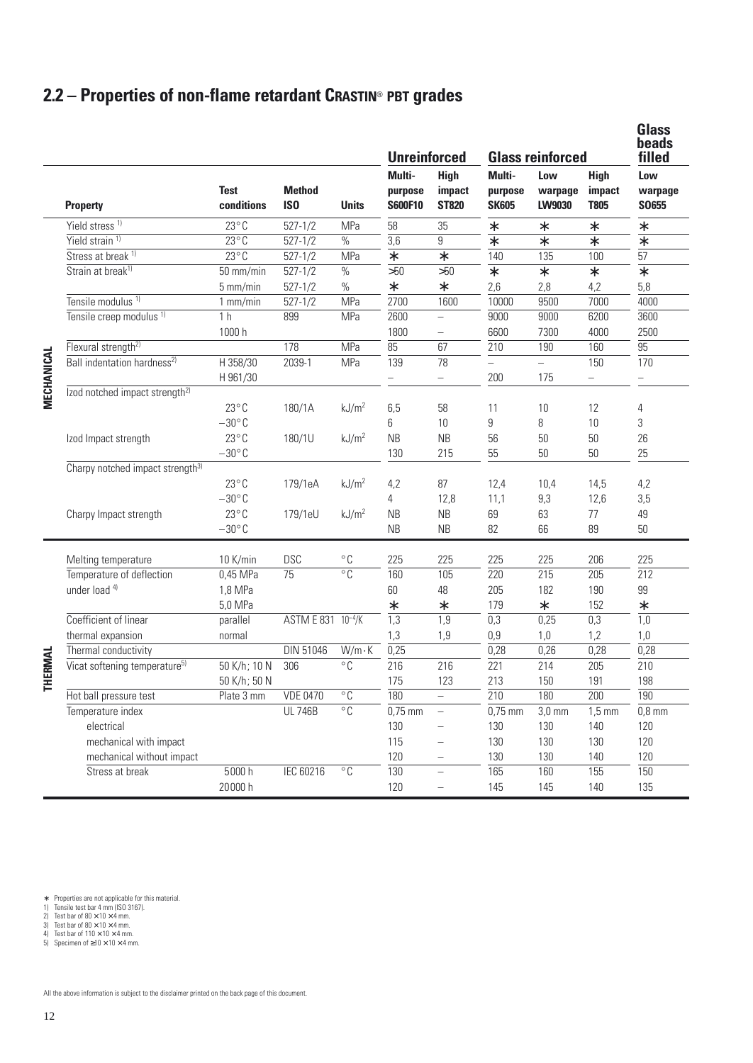## 2.2 – Properties of non-flame retardant CRASTIN® PBT grades

| | Property | Test conditions | Method ISO | Units | Unreinforced | | Glass reinforced | | | Glass beads filled |
|---|---|---|---|---|---|---|---|---|---|---|
| | | | | | Multi-purpose S600F10 | High impact ST820 | Multi-purpose SK605 | Low warpage LW9030 | High impact T805 | Low warpage SO655 |
| MECHANICAL | Yield stress 1) | 23°C | 527-1/2 | MPa | 58 | 35 | * | * | * | * |
| | Yield strain 1) | 23°C | 527-1/2 | % | 3,6 | 9 | * | * | * | * |
| | Stress at break 1) | 23°C | 527-1/2 | MPa | * | * | 140 | 135 | 100 | 57 |
| | Strain at break 1) | 50 mm/min | 527-1/2 | % | >50 | >50 | * | * | * | * |
| | | 5 mm/min | 527-1/2 | % | * | * | 2,6 | 2,8 | 4,2 | 5,8 |
| | Tensile modulus 1) | 1 mm/min | 527-1/2 | MPa | 2700 | 1600 | 10000 | 9500 | 7000 | 4000 |
| | Tensile creep modulus 1) | 1 h | 899 | MPa | 2600 | – | 9000 | 9000 | 6200 | 3600 |
| | | 1000 h | | | 1800 | – | 6600 | 7300 | 4000 | 2500 |
| | Flexural strength 2) | | 178 | MPa | 85 | 67 | 210 | 190 | 160 | 95 |
| | Ball indentation hardness 2) | H 358/30 | 2039-1 | MPa | 139 | 78 | – | – | 150 | 170 |
| | | H 961/30 | | | – | – | 200 | 175 | – | – |
| | Izod notched impact strength 2) | | | | | | | | | |
| | | 23°C | 180/1A | kJ/m² | 6,5 | 58 | 11 | 10 | 12 | 4 |
| | | −30°C | | | 6 | 10 | 9 | 8 | 10 | 3 |
| | Izod Impact strength | 23°C | 180/1U | kJ/m² | NB | NB | 56 | 50 | 50 | 26 |
| | | −30°C | | | 130 | 215 | 55 | 50 | 50 | 25 |
| | Charpy notched impact strength 3) | | | | | | | | | |
| | | 23°C | 179/1eA | kJ/m² | 4,2 | 87 | 12,4 | 10,4 | 14,5 | 4,2 |
| | | −30°C | | | 4 | 12,8 | 11,1 | 9,3 | 12,6 | 3,5 |
| | Charpy Impact strength | 23°C | 179/1eU | kJ/m² | NB | NB | 69 | 63 | 77 | 49 |
| | | −30°C | | | NB | NB | 82 | 66 | 89 | 50 |
| THERMAL | Melting temperature | 10 K/min | DSC | °C | 225 | 225 | 225 | 225 | 206 | 225 |
| | Temperature of deflection under load 4) | 0,45 MPa | 75 | °C | 160 | 105 | 220 | 215 | 205 | 212 |
| | | 1,8 MPa | | | 60 | 48 | 205 | 182 | 190 | 99 |
| | | 5,0 MPa | | | * | * | 179 | * | 152 | * |
| | Coefficient of linear thermal expansion | parallel | ASTM E 831 | $10^{-4}$/K | 1,3 | 1,9 | 0,3 | 0,25 | 0,3 | 1,0 |
| | | normal | | | 1,3 | 1,9 | 0,9 | 1,0 | 1,2 | 1,0 |
| | Thermal conductivity | | DIN 51046 | W/m·K | 0,25 | | 0,28 | 0,26 | 0,28 | 0,28 |
| | Vicat softening temperature 5) | 50 K/h; 10 N | 306 | °C | 216 | 216 | 221 | 214 | 205 | 210 |
| | | 50 K/h; 50 N | | | 175 | 123 | 213 | 150 | 191 | 198 |
| | Hot ball pressure test | Plate 3 mm | VDE 0470 | °C | 180 | – | 210 | 180 | 200 | 190 |
| | Temperature index | | UL 746B | °C | 0,75 mm | – | 0,75 mm | 3,0 mm | 1,5 mm | 0,8 mm |
| | electrical | | | | 130 | – | 130 | 130 | 140 | 120 |
| | mechanical with impact | | | | 115 | – | 130 | 130 | 130 | 120 |
| | mechanical without impact | | | | 120 | – | 130 | 130 | 140 | 120 |
| | Stress at break | 5000 h | IEC 60216 | °C | 130 | – | 165 | 160 | 155 | 150 |
| | | 20000 h | | | 120 | – | 145 | 145 | 140 | 135 |

\* Properties are not applicable for this material.
1) Tensile test bar 4 mm (ISO 3167).
2) Test bar of 80 × 10 × 4 mm.
3) Test bar of 80 × 10 × 4 mm.
4) Test bar of 110 × 10 × 4 mm.
5) Specimen of ≥10 × 10 × 4 mm.

All the above information is subject to the disclaimer printed on the back page of this document.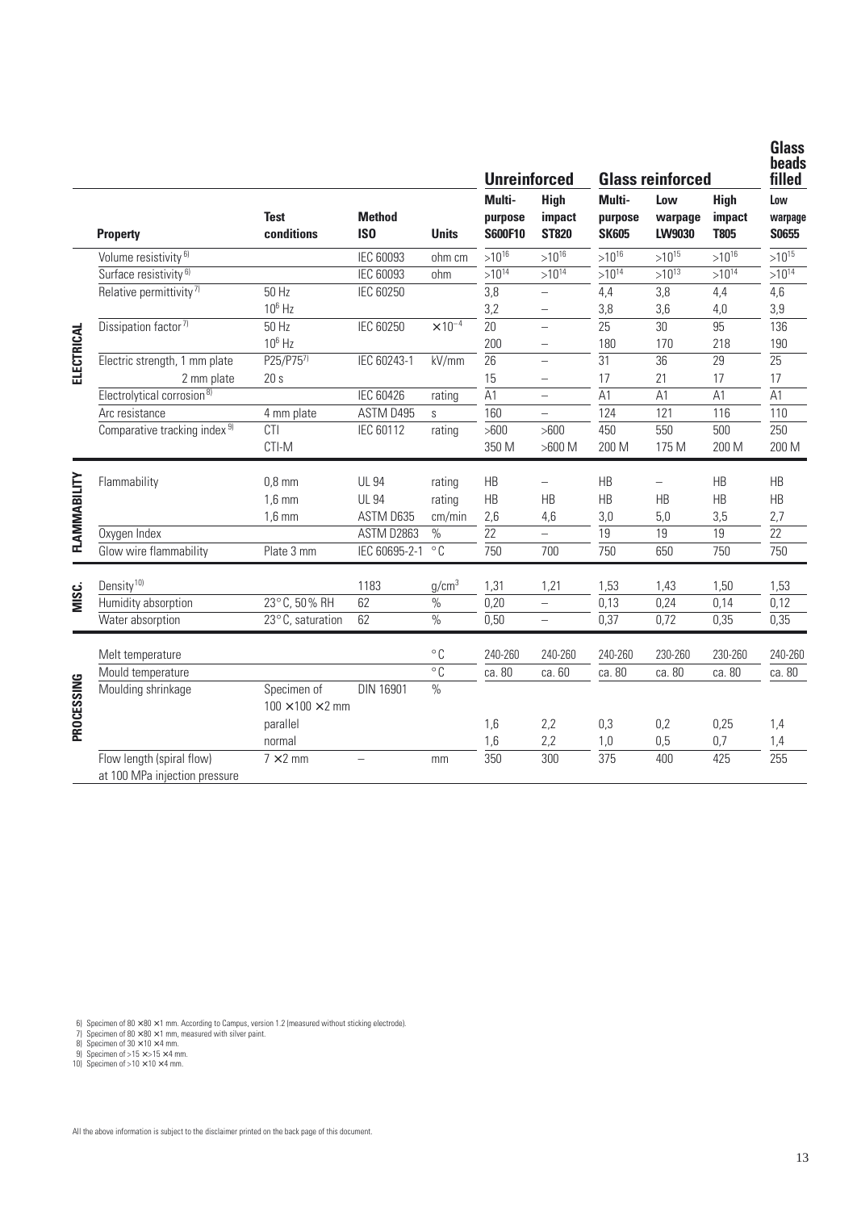| | Property | Test conditions | Method ISO | Units | Unreinforced | | Glass reinforced | | | Glass beads filled |
|---|---|---|---|---|---|---|---|---|---|---|
| | | | | | Multi-purpose S600F10 | High impact ST820 | Multi-purpose SK605 | Low warpage LW9030 | High impact T805 | Low warpage S0655 |
| ELECTRICAL | Volume resistivity [6] | | IEC 60093 | ohm cm | $>10^{16}$ | $>10^{16}$ | $>10^{16}$ | $>10^{15}$ | $>10^{16}$ | $>10^{15}$ |
| | Surface resistivity [6] | | IEC 60093 | ohm | $>10^{14}$ | $>10^{14}$ | $>10^{14}$ | $>10^{13}$ | $>10^{14}$ | $>10^{14}$ |
| | Relative permittivity [7] | 50 Hz | IEC 60250 | | 3,8 | – | 4,4 | 3,8 | 4,4 | 4,6 |
| | | $10^6$ Hz | | | 3,2 | – | 3,8 | 3,6 | 4,0 | 3,9 |
| | Dissipation factor [7] | 50 Hz | IEC 60250 | $\times 10^{-4}$ | 20 | – | 25 | 30 | 95 | 136 |
| | | $10^6$ Hz | | | 200 | – | 180 | 170 | 218 | 190 |
| | Electric strength, 1 mm plate | P25/P75[7] | IEC 60243-1 | kV/mm | 26 | – | 31 | 36 | 29 | 25 |
| | 2 mm plate | 20 s | | | 15 | – | 17 | 21 | 17 | 17 |
| | Electrolytical corrosion [8] | | IEC 60426 | rating | A1 | – | A1 | A1 | A1 | A1 |
| | Arc resistance | 4 mm plate | ASTM D495 | s | 160 | – | 124 | 121 | 116 | 110 |
| | Comparative tracking index [9] | CTI | IEC 60112 | rating | >600 | >600 | 450 | 550 | 500 | 250 |
| | | CTI-M | | | 350 M | >600 M | 200 M | 175 M | 200 M | 200 M |
| FLAMMABILITY | Flammability | 0,8 mm | UL 94 | rating | HB | – | HB | – | HB | HB |
| | | 1,6 mm | UL 94 | rating | HB | HB | HB | HB | HB | HB |
| | | 1,6 mm | ASTM D635 | cm/min | 2,6 | 4,6 | 3,0 | 5,0 | 3,5 | 2,7 |
| | Oxygen Index | | ASTM D2863 | % | 22 | – | 19 | 19 | 19 | 22 |
| | Glow wire flammability | Plate 3 mm | IEC 60695-2-1 | °C | 750 | 700 | 750 | 650 | 750 | 750 |
| MISC. | Density [10] | | 1183 | g/cm³ | 1,31 | 1,21 | 1,53 | 1,43 | 1,50 | 1,53 |
| | Humidity absorption | 23°C, 50% RH | 62 | % | 0,20 | – | 0,13 | 0,24 | 0,14 | 0,12 |
| | Water absorption | 23°C, saturation | 62 | % | 0,50 | – | 0,37 | 0,72 | 0,35 | 0,35 |
| PROCESSING | Melt temperature | | | °C | 240-260 | 240-260 | 240-260 | 230-260 | 230-260 | 240-260 |
| | Mould temperature | | | °C | ca. 80 | ca. 60 | ca. 80 | ca. 80 | ca. 80 | ca. 80 |
| | Moulding shrinkage | Specimen of 100 × 100 × 2 mm | DIN 16901 | % | | | | | | |
| | | parallel | | | 1,6 | 2,2 | 0,3 | 0,2 | 0,25 | 1,4 |
| | | normal | | | 1,6 | 2,2 | 1,0 | 0,5 | 0,7 | 1,4 |
| | Flow length (spiral flow) at 100 MPa injection pressure | 7 × 2 mm | – | mm | 350 | 300 | 375 | 400 | 425 | 255 |

6) Specimen of 80 × 80 × 1 mm. According to Campus, version 1.2 (measured without sticking electrode).
7) Specimen of 80 × 80 × 1 mm, measured with silver paint.
8) Specimen of 30 × 10 × 4 mm.
9) Specimen of >15 × >15 × 4 mm.
10) Specimen of >10 × 10 × 4 mm.

All the above information is subject to the disclaimer printed on the back page of this document.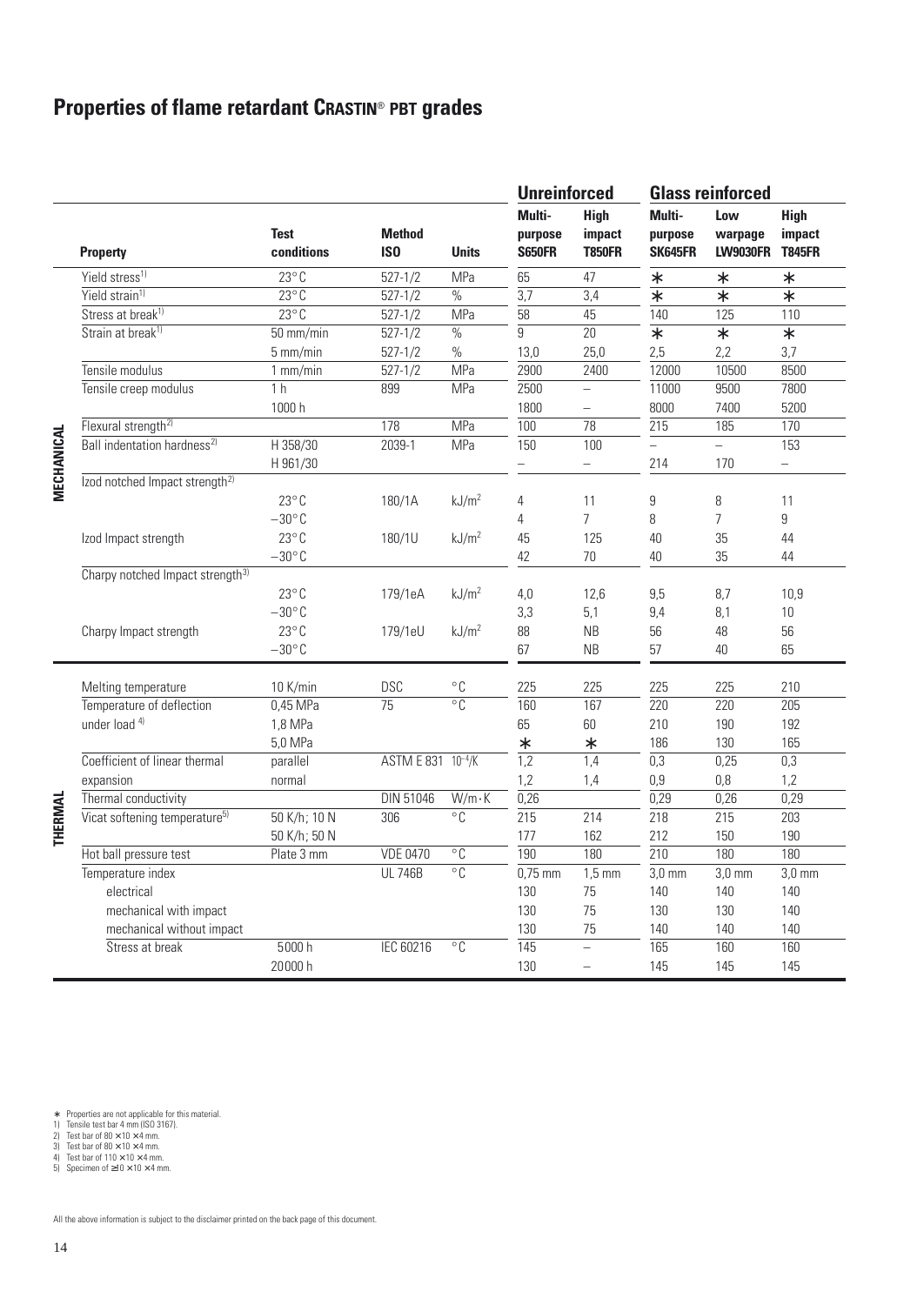# Properties of flame retardant CRASTIN® PBT grades

| | Property | Test conditions | Method ISO | Units | Unreinforced | | Glass reinforced | | |
|---|---|---|---|---|---|---|---|---|---|
| | | | | | Multi-purpose S650FR | High impact T850FR | Multi-purpose SK645FR | Low warpage LW9030FR | High impact T845FR |
| MECHANICAL | Yield stress[1] | 23°C | 527-1/2 | MPa | 65 | 47 | * | * | * |
| | Yield strain[1] | 23°C | 527-1/2 | % | 3,7 | 3,4 | * | * | * |
| | Stress at break[1] | 23°C | 527-1/2 | MPa | 58 | 45 | 140 | 125 | 110 |
| | Strain at break[1] | 50 mm/min | 527-1/2 | % | 9 | 20 | * | * | * |
| | | 5 mm/min | 527-1/2 | % | 13,0 | 25,0 | 2,5 | 2,2 | 3,7 |
| | Tensile modulus | 1 mm/min | 527-1/2 | MPa | 2900 | 2400 | 12000 | 10500 | 8500 |
| | Tensile creep modulus | 1 h | 899 | MPa | 2500 | – | 11000 | 9500 | 7800 |
| | | 1000 h | | | 1800 | – | 8000 | 7400 | 5200 |
| | Flexural strength[2] | | 178 | MPa | 100 | 78 | 215 | 185 | 170 |
| | Ball indentation hardness[2] | H 358/30 | 2039-1 | MPa | 150 | 100 | – | – | 153 |
| | | H 961/30 | | | – | – | 214 | 170 | – |
| | Izod notched Impact strength[2] | | | | | | | | |
| | | 23°C | 180/1A | kJ/m² | 4 | 11 | 9 | 8 | 11 |
| | | −30°C | | | 4 | 7 | 8 | 7 | 9 |
| | Izod Impact strength | 23°C | 180/1U | kJ/m² | 45 | 125 | 40 | 35 | 44 |
| | | −30°C | | | 42 | 70 | 40 | 35 | 44 |
| | Charpy notched Impact strength[3] | | | | | | | | |
| | | 23°C | 179/1eA | kJ/m² | 4,0 | 12,6 | 9,5 | 8,7 | 10,9 |
| | | −30°C | | | 3,3 | 5,1 | 9,4 | 8,1 | 10 |
| | Charpy Impact strength | 23°C | 179/1eU | kJ/m² | 88 | NB | 56 | 48 | 56 |
| | | −30°C | | | 67 | NB | 57 | 40 | 65 |
| THERMAL | Melting temperature | 10 K/min | DSC | °C | 225 | 225 | 225 | 225 | 210 |
| | Temperature of deflection under load[4] | 0,45 MPa | 75 | °C | 160 | 167 | 220 | 220 | 205 |
| | | 1,8 MPa | | | 65 | 60 | 210 | 190 | 192 |
| | | 5,0 MPa | | | * | * | 186 | 130 | 165 |
| | Coefficient of linear thermal expansion | parallel | ASTM E 831 | $10^{-4}$/K | 1,2 | 1,4 | 0,3 | 0,25 | 0,3 |
| | | normal | | | 1,2 | 1,4 | 0,9 | 0,8 | 1,2 |
| | Thermal conductivity | | DIN 51046 | W/m·K | 0,26 | | 0,29 | 0,26 | 0,29 |
| | Vicat softening temperature[5] | 50 K/h; 10 N | 306 | °C | 215 | 214 | 218 | 215 | 203 |
| | | 50 K/h; 50 N | | | 177 | 162 | 212 | 150 | 190 |
| | Hot ball pressure test | Plate 3 mm | VDE 0470 | °C | 190 | 180 | 210 | 180 | 180 |
| | Temperature index | | UL 746B | °C | 0,75 mm | 1,5 mm | 3,0 mm | 3,0 mm | 3,0 mm |
| | electrical | | | | 130 | 75 | 140 | 140 | 140 |
| | mechanical with impact | | | | 130 | 75 | 130 | 130 | 140 |
| | mechanical without impact | | | | 130 | 75 | 140 | 140 | 140 |
| | Stress at break | 5000 h | IEC 60216 | °C | 145 | – | 165 | 160 | 160 |
| | | 20000 h | | | 130 | – | 145 | 145 | 145 |

\* Properties are not applicable for this material.
1) Tensile test bar 4 mm (ISO 3167).
2) Test bar of 80 × 10 × 4 mm.
3) Test bar of 80 × 10 × 4 mm.
4) Test bar of 110 × 10 × 4 mm.
5) Specimen of ≥10 × 10 × 4 mm.

All the above information is subject to the disclaimer printed on the back page of this document.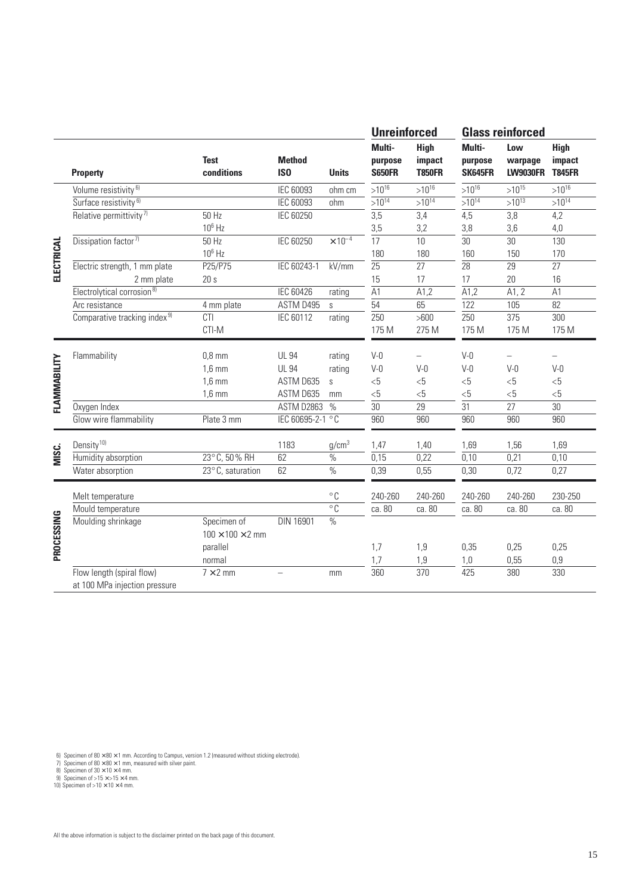| | Property | Test conditions | Method ISO | Units | Unreinforced | | Glass reinforced | | |
|---|---|---|---|---|---|---|---|---|---|
| | | | | | Multi-purpose S650FR | High impact T850FR | Multi-purpose SK645FR | Low warpage LW9030FR | High impact T845FR |
| ELECTRICAL | Volume resistivity [6] | | IEC 60093 | ohm cm | $>10^{16}$ | $>10^{16}$ | $>10^{16}$ | $>10^{15}$ | $>10^{16}$ |
| | Surface resistivity [6] | | IEC 60093 | ohm | $>10^{14}$ | $>10^{14}$ | $>10^{14}$ | $>10^{13}$ | $>10^{14}$ |
| | Relative permittivity [7] | 50 Hz | IEC 60250 | | 3,5 | 3,4 | 4,5 | 3,8 | 4,2 |
| | | $10^6$ Hz | | | 3,5 | 3,2 | 3,8 | 3,6 | 4,0 |
| | Dissipation factor [7] | 50 Hz | IEC 60250 | $\times 10^{-4}$ | 17 | 10 | 30 | 30 | 130 |
| | | $10^6$ Hz | | | 180 | 180 | 160 | 150 | 170 |
| | Electric strength, 1 mm plate | P25/P75 | IEC 60243-1 | kV/mm | 25 | 27 | 28 | 29 | 27 |
| | 2 mm plate | 20 s | | | 15 | 17 | 17 | 20 | 16 |
| | Electrolytical corrosion [8] | | IEC 60426 | rating | A1 | A1,2 | A1,2 | A1, 2 | A1 |
| | Arc resistance | 4 mm plate | ASTM D495 | s | 54 | 65 | 122 | 105 | 82 |
| | Comparative tracking index [9] | CTI | IEC 60112 | rating | 250 | >600 | 250 | 375 | 300 |
| | | CTI-M | | | 175 M | 275 M | 175 M | 175 M | 175 M |
| FLAMMABILITY | Flammability | 0,8 mm | UL 94 | rating | V-0 | – | V-0 | – | – |
| | | 1,6 mm | UL 94 | rating | V-0 | V-0 | V-0 | V-0 | V-0 |
| | | 1,6 mm | ASTM D635 | s | <5 | <5 | <5 | <5 | <5 |
| | | 1,6 mm | ASTM D635 | mm | <5 | <5 | <5 | <5 | <5 |
| | Oxygen Index | | ASTM D2863 | % | 30 | 29 | 31 | 27 | 30 |
| | Glow wire flammability | Plate 3 mm | IEC 60695-2-1 | °C | 960 | 960 | 960 | 960 | 960 |
| MISC. | Density [10] | | 1183 | $g/cm^3$ | 1,47 | 1,40 | 1,69 | 1,56 | 1,69 |
| | Humidity absorption | 23°C, 50% RH | 62 | % | 0,15 | 0,22 | 0,10 | 0,21 | 0,10 |
| | Water absorption | 23°C, saturation | 62 | % | 0,39 | 0,55 | 0,30 | 0,72 | 0,27 |
| PROCESSING | Melt temperature | | | °C | 240-260 | 240-260 | 240-260 | 240-260 | 230-250 |
| | Mould temperature | | | °C | ca. 80 | ca. 80 | ca. 80 | ca. 80 | ca. 80 |
| | Moulding shrinkage | Specimen of 100 × 100 × 2 mm | DIN 16901 | % | | | | | |
| | | parallel | | | 1,7 | 1,9 | 0,35 | 0,25 | 0,25 |
| | | normal | | | 1,7 | 1,9 | 1,0 | 0,55 | 0,9 |
| | Flow length (spiral flow) at 100 MPa injection pressure | 7 × 2 mm | – | mm | 360 | 370 | 425 | 380 | 330 |

6) Specimen of 80 × 80 × 1 mm. According to Campus, version 1.2 (measured without sticking electrode).
7) Specimen of 80 × 80 × 1 mm, measured with silver paint.
8) Specimen of 30 × 10 × 4 mm.
9) Specimen of >15 × >15 × 4 mm.
10) Specimen of >10 × 10 × 4 mm.

All the above information is subject to the disclaimer printed on the back page of this document.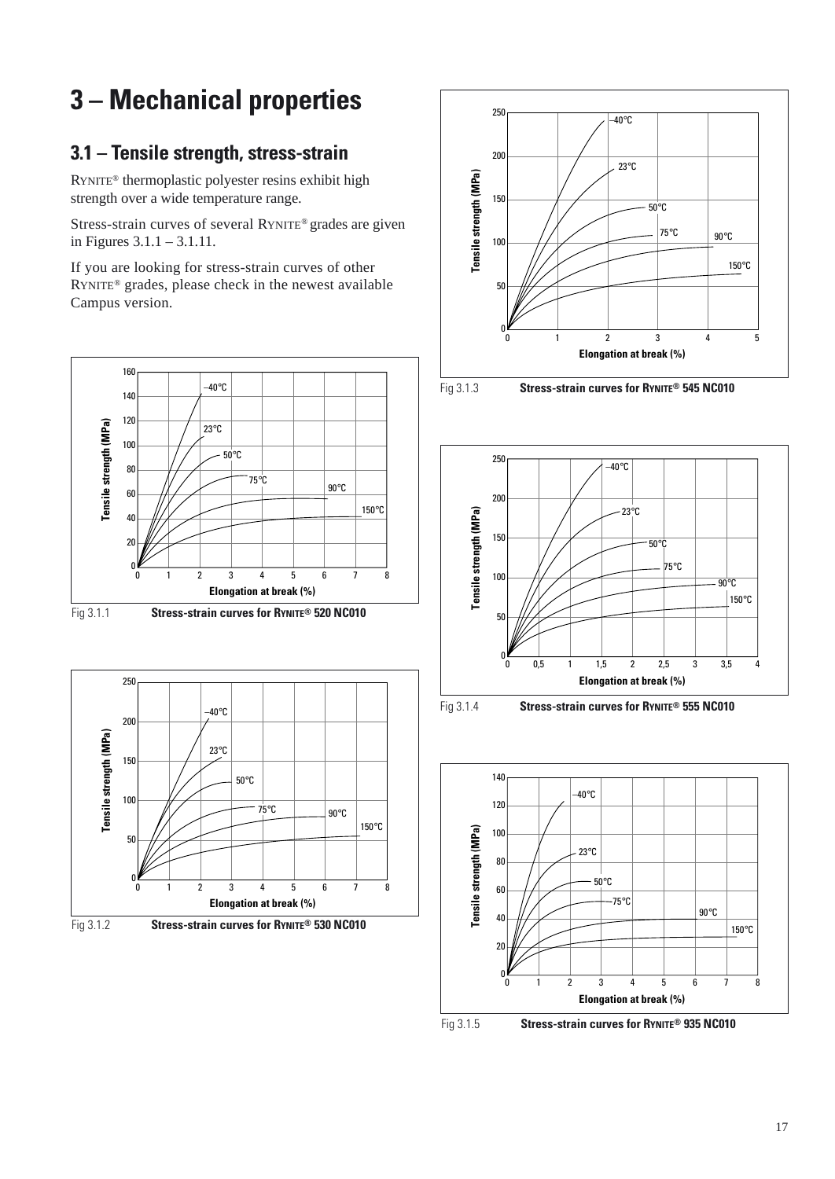# 3 – Mechanical properties

## 3.1 – Tensile strength, stress-strain

RYNITE® thermoplastic polyester resins exhibit high strength over a wide temperature range.

Stress-strain curves of several RYNITE® grades are given in Figures 3.1.1 – 3.1.11.

If you are looking for stress-strain curves of other RYNITE® grades, please check in the newest available Campus version.

Fig 3.1.1 **Stress-strain curves for RYNITE® 520 NC010**

Fig 3.1.2 **Stress-strain curves for RYNITE® 530 NC010**

Fig 3.1.3 **Stress-strain curves for RYNITE® 545 NC010**

Fig 3.1.4 **Stress-strain curves for RYNITE® 555 NC010**

Fig 3.1.5 **Stress-strain curves for RYNITE® 935 NC010**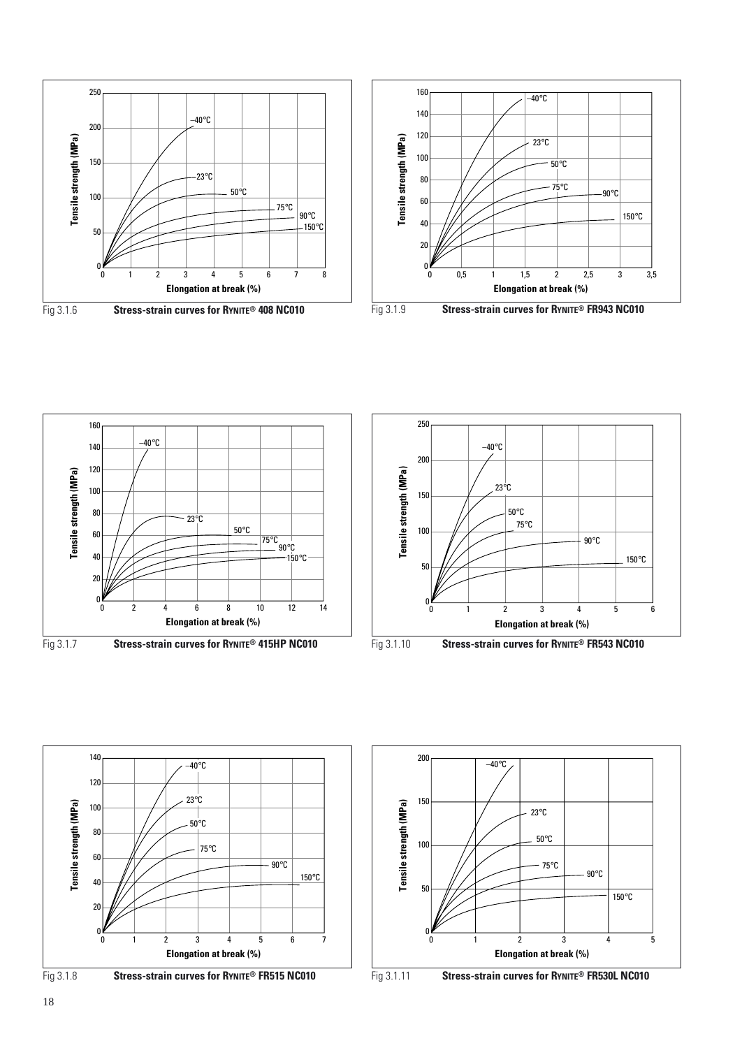Fig 3.1.6 **Stress-strain curves for RYNITE® 408 NC010**

Fig 3.1.9 **Stress-strain curves for RYNITE® FR943 NC010**

Fig 3.1.7 **Stress-strain curves for RYNITE® 415HP NC010**

Fig 3.1.10 **Stress-strain curves for RYNITE® FR543 NC010**

Fig 3.1.8 **Stress-strain curves for RYNITE® FR515 NC010**

Fig 3.1.11 **Stress-strain curves for RYNITE® FR530L NC010**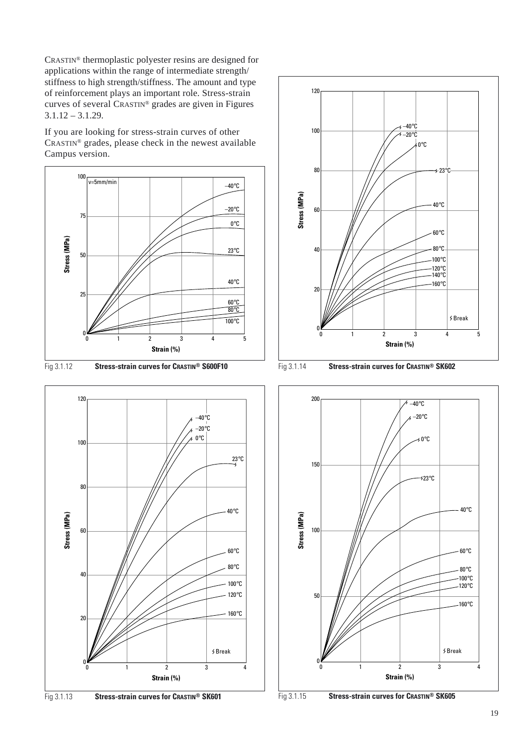CRASTIN® thermoplastic polyester resins are designed for applications within the range of intermediate strength/ stiffness to high strength/stiffness. The amount and type of reinforcement plays an important role. Stress-strain curves of several CRASTIN® grades are given in Figures 3.1.12 – 3.1.29.

If you are looking for stress-strain curves of other CRASTIN® grades, please check in the newest available Campus version.

Fig 3.1.12 **Stress-strain curves for CRASTIN® S600F10**

Fig 3.1.13 **Stress-strain curves for CRASTIN® SK601**

Fig 3.1.14 **Stress-strain curves for CRASTIN® SK602**

Fig 3.1.15 **Stress-strain curves for CRASTIN® SK605**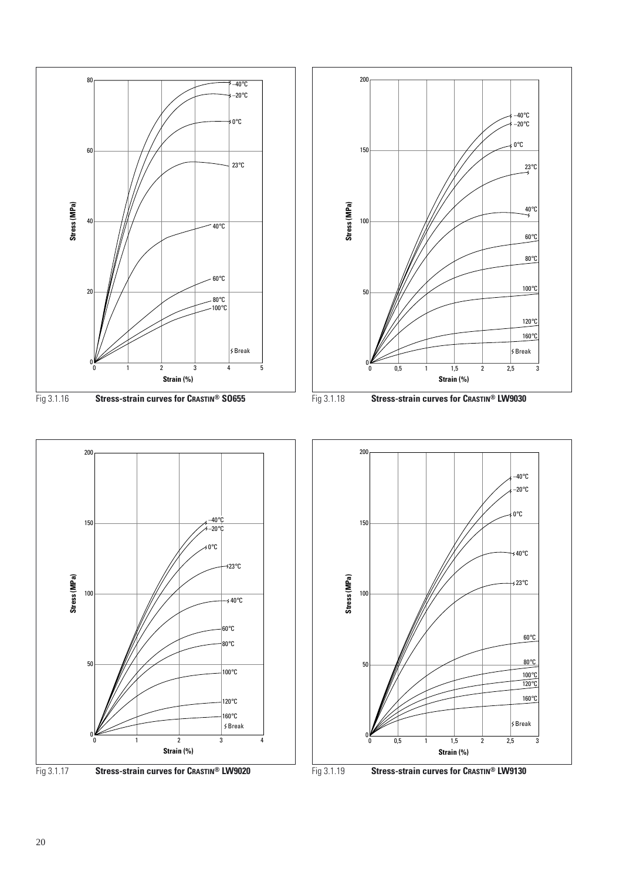Fig 3.1.16 **Stress-strain curves for CRASTIN® SO655**

Fig 3.1.18 **Stress-strain curves for CRASTIN® LW9030**

Fig 3.1.17 **Stress-strain curves for CRASTIN® LW9020**

Fig 3.1.19 **Stress-strain curves for CRASTIN® LW9130**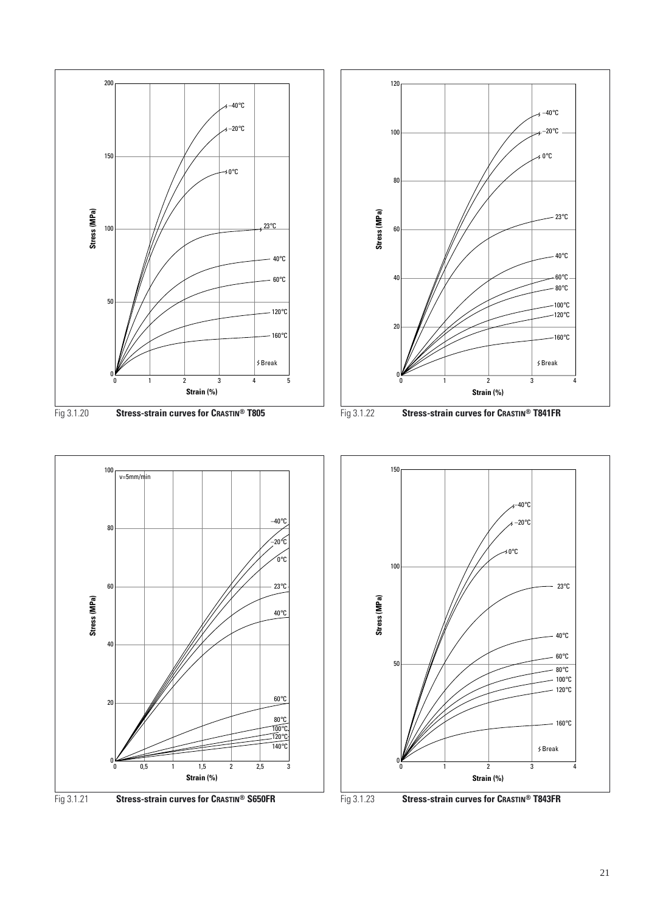Fig 3.1.20 **Stress-strain curves for CRASTIN® T805**

Fig 3.1.22 **Stress-strain curves for CRASTIN® T841FR**

Fig 3.1.21 **Stress-strain curves for CRASTIN® S650FR**

Fig 3.1.23 **Stress-strain curves for CRASTIN® T843FR**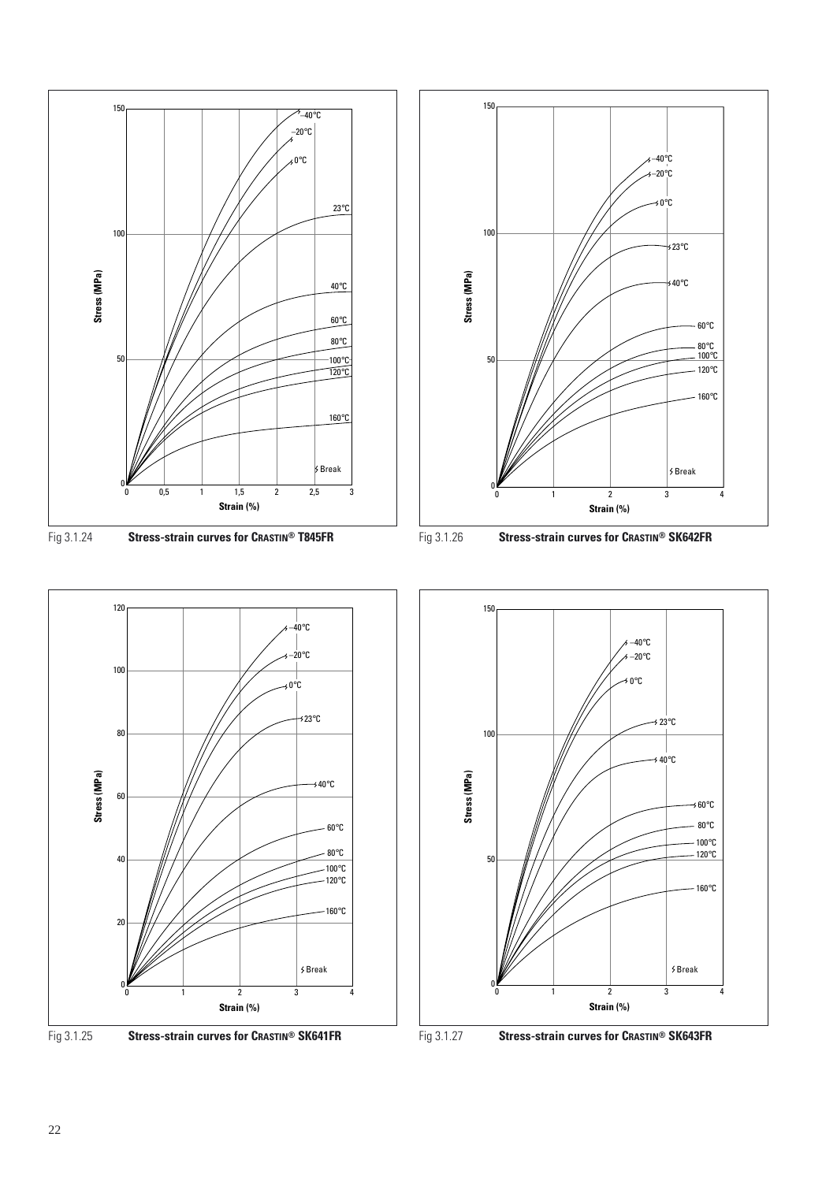Fig 3.1.24 **Stress-strain curves for CRASTIN® T845FR**

Fig 3.1.26 **Stress-strain curves for CRASTIN® SK642FR**

Fig 3.1.25 **Stress-strain curves for CRASTIN® SK641FR**

Fig 3.1.27 **Stress-strain curves for CRASTIN® SK643FR**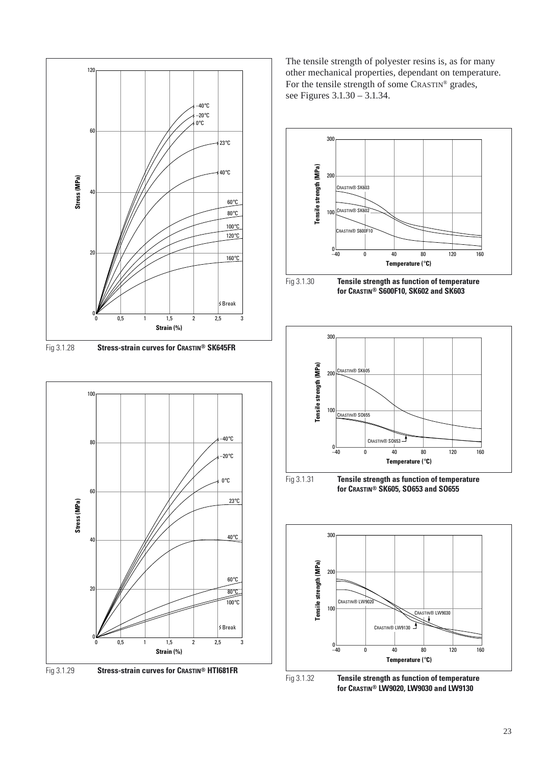The tensile strength of polyester resins is, as for many other mechanical properties, dependant on temperature. For the tensile strength of some CRASTIN® grades, see Figures 3.1.30 – 3.1.34.

Fig 3.1.28 **Stress-strain curves for CRASTIN® SK645FR**

Fig 3.1.29 **Stress-strain curves for CRASTIN® HTI681FR**

Fig 3.1.30 **Tensile strength as function of temperature for CRASTIN® S600F10, SK602 and SK603**

Fig 3.1.31 **Tensile strength as function of temperature for CRASTIN® SK605, SO653 and SO655**

Fig 3.1.32 **Tensile strength as function of temperature for CRASTIN® LW9020, LW9030 and LW9130**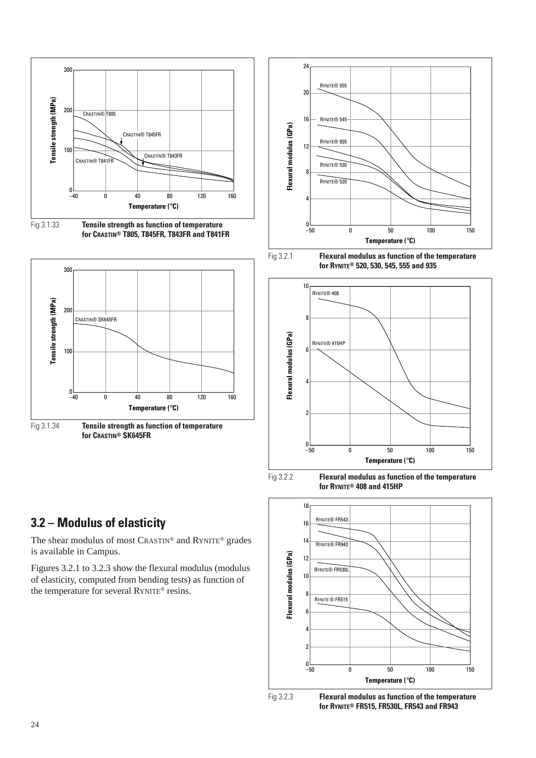Fig 3.1.33 **Tensile strength as function of temperature for CRASTIN® T805, T845FR, T843FR and T841FR**

Fig 3.1.34 **Tensile strength as function of temperature for CRASTIN® SK645FR**

## 3.2 – Modulus of elasticity

The shear modulus of most CRASTIN® and RYNITE® grades is available in Campus.

Figures 3.2.1 to 3.2.3 show the flexural modulus (modulus of elasticity, computed from bending tests) as function of the temperature for several RYNITE® resins.

Fig 3.2.1 **Flexural modulus as function of the temperature for RYNITE® 520, 530, 545, 555 and 935**

Fig 3.2.2 **Flexural modulus as function of the temperature for RYNITE® 408 and 415HP**

Fig 3.2.3 **Flexural modulus as function of the temperature for RYNITE® FR515, FR530L, FR543 and FR943**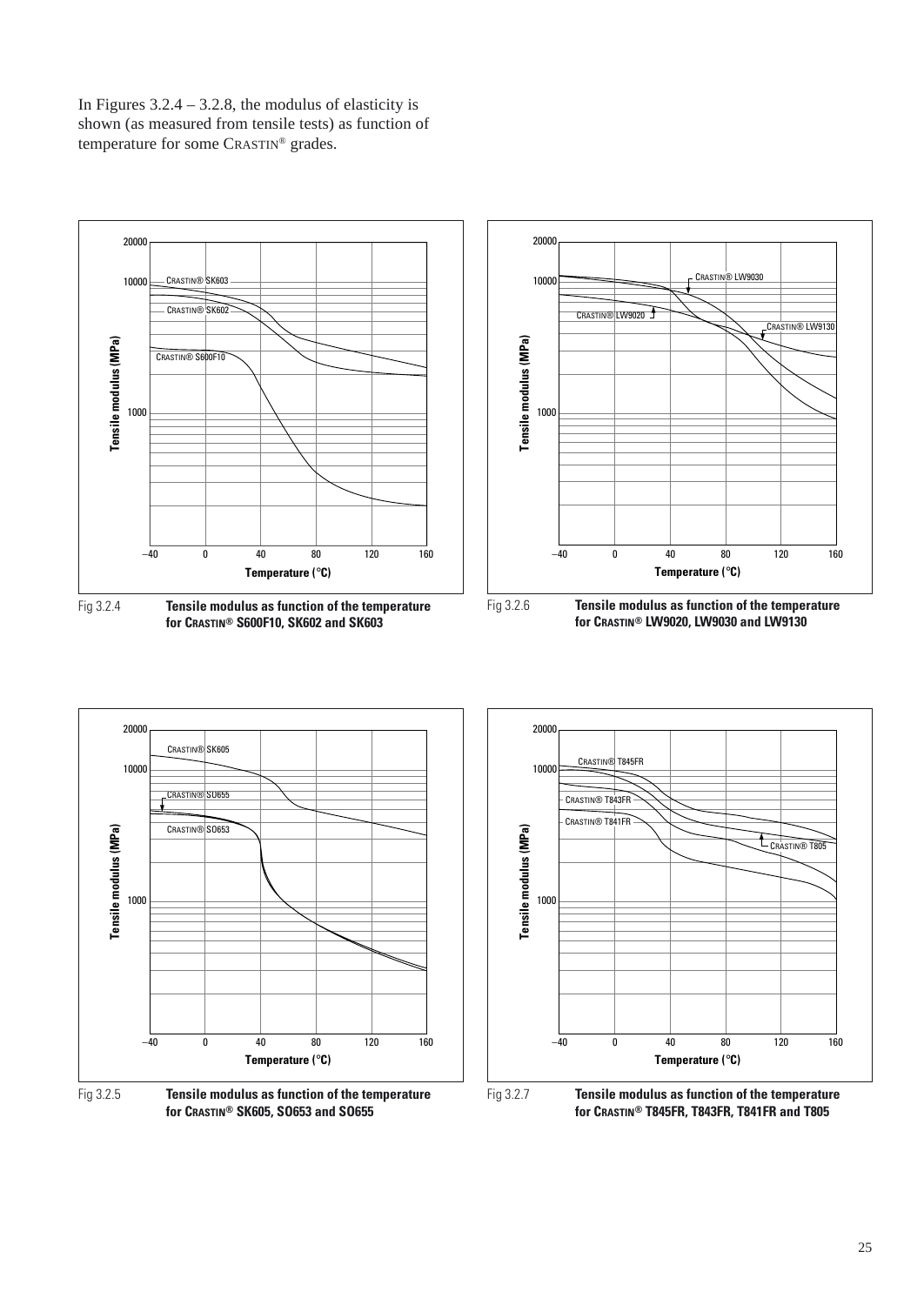In Figures 3.2.4 – 3.2.8, the modulus of elasticity is shown (as measured from tensile tests) as function of temperature for some CRASTIN® grades.

Fig 3.2.4 **Tensile modulus as function of the temperature for CRASTIN® S600F10, SK602 and SK603**

Fig 3.2.6 **Tensile modulus as function of the temperature for CRASTIN® LW9020, LW9030 and LW9130**

Fig 3.2.5 **Tensile modulus as function of the temperature for CRASTIN® SK605, SO653 and SO655**

Fig 3.2.7 **Tensile modulus as function of the temperature for CRASTIN® T845FR, T843FR, T841FR and T805**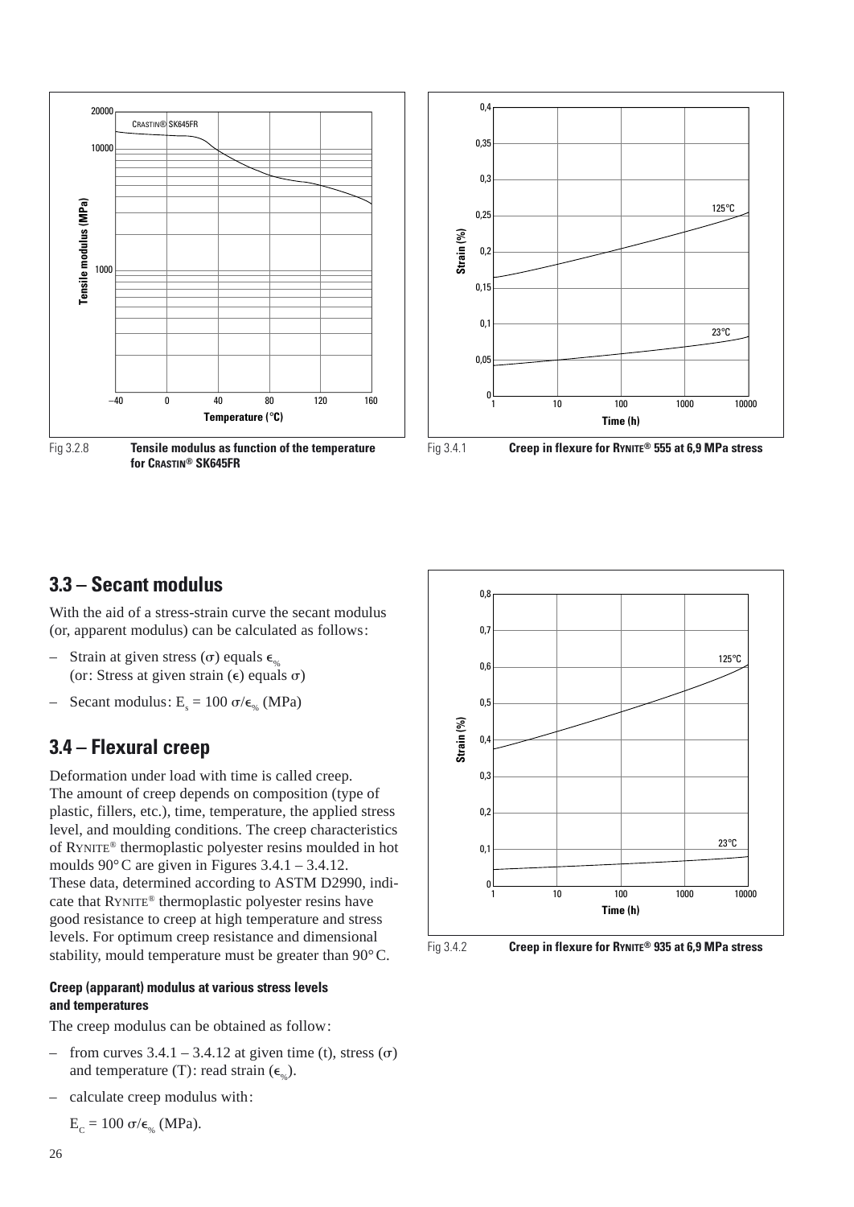Fig 3.2.8 **Tensile modulus as function of the temperature for CRASTIN® SK645FR**

Fig 3.4.1 **Creep in flexure for RYNITE® 555 at 6,9 MPa stress**

## 3.3 – Secant modulus

With the aid of a stress-strain curve the secant modulus (or, apparent modulus) can be calculated as follows:

- Strain at given stress ($\sigma$) equals $\epsilon_{\%}$ (or: Stress at given strain ($\epsilon$) equals $\sigma$)
- Secant modulus: $E_s = 100\ \sigma/\epsilon_{\%}$ (MPa)

## 3.4 – Flexural creep

Deformation under load with time is called creep. The amount of creep depends on composition (type of plastic, fillers, etc.), time, temperature, the applied stress level, and moulding conditions. The creep characteristics of RYNITE® thermoplastic polyester resins moulded in hot moulds 90° C are given in Figures 3.4.1 – 3.4.12. These data, determined according to ASTM D2990, indicate that RYNITE® thermoplastic polyester resins have good resistance to creep at high temperature and stress levels. For optimum creep resistance and dimensional stability, mould temperature must be greater than 90° C.

#### Creep (apparant) modulus at various stress levels and temperatures

The creep modulus can be obtained as follow:

- from curves 3.4.1 – 3.4.12 at given time (t), stress ($\sigma$) and temperature (T): read strain ($\epsilon_{\%}$).
- calculate creep modulus with:

  $E_C = 100\ \sigma/\epsilon_{\%}$ (MPa).

Fig 3.4.2 **Creep in flexure for RYNITE® 935 at 6,9 MPa stress**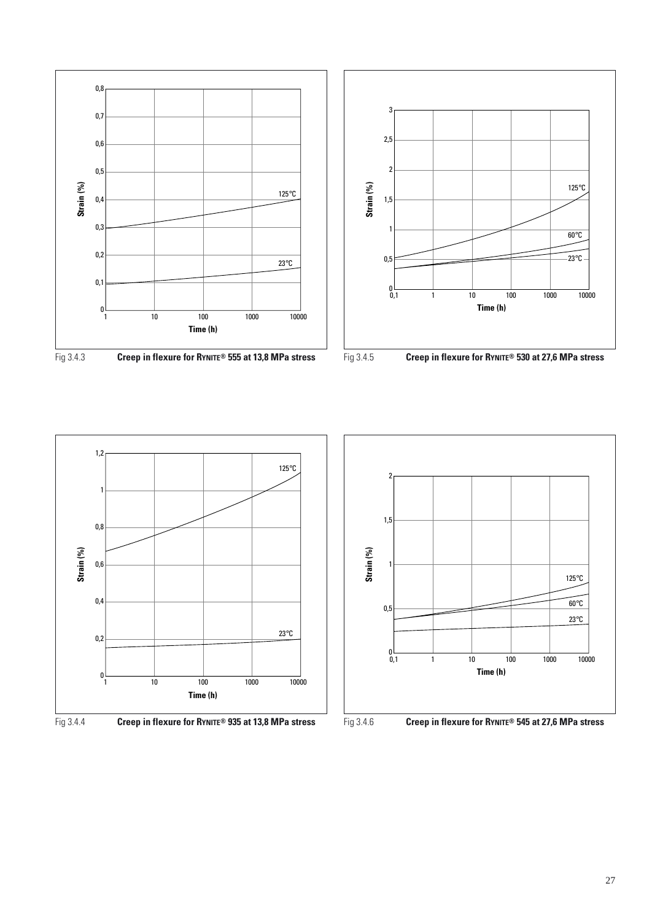Fig 3.4.3 **Creep in flexure for RYNITE® 555 at 13,8 MPa stress**

Fig 3.4.5 **Creep in flexure for RYNITE® 530 at 27,6 MPa stress**

Fig 3.4.4 **Creep in flexure for RYNITE® 935 at 13,8 MPa stress**

Fig 3.4.6 **Creep in flexure for RYNITE® 545 at 27,6 MPa stress**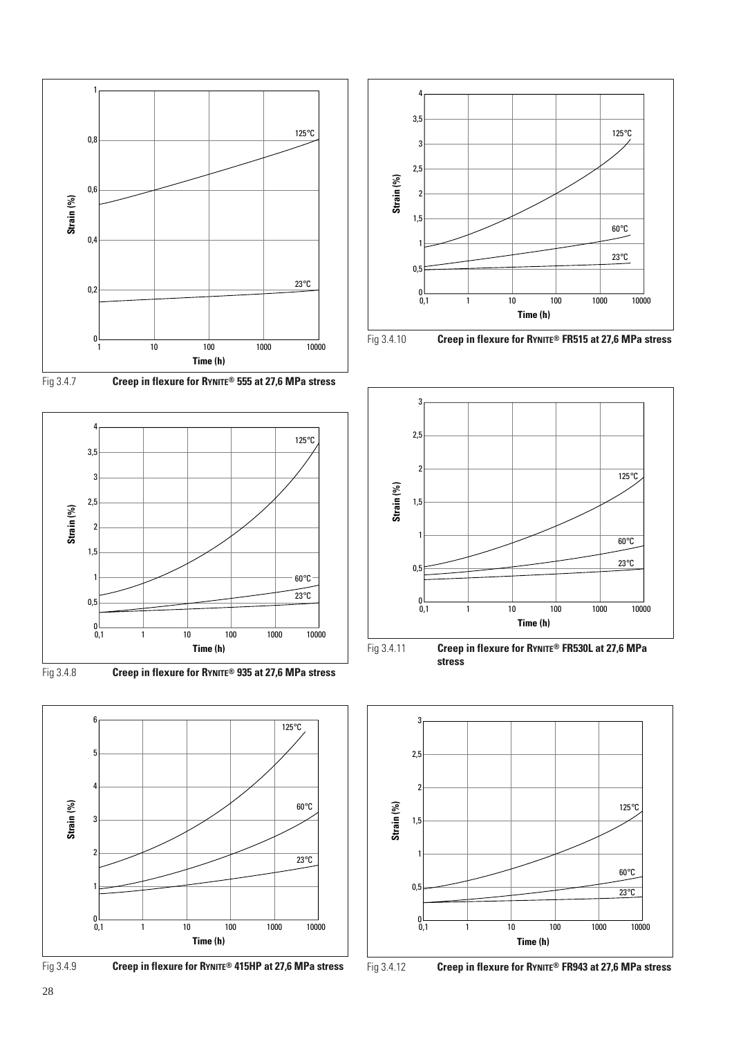Fig 3.4.7 **Creep in flexure for RYNITE® 555 at 27,6 MPa stress**

Fig 3.4.8 **Creep in flexure for RYNITE® 935 at 27,6 MPa stress**

Fig 3.4.9 **Creep in flexure for RYNITE® 415HP at 27,6 MPa stress**

Fig 3.4.10 **Creep in flexure for RYNITE® FR515 at 27,6 MPa stress**

Fig 3.4.11 **Creep in flexure for RYNITE® FR530L at 27,6 MPa stress**

Fig 3.4.12 **Creep in flexure for RYNITE® FR943 at 27,6 MPa stress**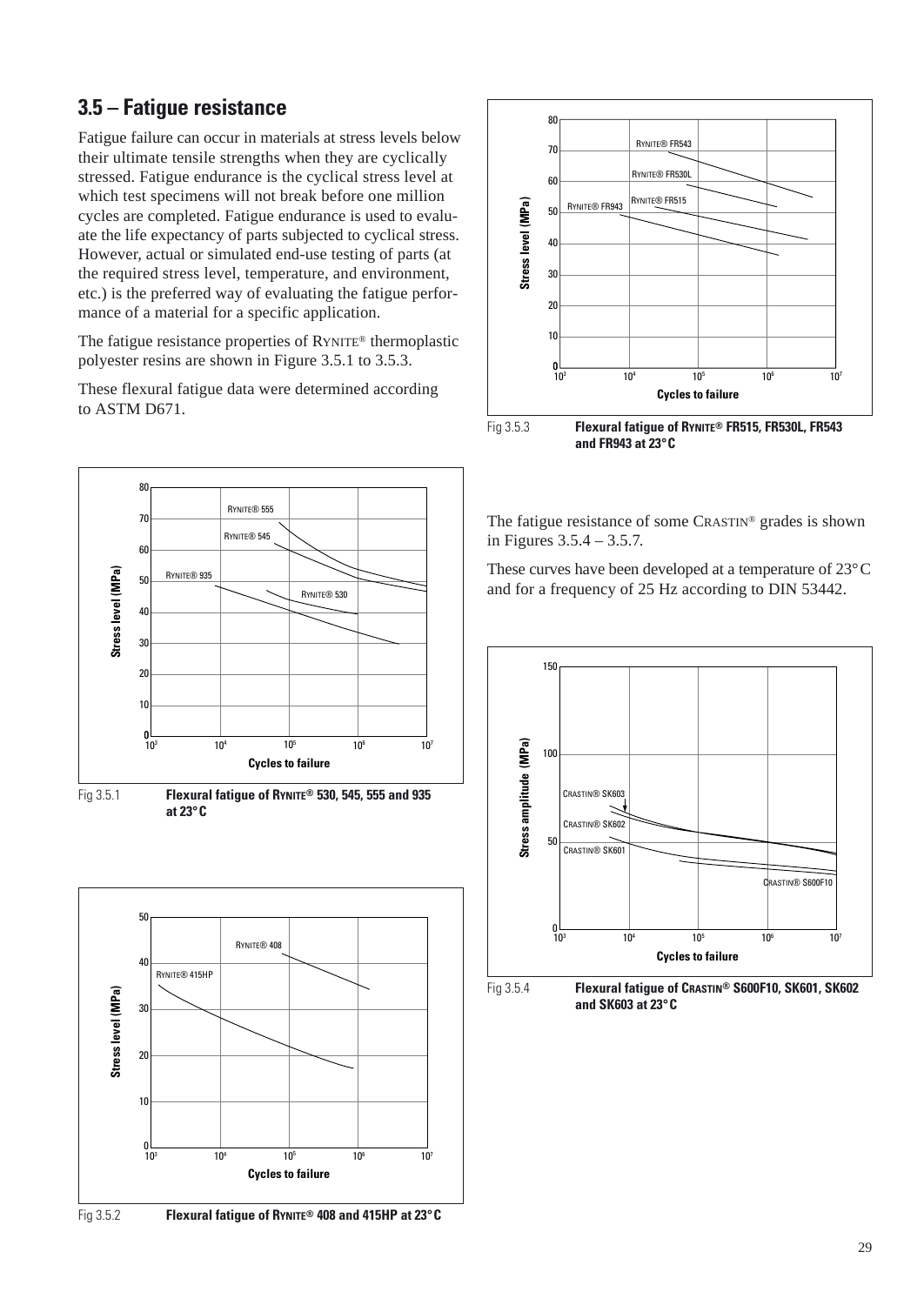## 3.5 – Fatigue resistance

Fatigue failure can occur in materials at stress levels below their ultimate tensile strengths when they are cyclically stressed. Fatigue endurance is the cyclical stress level at which test specimens will not break before one million cycles are completed. Fatigue endurance is used to evaluate the life expectancy of parts subjected to cyclical stress. However, actual or simulated end-use testing of parts (at the required stress level, temperature, and environment, etc.) is the preferred way of evaluating the fatigue performance of a material for a specific application.

The fatigue resistance properties of RYNITE® thermoplastic polyester resins are shown in Figure 3.5.1 to 3.5.3.

These flexural fatigue data were determined according to ASTM D671.

Fig 3.5.1 **Flexural fatigue of RYNITE® 530, 545, 555 and 935 at 23°C**

Fig 3.5.2 **Flexural fatigue of RYNITE® 408 and 415HP at 23°C**

Fig 3.5.3 **Flexural fatigue of RYNITE® FR515, FR530L, FR543 and FR943 at 23°C**

The fatigue resistance of some CRASTIN® grades is shown in Figures 3.5.4 – 3.5.7.

These curves have been developed at a temperature of 23°C and for a frequency of 25 Hz according to DIN 53442.

Fig 3.5.4 **Flexural fatigue of CRASTIN® S600F10, SK601, SK602 and SK603 at 23°C**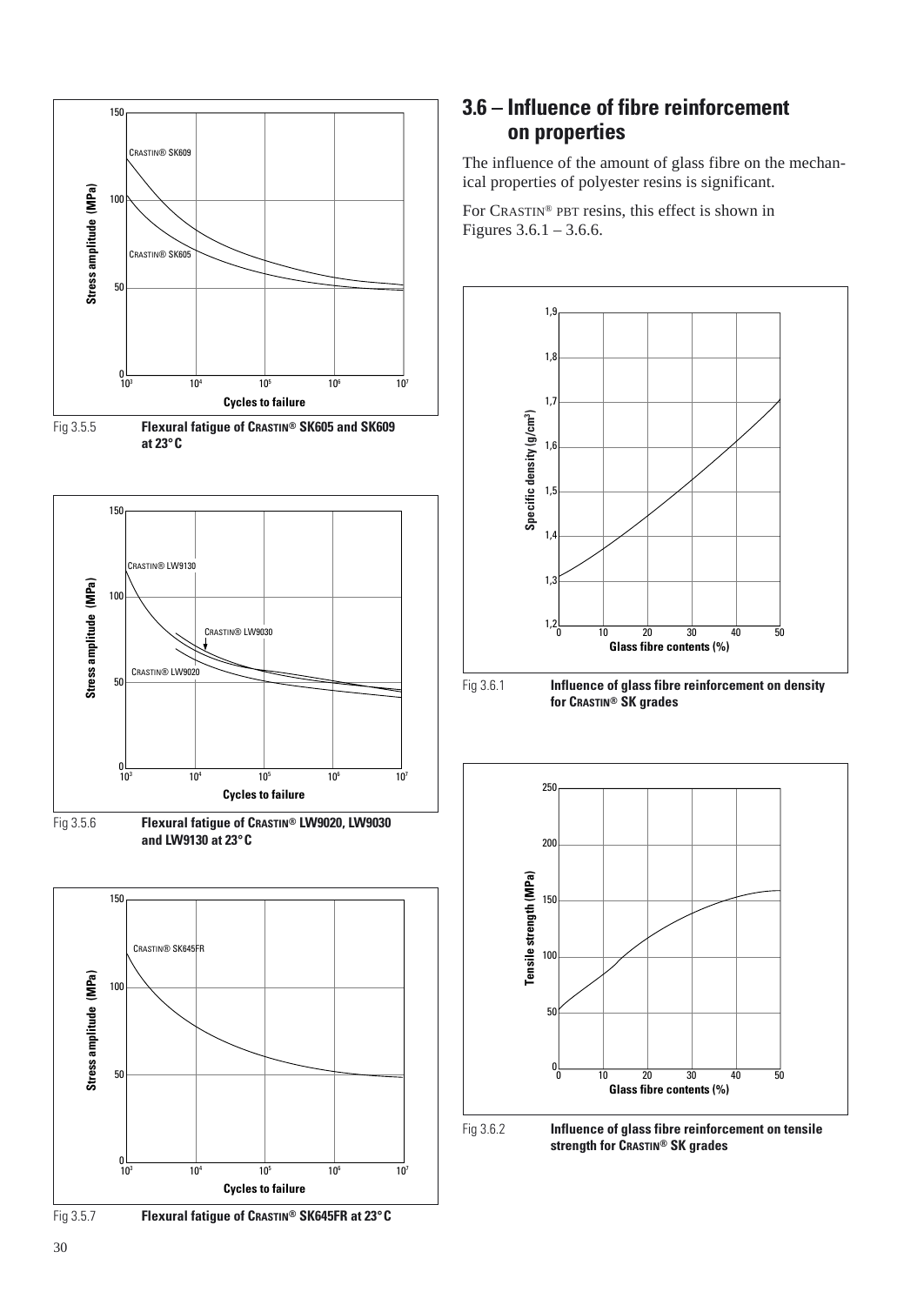Fig 3.5.5 **Flexural fatigue of CRASTIN® SK605 and SK609 at 23°C**

Fig 3.5.6 **Flexural fatigue of CRASTIN® LW9020, LW9030 and LW9130 at 23°C**

Fig 3.5.7 **Flexural fatigue of CRASTIN® SK645FR at 23°C**

## 3.6 – Influence of fibre reinforcement on properties

The influence of the amount of glass fibre on the mechanical properties of polyester resins is significant.

For CRASTIN® PBT resins, this effect is shown in Figures 3.6.1 – 3.6.6.

Fig 3.6.1 **Influence of glass fibre reinforcement on density for CRASTIN® SK grades**

Fig 3.6.2 **Influence of glass fibre reinforcement on tensile strength for CRASTIN® SK grades**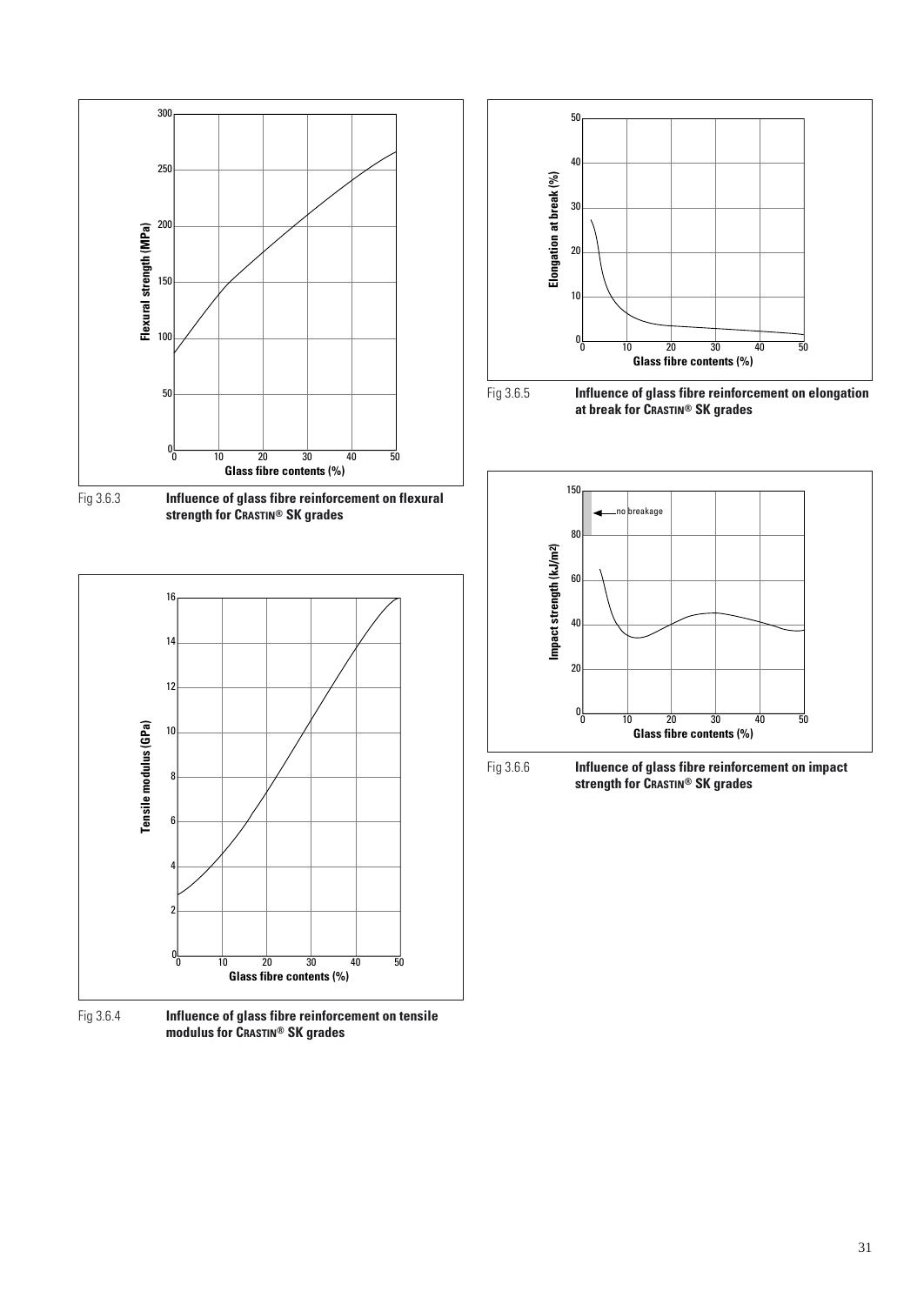Fig 3.6.3 **Influence of glass fibre reinforcement on flexural strength for CRASTIN® SK grades**

Fig 3.6.4 **Influence of glass fibre reinforcement on tensile modulus for CRASTIN® SK grades**

Fig 3.6.5 **Influence of glass fibre reinforcement on elongation at break for CRASTIN® SK grades**

Fig 3.6.6 **Influence of glass fibre reinforcement on impact strength for CRASTIN® SK grades**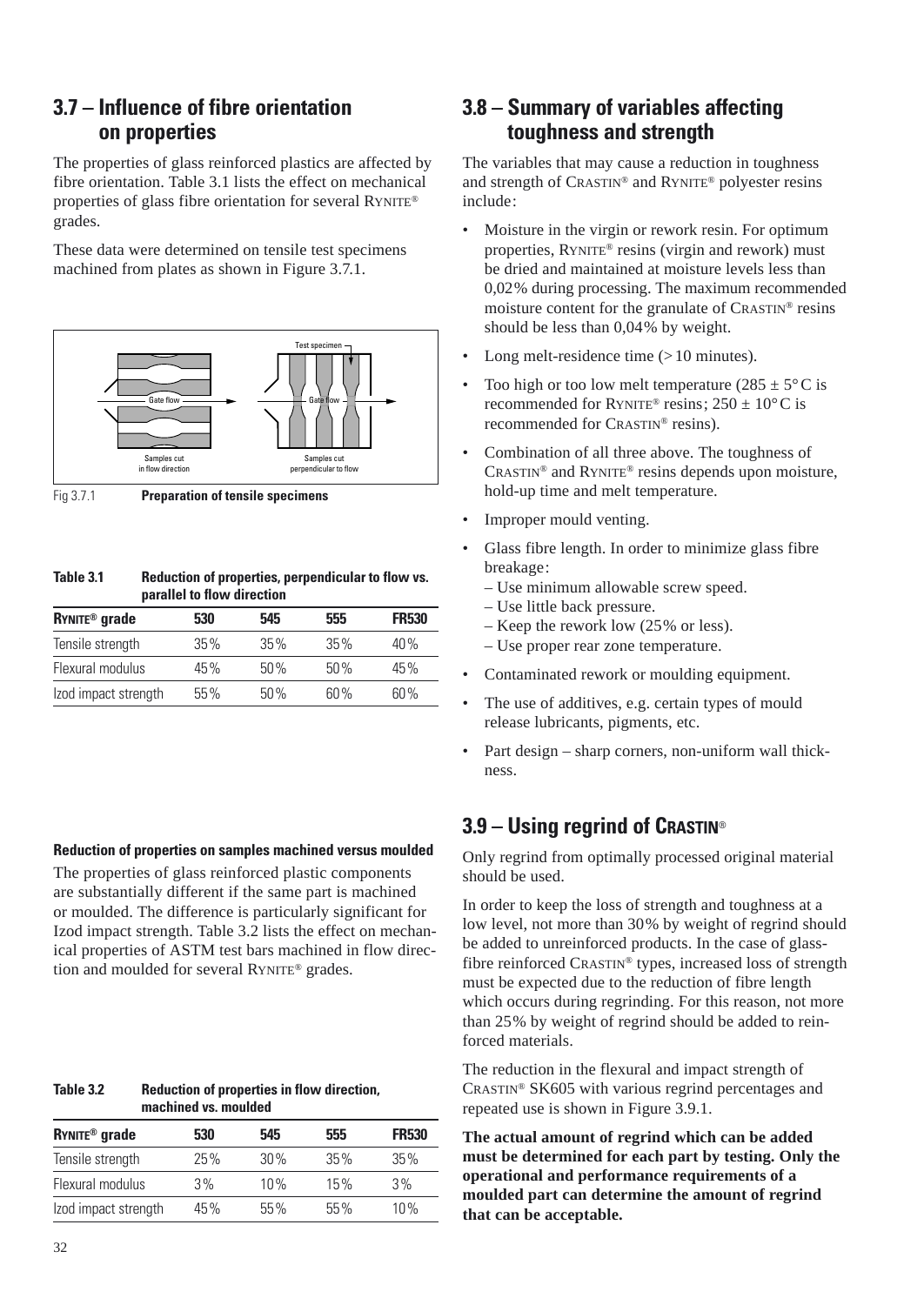## 3.7 – Influence of fibre orientation on properties

The properties of glass reinforced plastics are affected by fibre orientation. Table 3.1 lists the effect on mechanical properties of glass fibre orientation for several RYNITE® grades.

These data were determined on tensile test specimens machined from plates as shown in Figure 3.7.1.

Fig 3.7.1 **Preparation of tensile specimens**

**Table 3.1 Reduction of properties, perpendicular to flow vs. parallel to flow direction**

| RYNITE® grade | 530 | 545 | 555 | FR530 |
|---|---|---|---|---|
| Tensile strength | 35% | 35% | 35% | 40% |
| Flexural modulus | 45% | 50% | 50% | 45% |
| Izod impact strength | 55% | 50% | 60% | 60% |

**Reduction of properties on samples machined versus moulded**

The properties of glass reinforced plastic components are substantially different if the same part is machined or moulded. The difference is particularly significant for Izod impact strength. Table 3.2 lists the effect on mechanical properties of ASTM test bars machined in flow direction and moulded for several RYNITE® grades.

**Table 3.2 Reduction of properties in flow direction, machined vs. moulded**

| RYNITE® grade | 530 | 545 | 555 | FR530 |
|---|---|---|---|---|
| Tensile strength | 25% | 30% | 35% | 35% |
| Flexural modulus | 3% | 10% | 15% | 3% |
| Izod impact strength | 45% | 55% | 55% | 10% |

## 3.8 – Summary of variables affecting toughness and strength

The variables that may cause a reduction in toughness and strength of CRASTIN® and RYNITE® polyester resins include:

- Moisture in the virgin or rework resin. For optimum properties, RYNITE® resins (virgin and rework) must be dried and maintained at moisture levels less than 0,02% during processing. The maximum recommended moisture content for the granulate of CRASTIN® resins should be less than 0,04% by weight.
- Long melt-residence time (>10 minutes).
- Too high or too low melt temperature (285 ± 5°C is recommended for RYNITE® resins; 250 ± 10°C is recommended for CRASTIN® resins).
- Combination of all three above. The toughness of CRASTIN® and RYNITE® resins depends upon moisture, hold-up time and melt temperature.
- Improper mould venting.
- Glass fibre length. In order to minimize glass fibre breakage:
  - Use minimum allowable screw speed.
  - Use little back pressure.
  - Keep the rework low (25% or less).
  - Use proper rear zone temperature.
- Contaminated rework or moulding equipment.
- The use of additives, e.g. certain types of mould release lubricants, pigments, etc.
- Part design – sharp corners, non-uniform wall thickness.

## 3.9 – Using regrind of CRASTIN®

Only regrind from optimally processed original material should be used.

In order to keep the loss of strength and toughness at a low level, not more than 30% by weight of regrind should be added to unreinforced products. In the case of glass-fibre reinforced CRASTIN® types, increased loss of strength must be expected due to the reduction of fibre length which occurs during regrinding. For this reason, not more than 25% by weight of regrind should be added to reinforced materials.

The reduction in the flexural and impact strength of CRASTIN® SK605 with various regrind percentages and repeated use is shown in Figure 3.9.1.

**The actual amount of regrind which can be added must be determined for each part by testing. Only the operational and performance requirements of a moulded part can determine the amount of regrind that can be acceptable.**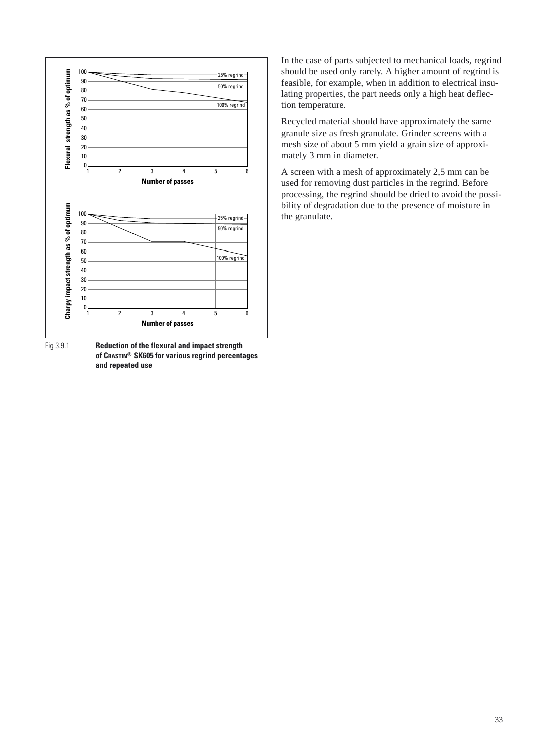Fig 3.9.1 **Reduction of the flexural and impact strength of CRASTIN® SK605 for various regrind percentages and repeated use**

In the case of parts subjected to mechanical loads, regrind should be used only rarely. A higher amount of regrind is feasible, for example, when in addition to electrical insulating properties, the part needs only a high heat deflection temperature.

Recycled material should have approximately the same granule size as fresh granulate. Grinder screens with a mesh size of about 5 mm yield a grain size of approximately 3 mm in diameter.

A screen with a mesh of approximately 2,5 mm can be used for removing dust particles in the regrind. Before processing, the regrind should be dried to avoid the possibility of degradation due to the presence of moisture in the granulate.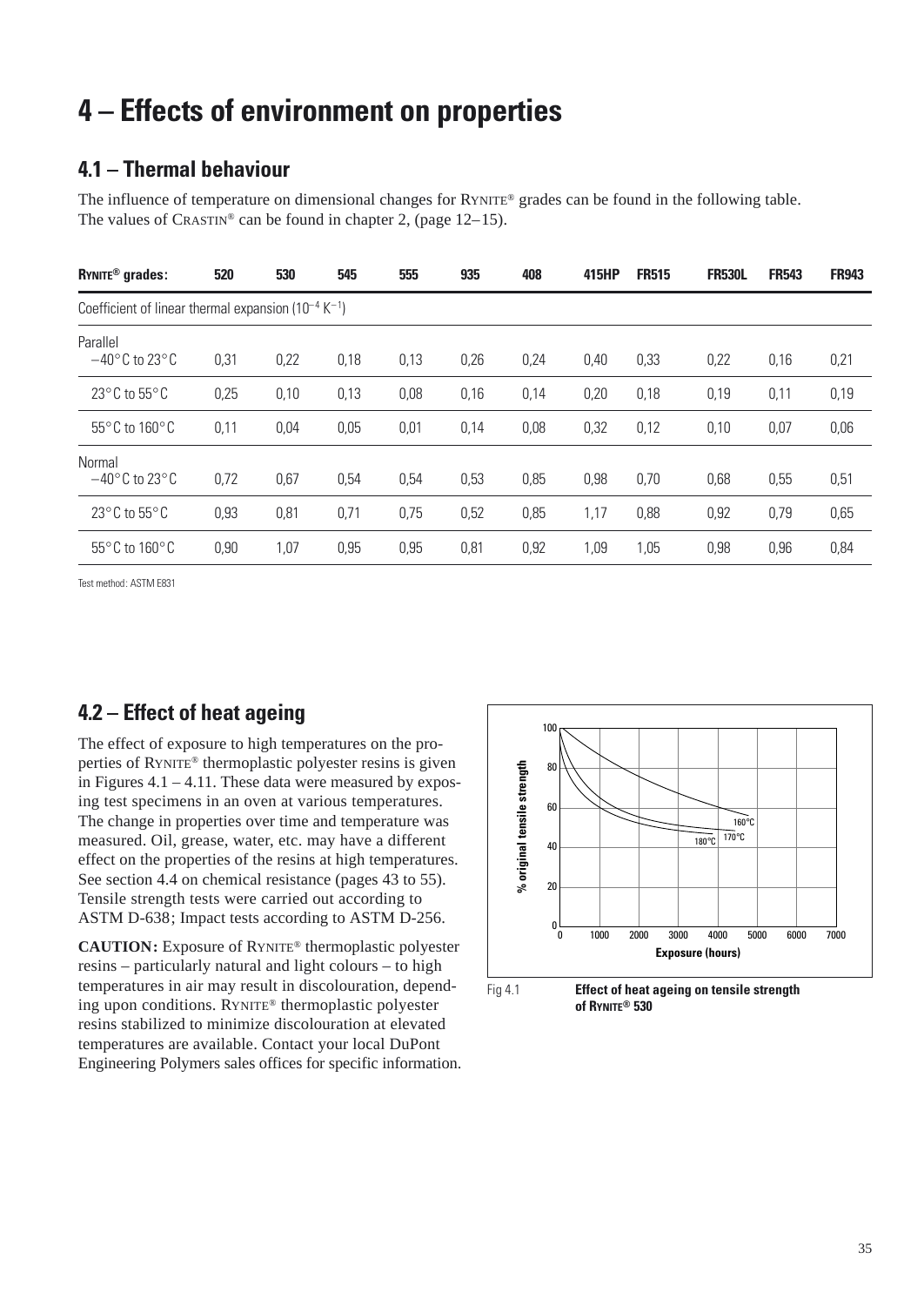# 4 – Effects of environment on properties

## 4.1 – Thermal behaviour

The influence of temperature on dimensional changes for RYNITE® grades can be found in the following table. The values of CRASTIN® can be found in chapter 2, (page 12–15).

| RYNITE® grades: | 520 | 530 | 545 | 555 | 935 | 408 | 415HP | FR515 | FR530L | FR543 | FR943 |
|---|---|---|---|---|---|---|---|---|---|---|---|
| Coefficient of linear thermal expansion ($10^{-4}$ $K^{-1}$) | | | | | | | | | | | |
| Parallel $-40°C$ to $23°C$ | 0,31 | 0,22 | 0,18 | 0,13 | 0,26 | 0,24 | 0,40 | 0,33 | 0,22 | 0,16 | 0,21 |
| 23°C to 55°C | 0,25 | 0,10 | 0,13 | 0,08 | 0,16 | 0,14 | 0,20 | 0,18 | 0,19 | 0,11 | 0,19 |
| 55°C to 160°C | 0,11 | 0,04 | 0,05 | 0,01 | 0,14 | 0,08 | 0,32 | 0,12 | 0,10 | 0,07 | 0,06 |
| Normal $-40°C$ to $23°C$ | 0,72 | 0,67 | 0,54 | 0,54 | 0,53 | 0,85 | 0,98 | 0,70 | 0,68 | 0,55 | 0,51 |
| 23°C to 55°C | 0,93 | 0,81 | 0,71 | 0,75 | 0,52 | 0,85 | 1,17 | 0,88 | 0,92 | 0,79 | 0,65 |
| 55°C to 160°C | 0,90 | 1,07 | 0,95 | 0,95 | 0,81 | 0,92 | 1,09 | 1,05 | 0,98 | 0,96 | 0,84 |

Test method: ASTM E831

## 4.2 – Effect of heat ageing

The effect of exposure to high temperatures on the properties of RYNITE® thermoplastic polyester resins is given in Figures 4.1 – 4.11. These data were measured by exposing test specimens in an oven at various temperatures. The change in properties over time and temperature was measured. Oil, grease, water, etc. may have a different effect on the properties of the resins at high temperatures. See section 4.4 on chemical resistance (pages 43 to 55). Tensile strength tests were carried out according to ASTM D-638; Impact tests according to ASTM D-256.

**CAUTION:** Exposure of RYNITE® thermoplastic polyester resins – particularly natural and light colours – to high temperatures in air may result in discolouration, depending upon conditions. RYNITE® thermoplastic polyester resins stabilized to minimize discolouration at elevated temperatures are available. Contact your local DuPont Engineering Polymers sales offices for specific information.

Fig 4.1 **Effect of heat ageing on tensile strength of RYNITE® 530**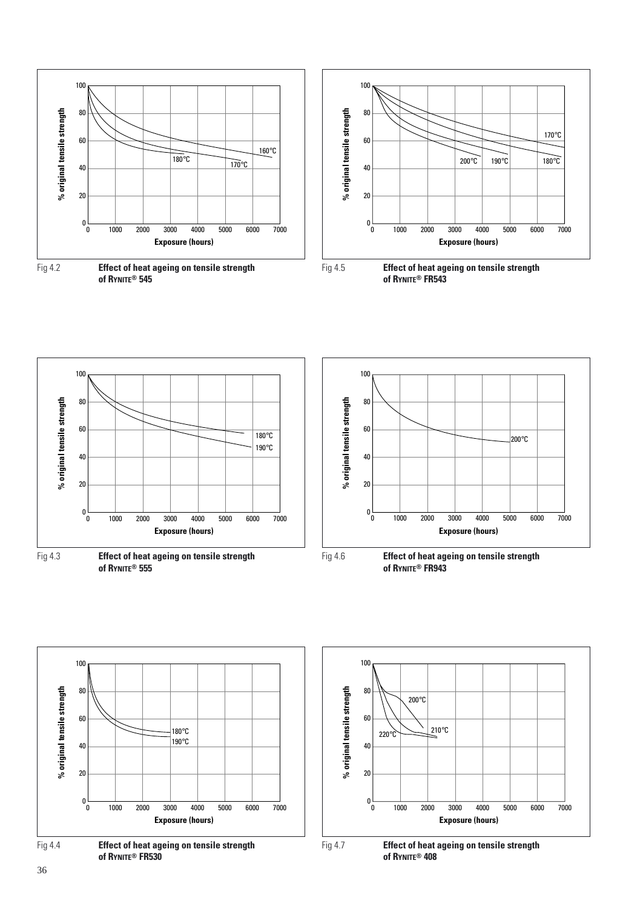Fig 4.2 **Effect of heat ageing on tensile strength of RYNITE® 545**

Fig 4.5 **Effect of heat ageing on tensile strength of RYNITE® FR543**

Fig 4.3 **Effect of heat ageing on tensile strength of RYNITE® 555**

Fig 4.6 **Effect of heat ageing on tensile strength of RYNITE® FR943**

Fig 4.4 **Effect of heat ageing on tensile strength of RYNITE® FR530**

Fig 4.7 **Effect of heat ageing on tensile strength of RYNITE® 408**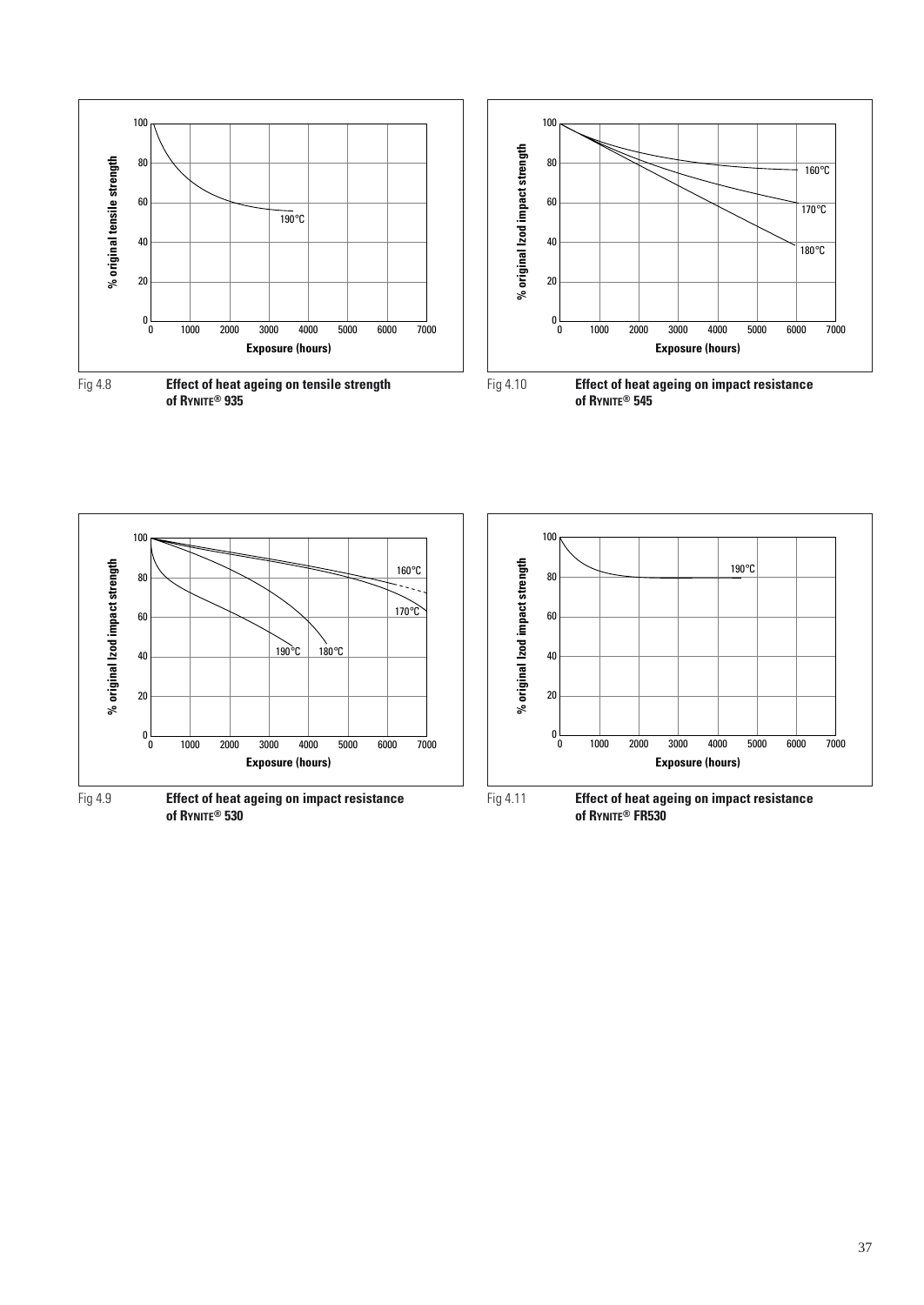Fig 4.8 **Effect of heat ageing on tensile strength of RYNITE® 935**

Fig 4.10 **Effect of heat ageing on impact resistance of RYNITE® 545**

Fig 4.9 **Effect of heat ageing on impact resistance of RYNITE® 530**

Fig 4.11 **Effect of heat ageing on impact resistance of RYNITE® FR530**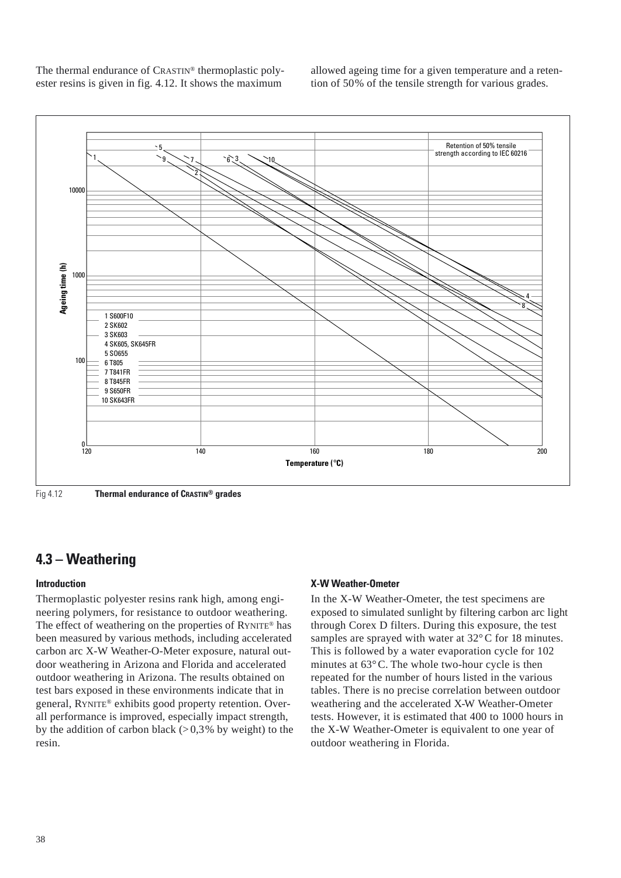The thermal endurance of CRASTIN® thermoplastic polyester resins is given in fig. 4.12. It shows the maximum allowed ageing time for a given temperature and a retention of 50% of the tensile strength for various grades.

Fig 4.12 **Thermal endurance of CRASTIN® grades**

## 4.3 – Weathering

### Introduction

Thermoplastic polyester resins rank high, among engineering polymers, for resistance to outdoor weathering. The effect of weathering on the properties of RYNITE® has been measured by various methods, including accelerated carbon arc X-W Weather-O-Meter exposure, natural outdoor weathering in Arizona and Florida and accelerated outdoor weathering in Arizona. The results obtained on test bars exposed in these environments indicate that in general, RYNITE® exhibits good property retention. Overall performance is improved, especially impact strength, by the addition of carbon black (> 0,3% by weight) to the resin.

### X-W Weather-Ometer

In the X-W Weather-Ometer, the test specimens are exposed to simulated sunlight by filtering carbon arc light through Corex D filters. During this exposure, the test samples are sprayed with water at 32° C for 18 minutes. This is followed by a water evaporation cycle for 102 minutes at 63° C. The whole two-hour cycle is then repeated for the number of hours listed in the various tables. There is no precise correlation between outdoor weathering and the accelerated X-W Weather-Ometer tests. However, it is estimated that 400 to 1000 hours in the X-W Weather-Ometer is equivalent to one year of outdoor weathering in Florida.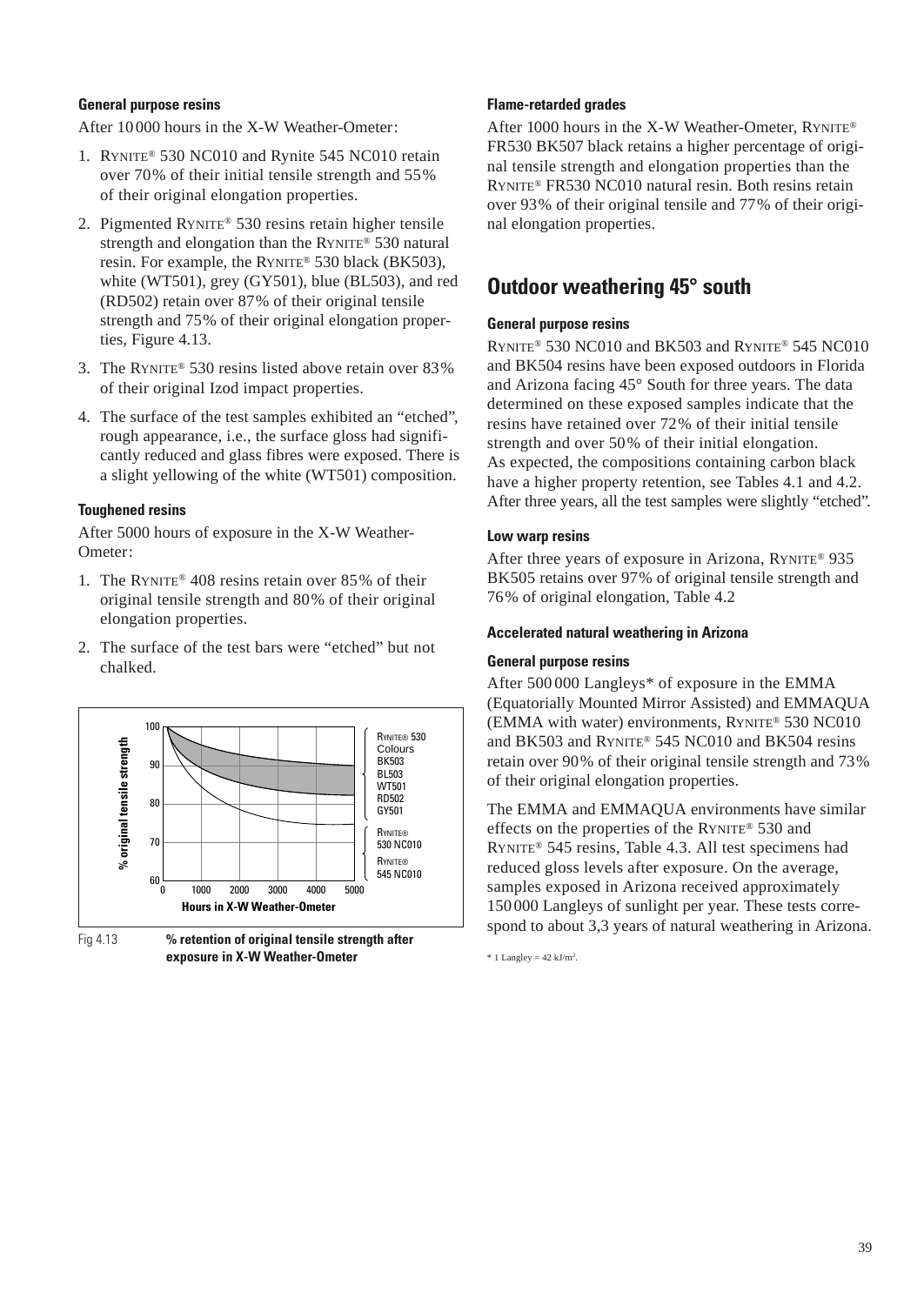#### General purpose resins

After 10 000 hours in the X-W Weather-Ometer:

1. RYNITE® 530 NC010 and Rynite 545 NC010 retain over 70% of their initial tensile strength and 55% of their original elongation properties.
2. Pigmented RYNITE® 530 resins retain higher tensile strength and elongation than the RYNITE® 530 natural resin. For example, the RYNITE® 530 black (BK503), white (WT501), grey (GY501), blue (BL503), and red (RD502) retain over 87% of their original tensile strength and 75% of their original elongation properties, Figure 4.13.
3. The RYNITE® 530 resins listed above retain over 83% of their original Izod impact properties.
4. The surface of the test samples exhibited an "etched", rough appearance, i.e., the surface gloss had significantly reduced and glass fibres were exposed. There is a slight yellowing of the white (WT501) composition.

#### Toughened resins

After 5000 hours of exposure in the X-W Weather-Ometer:

1. The RYNITE® 408 resins retain over 85% of their original tensile strength and 80% of their original elongation properties.
2. The surface of the test bars were "etched" but not chalked.

Fig 4.13 **% retention of original tensile strength after exposure in X-W Weather-Ometer**

#### Flame-retarded grades

After 1000 hours in the X-W Weather-Ometer, RYNITE® FR530 BK507 black retains a higher percentage of original tensile strength and elongation properties than the RYNITE® FR530 NC010 natural resin. Both resins retain over 93% of their original tensile and 77% of their original elongation properties.

## Outdoor weathering 45° south

#### General purpose resins

RYNITE® 530 NC010 and BK503 and RYNITE® 545 NC010 and BK504 resins have been exposed outdoors in Florida and Arizona facing 45° South for three years. The data determined on these exposed samples indicate that the resins have retained over 72% of their initial tensile strength and over 50% of their initial elongation. As expected, the compositions containing carbon black have a higher property retention, see Tables 4.1 and 4.2. After three years, all the test samples were slightly "etched".

#### Low warp resins

After three years of exposure in Arizona, RYNITE® 935 BK505 retains over 97% of original tensile strength and 76% of original elongation, Table 4.2

#### Accelerated natural weathering in Arizona

#### General purpose resins

After 500 000 Langleys* of exposure in the EMMA (Equatorially Mounted Mirror Assisted) and EMMAQUA (EMMA with water) environments, RYNITE® 530 NC010 and BK503 and RYNITE® 545 NC010 and BK504 resins retain over 90% of their original tensile strength and 73% of their original elongation properties.

The EMMA and EMMAQUA environments have similar effects on the properties of the RYNITE® 530 and RYNITE® 545 resins, Table 4.3. All test specimens had reduced gloss levels after exposure. On the average, samples exposed in Arizona received approximately 150 000 Langleys of sunlight per year. These tests correspond to about 3,3 years of natural weathering in Arizona.

\* 1 Langley = 42 kJ/m$^2$.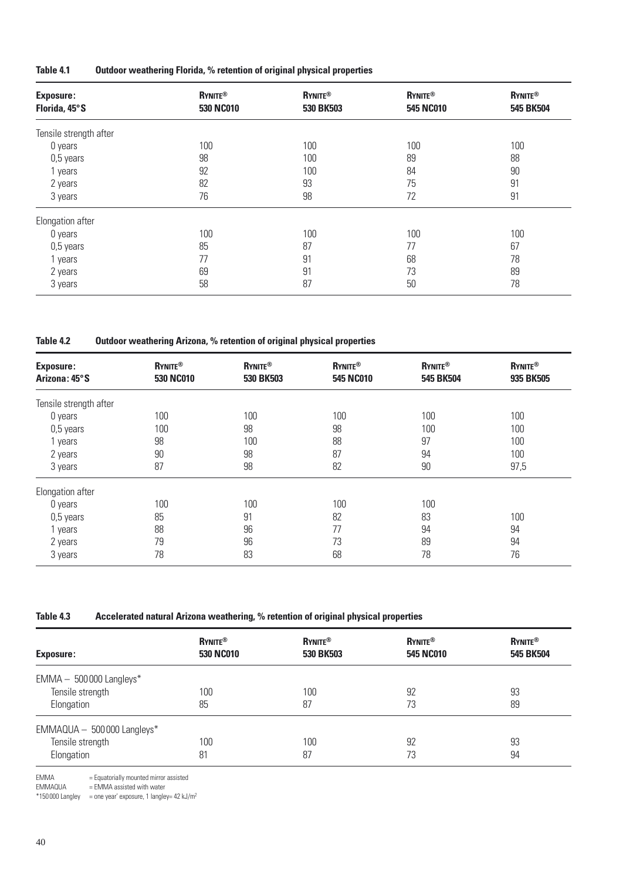**Table 4.1 Outdoor weathering Florida, % retention of original physical properties**

| Exposure: Florida, 45°S | Rynite® 530 NC010 | Rynite® 530 BK503 | Rynite® 545 NC010 | Rynite® 545 BK504 |
|---|---|---|---|---|
| Tensile strength after | | | | |
| 0 years | 100 | 100 | 100 | 100 |
| 0,5 years | 98 | 100 | 89 | 88 |
| 1 years | 92 | 100 | 84 | 90 |
| 2 years | 82 | 93 | 75 | 91 |
| 3 years | 76 | 98 | 72 | 91 |
| Elongation after | | | | |
| 0 years | 100 | 100 | 100 | 100 |
| 0,5 years | 85 | 87 | 77 | 67 |
| 1 years | 77 | 91 | 68 | 78 |
| 2 years | 69 | 91 | 73 | 89 |
| 3 years | 58 | 87 | 50 | 78 |

**Table 4.2 Outdoor weathering Arizona, % retention of original physical properties**

| Exposure: Arizona: 45°S | Rynite® 530 NC010 | Rynite® 530 BK503 | Rynite® 545 NC010 | Rynite® 545 BK504 | Rynite® 935 BK505 |
|---|---|---|---|---|---|
| Tensile strength after | | | | | |
| 0 years | 100 | 100 | 100 | 100 | 100 |
| 0,5 years | 100 | 98 | 98 | 100 | 100 |
| 1 years | 98 | 100 | 88 | 97 | 100 |
| 2 years | 90 | 98 | 87 | 94 | 100 |
| 3 years | 87 | 98 | 82 | 90 | 97,5 |
| Elongation after | | | | | |
| 0 years | 100 | 100 | 100 | 100 | |
| 0,5 years | 85 | 91 | 82 | 83 | 100 |
| 1 years | 88 | 96 | 77 | 94 | 94 |
| 2 years | 79 | 96 | 73 | 89 | 94 |
| 3 years | 78 | 83 | 68 | 78 | 76 |

**Table 4.3 Accelerated natural Arizona weathering, % retention of original physical properties**

| Exposure: | Rynite® 530 NC010 | Rynite® 530 BK503 | Rynite® 545 NC010 | Rynite® 545 BK504 |
|---|---|---|---|---|
| EMMA – 500 000 Langleys* | | | | |
| Tensile strength | 100 | 100 | 92 | 93 |
| Elongation | 85 | 87 | 73 | 89 |
| EMMAQUA – 500 000 Langleys* | | | | |
| Tensile strength | 100 | 100 | 92 | 93 |
| Elongation | 81 | 87 | 73 | 94 |

EMMA = Equatorially mounted mirror assisted
EMMAQUA = EMMA assisted with water
*150 000 Langley = one year' exposure, 1 langley= 42 kJ/m²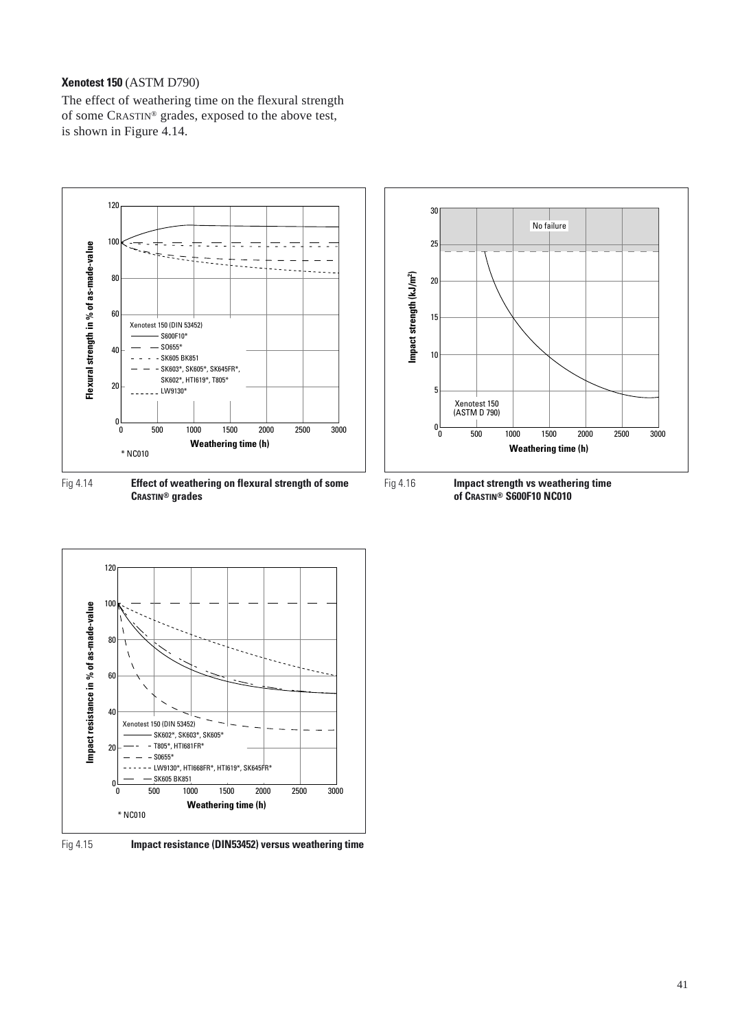**Xenotest 150** (ASTM D790)

The effect of weathering time on the flexural strength of some CRASTIN® grades, exposed to the above test, is shown in Figure 4.14.

Fig 4.14 **Effect of weathering on flexural strength of some CRASTIN® grades**

Fig 4.16 **Impact strength vs weathering time of CRASTIN® S600F10 NC010**

Fig 4.15 **Impact resistance (DIN53452) versus weathering time**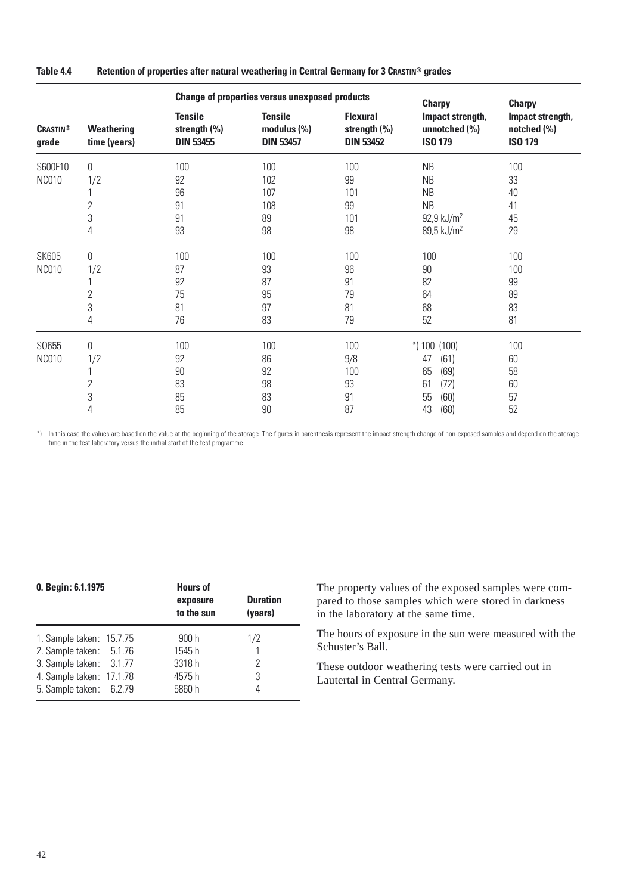**Table 4.4 Retention of properties after natural weathering in Central Germany for 3 CRASTIN® grades**

| CRASTIN® grade | Weathering time (years) | Change of properties versus unexposed products: Tensile strength (%) DIN 53455 | Tensile modulus (%) DIN 53457 | Flexural strength (%) DIN 53452 | Charpy Impact strength, unnotched (%) ISO 179 | Charpy Impact strength, notched (%) ISO 179 |
|---|---|---|---|---|---|---|
| S600F10 NC010 | 0 | 100 | 100 | 100 | NB | 100 |
| | 1/2 | 92 | 102 | 99 | NB | 33 |
| | 1 | 96 | 107 | 101 | NB | 40 |
| | 2 | 91 | 108 | 99 | NB | 41 |
| | 3 | 91 | 89 | 101 | 92,9 kJ/m² | 45 |
| | 4 | 93 | 98 | 98 | 89,5 kJ/m² | 29 |
| SK605 NC010 | 0 | 100 | 100 | 100 | 100 | 100 |
| | 1/2 | 87 | 93 | 96 | 90 | 100 |
| | 1 | 92 | 87 | 91 | 82 | 99 |
| | 2 | 75 | 95 | 79 | 64 | 89 |
| | 3 | 81 | 97 | 81 | 68 | 83 |
| | 4 | 76 | 83 | 79 | 52 | 81 |
| SO655 NC010 | 0 | 100 | 100 | 100 | *) 100 (100) | 100 |
| | 1/2 | 92 | 86 | 9/8 | 47 (61) | 60 |
| | 1 | 90 | 92 | 100 | 65 (69) | 58 |
| | 2 | 83 | 98 | 93 | 61 (72) | 60 |
| | 3 | 85 | 83 | 91 | 55 (60) | 57 |
| | 4 | 85 | 90 | 87 | 43 (68) | 52 |

*) In this case the values are based on the value at the beginning of the storage. The figures in parenthesis represent the impact strength change of non-exposed samples and depend on the storage time in the test laboratory versus the initial start of the test programme.

| 0. Begin: 6.1.1975 | Hours of exposure to the sun | Duration (years) |
|---|---|---|
| 1. Sample taken: 15.7.75 | 900 h | 1/2 |
| 2. Sample taken: 5.1.76 | 1545 h | 1 |
| 3. Sample taken: 3.1.77 | 3318 h | 2 |
| 4. Sample taken: 17.1.78 | 4575 h | 3 |
| 5. Sample taken: 6.2.79 | 5860 h | 4 |

The property values of the exposed samples were compared to those samples which were stored in darkness in the laboratory at the same time.

The hours of exposure in the sun were measured with the Schuster's Ball.

These outdoor weathering tests were carried out in Lautertal in Central Germany.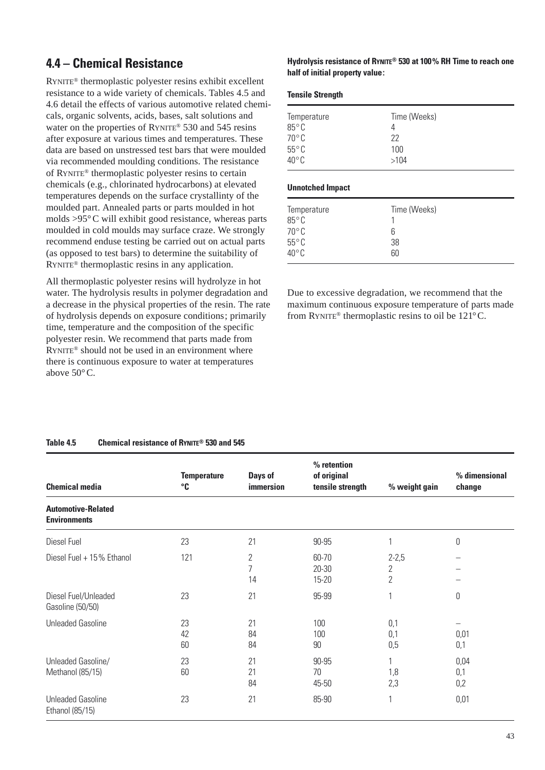## 4.4 – Chemical Resistance

RYNITE® thermoplastic polyester resins exhibit excellent resistance to a wide variety of chemicals. Tables 4.5 and 4.6 detail the effects of various automotive related chemicals, organic solvents, acids, bases, salt solutions and water on the properties of RYNITE® 530 and 545 resins after exposure at various times and temperatures. These data are based on unstressed test bars that were moulded via recommended moulding conditions. The resistance of RYNITE® thermoplastic polyester resins to certain chemicals (e.g., chlorinated hydrocarbons) at elevated temperatures depends on the surface crystallinty of the moulded part. Annealed parts or parts moulded in hot molds >95°C will exhibit good resistance, whereas parts moulded in cold moulds may surface craze. We strongly recommend enduse testing be carried out on actual parts (as opposed to test bars) to determine the suitability of RYNITE® thermoplastic resins in any application.

All thermoplastic polyester resins will hydrolyze in hot water. The hydrolysis results in polymer degradation and a decrease in the physical properties of the resin. The rate of hydrolysis depends on exposure conditions; primarily time, temperature and the composition of the specific polyester resin. We recommend that parts made from RYNITE® should not be used in an environment where there is continuous exposure to water at temperatures above 50°C.

**Hydrolysis resistance of RYNITE® 530 at 100% RH Time to reach one half of initial property value:**

**Tensile Strength**

| Temperature | Time (Weeks) |
|---|---|
| 85°C | 4 |
| 70°C | 22 |
| 55°C | 100 |
| 40°C | >104 |

**Unnotched Impact**

| Temperature | Time (Weeks) |
|---|---|
| 85°C | 1 |
| 70°C | 6 |
| 55°C | 38 |
| 40°C | 60 |

Due to excessive degradation, we recommend that the maximum continuous exposure temperature of parts made from RYNITE® thermoplastic resins to oil be 121°C.

**Table 4.5 Chemical resistance of RYNITE® 530 and 545**

| Chemical media | Temperature °C | Days of immersion | % retention of original tensile strength | % weight gain | % dimensional change |
|---|---|---|---|---|---|
| **Automotive-Related Environments** | | | | | |
| Diesel Fuel | 23 | 21 | 90-95 | 1 | 0 |
| Diesel Fuel + 15% Ethanol | 121 | 2 | 60-70 | 2-2,5 | – |
| | | 7 | 20-30 | 2 | – |
| | | 14 | 15-20 | 2 | – |
| Diesel Fuel/Unleaded Gasoline (50/50) | 23 | 21 | 95-99 | 1 | 0 |
| Unleaded Gasoline | 23 | 21 | 100 | 0,1 | – |
| | 42 | 84 | 100 | 0,1 | 0,01 |
| | 60 | 84 | 90 | 0,5 | 0,1 |
| Unleaded Gasoline/ Methanol (85/15) | 23 | 21 | 90-95 | 1 | 0,04 |
| | 60 | 21 | 70 | 1,8 | 0,1 |
| | | 84 | 45-50 | 2,3 | 0,2 |
| Unleaded Gasoline Ethanol (85/15) | 23 | 21 | 85-90 | 1 | 0,01 |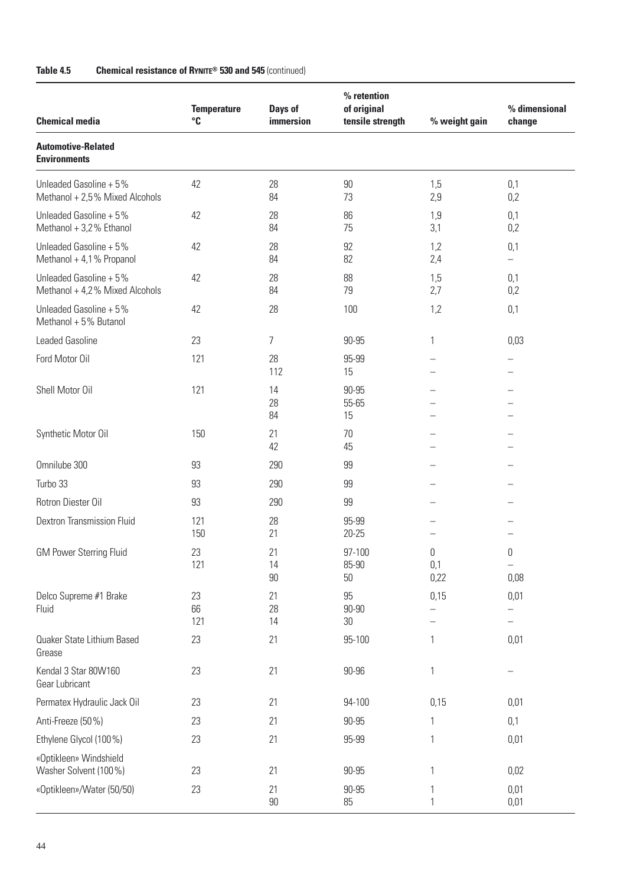**Table 4.5 Chemical resistance of RYNITE® 530 and 545** (continued)

| Chemical media | Temperature °C | Days of immersion | % retention of original tensile strength | % weight gain | % dimensional change |
|---|---|---|---|---|---|
| **Automotive-Related Environments** | | | | | |
| Unleaded Gasoline + 5% Methanol + 2,5% Mixed Alcohols | 42 | 28<br>84 | 90<br>73 | 1,5<br>2,9 | 0,1<br>0,2 |
| Unleaded Gasoline + 5% Methanol + 3,2% Ethanol | 42 | 28<br>84 | 86<br>75 | 1,9<br>3,1 | 0,1<br>0,2 |
| Unleaded Gasoline + 5% Methanol + 4,1% Propanol | 42 | 28<br>84 | 92<br>82 | 1,2<br>2,4 | 0,1<br>– |
| Unleaded Gasoline + 5% Methanol + 4,2% Mixed Alcohols | 42 | 28<br>84 | 88<br>79 | 1,5<br>2,7 | 0,1<br>0,2 |
| Unleaded Gasoline + 5% Methanol + 5% Butanol | 42 | 28 | 100 | 1,2 | 0,1 |
| Leaded Gasoline | 23 | 7 | 90-95 | 1 | 0,03 |
| Ford Motor Oil | 121 | 28<br>112 | 95-99<br>15 | –<br>– | –<br>– |
| Shell Motor Oil | 121 | 14<br>28<br>84 | 90-95<br>55-65<br>15 | –<br>–<br>– | –<br>–<br>– |
| Synthetic Motor Oil | 150 | 21<br>42 | 70<br>45 | –<br>– | –<br>– |
| Omnilube 300 | 93 | 290 | 99 | – | – |
| Turbo 33 | 93 | 290 | 99 | – | – |
| Rotron Diester Oil | 93 | 290 | 99 | – | – |
| Dextron Transmission Fluid | 121<br>150 | 28<br>21 | 95-99<br>20-25 | –<br>– | –<br>– |
| GM Power Sterring Fluid | 23<br>121 | 21<br>14<br>90 | 97-100<br>85-90<br>50 | 0<br>0,1<br>0,22 | 0<br>–<br>0,08 |
| Delco Supreme #1 Brake Fluid | 23<br>66<br>121 | 21<br>28<br>14 | 95<br>90-90<br>30 | 0,15<br>–<br>– | 0,01<br>–<br>– |
| Quaker State Lithium Based Grease | 23 | 21 | 95-100 | 1 | 0,01 |
| Kendal 3 Star 80W160 Gear Lubricant | 23 | 21 | 90-96 | 1 | – |
| Permatex Hydraulic Jack Oil | 23 | 21 | 94-100 | 0,15 | 0,01 |
| Anti-Freeze (50%) | 23 | 21 | 90-95 | 1 | 0,1 |
| Ethylene Glycol (100%) | 23 | 21 | 95-99 | 1 | 0,01 |
| «Optikleen» Windshield Washer Solvent (100%) | 23 | 21 | 90-95 | 1 | 0,02 |
| «Optikleen»/Water (50/50) | 23 | 21<br>90 | 90-95<br>85 | 1<br>1 | 0,01<br>0,01 |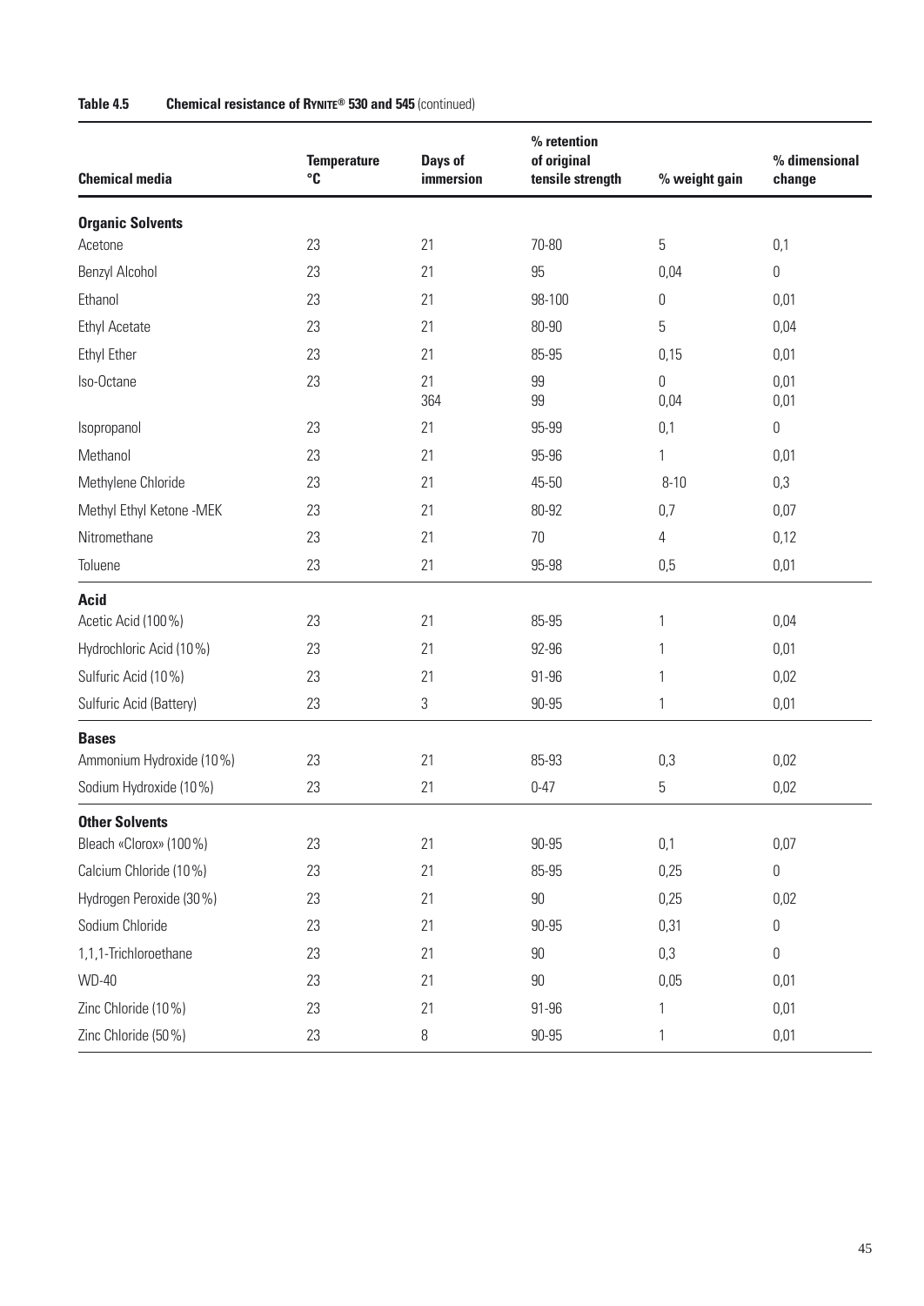**Table 4.5 Chemical resistance of RYNITE® 530 and 545** (continued)

| Chemical media | Temperature °C | Days of immersion | % retention of original tensile strength | % weight gain | % dimensional change |
|---|---|---|---|---|---|
| **Organic Solvents** | | | | | |
| Acetone | 23 | 21 | 70-80 | 5 | 0,1 |
| Benzyl Alcohol | 23 | 21 | 95 | 0,04 | 0 |
| Ethanol | 23 | 21 | 98-100 | 0 | 0,01 |
| Ethyl Acetate | 23 | 21 | 80-90 | 5 | 0,04 |
| Ethyl Ether | 23 | 21 | 85-95 | 0,15 | 0,01 |
| Iso-Octane | 23 | 21 | 99 | 0 | 0,01 |
| | | 364 | 99 | 0,04 | 0,01 |
| Isopropanol | 23 | 21 | 95-99 | 0,1 | 0 |
| Methanol | 23 | 21 | 95-96 | 1 | 0,01 |
| Methylene Chloride | 23 | 21 | 45-50 | 8-10 | 0,3 |
| Methyl Ethyl Ketone -MEK | 23 | 21 | 80-92 | 0,7 | 0,07 |
| Nitromethane | 23 | 21 | 70 | 4 | 0,12 |
| Toluene | 23 | 21 | 95-98 | 0,5 | 0,01 |
| **Acid** | | | | | |
| Acetic Acid (100%) | 23 | 21 | 85-95 | 1 | 0,04 |
| Hydrochloric Acid (10%) | 23 | 21 | 92-96 | 1 | 0,01 |
| Sulfuric Acid (10%) | 23 | 21 | 91-96 | 1 | 0,02 |
| Sulfuric Acid (Battery) | 23 | 3 | 90-95 | 1 | 0,01 |
| **Bases** | | | | | |
| Ammonium Hydroxide (10%) | 23 | 21 | 85-93 | 0,3 | 0,02 |
| Sodium Hydroxide (10%) | 23 | 21 | 0-47 | 5 | 0,02 |
| **Other Solvents** | | | | | |
| Bleach «Clorox» (100%) | 23 | 21 | 90-95 | 0,1 | 0,07 |
| Calcium Chloride (10%) | 23 | 21 | 85-95 | 0,25 | 0 |
| Hydrogen Peroxide (30%) | 23 | 21 | 90 | 0,25 | 0,02 |
| Sodium Chloride | 23 | 21 | 90-95 | 0,31 | 0 |
| 1,1,1-Trichloroethane | 23 | 21 | 90 | 0,3 | 0 |
| WD-40 | 23 | 21 | 90 | 0,05 | 0,01 |
| Zinc Chloride (10%) | 23 | 21 | 91-96 | 1 | 0,01 |
| Zinc Chloride (50%) | 23 | 8 | 90-95 | 1 | 0,01 |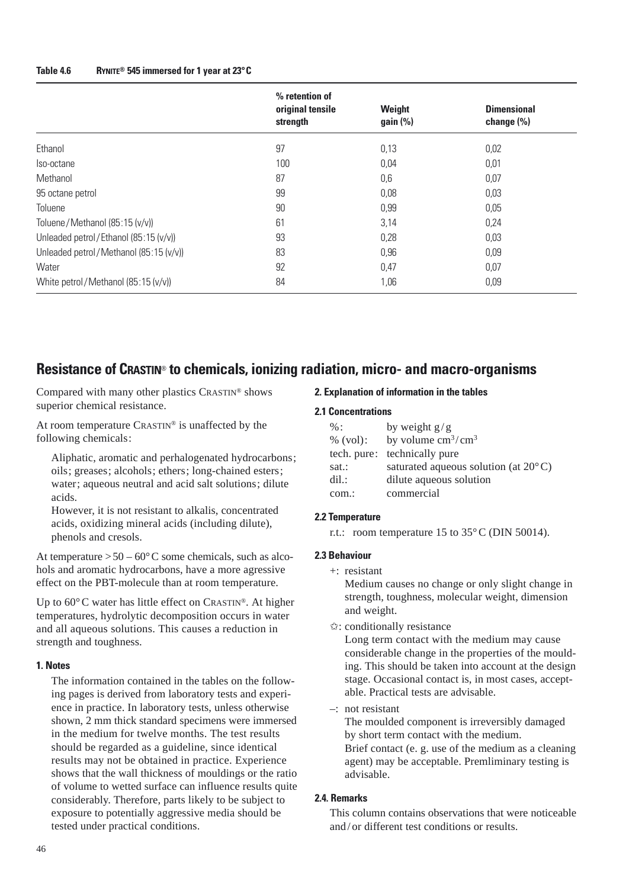**Table 4.6 RYNITE® 545 immersed for 1 year at 23°C**

| | % retention of original tensile strength | Weight gain (%) | Dimensional change (%) |
|---|---|---|---|
| Ethanol | 97 | 0,13 | 0,02 |
| Iso-octane | 100 | 0,04 | 0,01 |
| Methanol | 87 | 0,6 | 0,07 |
| 95 octane petrol | 99 | 0,08 | 0,03 |
| Toluene | 90 | 0,99 | 0,05 |
| Toluene / Methanol (85:15 (v/v)) | 61 | 3,14 | 0,24 |
| Unleaded petrol / Ethanol (85:15 (v/v)) | 93 | 0,28 | 0,03 |
| Unleaded petrol / Methanol (85:15 (v/v)) | 83 | 0,96 | 0,09 |
| Water | 92 | 0,47 | 0,07 |
| White petrol / Methanol (85:15 (v/v)) | 84 | 1,06 | 0,09 |

## Resistance of CRASTIN® to chemicals, ionizing radiation, micro- and macro-organisms

Compared with many other plastics CRASTIN® shows superior chemical resistance.

At room temperature CRASTIN® is unaffected by the following chemicals:

Aliphatic, aromatic and perhalogenated hydrocarbons; oils; greases; alcohols; ethers; long-chained esters; water; aqueous neutral and acid salt solutions; dilute acids.
However, it is not resistant to alkalis, concentrated acids, oxidizing mineral acids (including dilute), phenols and cresols.

At temperature > 50 – 60°C some chemicals, such as alcohols and aromatic hydrocarbons, have a more agressive effect on the PBT-molecule than at room temperature.

Up to 60°C water has little effect on CRASTIN®. At higher temperatures, hydrolytic decomposition occurs in water and all aqueous solutions. This causes a reduction in strength and toughness.

### 1. Notes

The information contained in the tables on the following pages is derived from laboratory tests and experience in practice. In laboratory tests, unless otherwise shown, 2 mm thick standard specimens were immersed in the medium for twelve months. The test results should be regarded as a guideline, since identical results may not be obtained in practice. Experience shows that the wall thickness of mouldings or the ratio of volume to wetted surface can influence results quite considerably. Therefore, parts likely to be subject to exposure to potentially aggressive media should be tested under practical conditions.

### 2. Explanation of information in the tables

#### 2.1 Concentrations

- %: by weight g / g
- % (vol): by volume $cm^3 / cm^3$
- tech. pure: technically pure
- sat.: saturated aqueous solution (at 20°C)
- dil.: dilute aqueous solution
- com.: commercial

#### 2.2 Temperature

r.t.: room temperature 15 to 35°C (DIN 50014).

#### 2.3 Behaviour

+: resistant
Medium causes no change or only slight change in strength, toughness, molecular weight, dimension and weight.

☆: conditionally resistance
Long term contact with the medium may cause considerable change in the properties of the moulding. This should be taken into account at the design stage. Occasional contact is, in most cases, acceptable. Practical tests are advisable.

–: not resistant
The moulded component is irreversibly damaged by short term contact with the medium.
Brief contact (e. g. use of the medium as a cleaning agent) may be acceptable. Premliminary testing is advisable.

#### 2.4. Remarks

This column contains observations that were noticeable and / or different test conditions or results.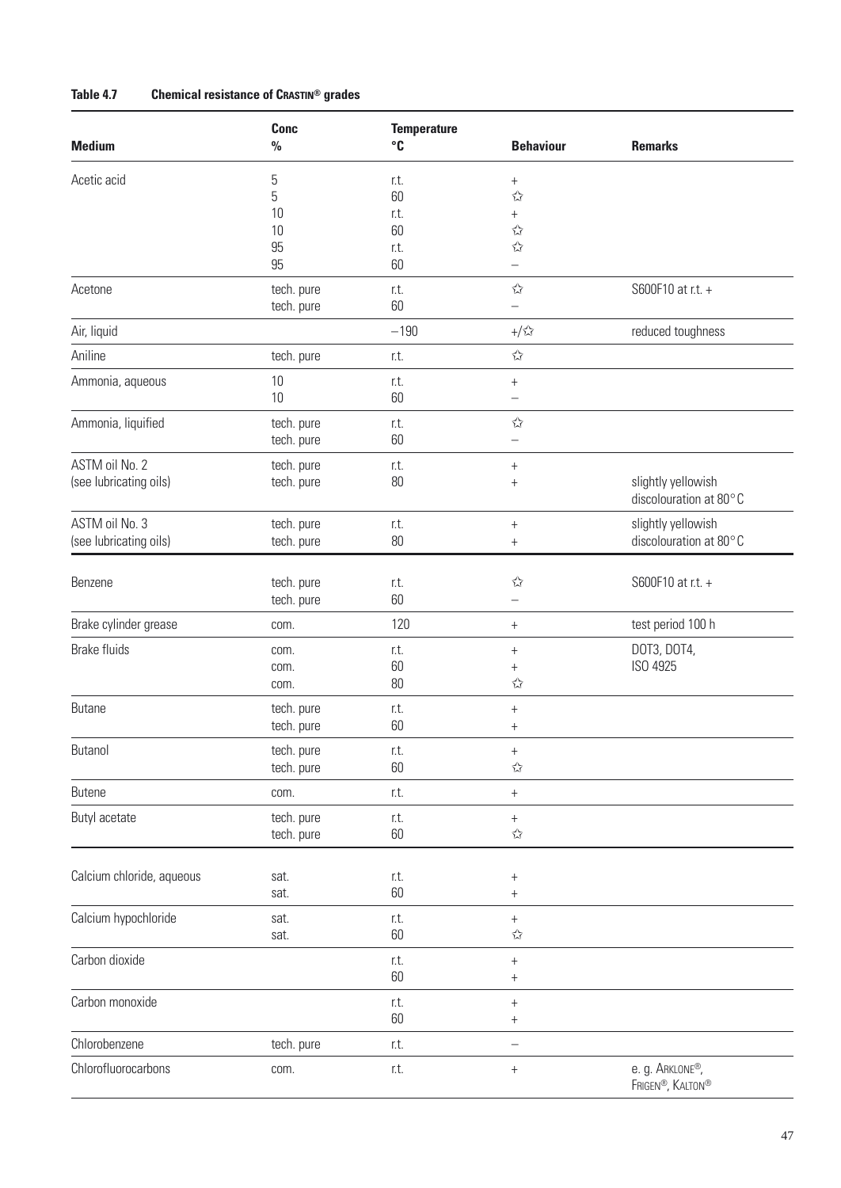**Table 4.7 Chemical resistance of CRASTIN® grades**

| Medium | Conc % | Temperature °C | Behaviour | Remarks |
|---|---|---|---|---|
| Acetic acid | 5 | r.t. | + | |
| | 5 | 60 | ✩ | |
| | 10 | r.t. | + | |
| | 10 | 60 | ✩ | |
| | 95 | r.t. | ✩ | |
| | 95 | 60 | – | |
| Acetone | tech. pure | r.t. | ✩ | S600F10 at r.t. + |
| | tech. pure | 60 | – | |
| Air, liquid | | −190 | +/✩ | reduced toughness |
| Aniline | tech. pure | r.t. | ✩ | |
| Ammonia, aqueous | 10 | r.t. | + | |
| | 10 | 60 | – | |
| Ammonia, liquified | tech. pure | r.t. | ✩ | |
| | tech. pure | 60 | – | |
| ASTM oil No. 2 (see lubricating oils) | tech. pure | r.t. | + | |
| | tech. pure | 80 | + | slightly yellowish discolouration at 80°C |
| ASTM oil No. 3 (see lubricating oils) | tech. pure | r.t. | + | slightly yellowish discolouration at 80°C |
| | tech. pure | 80 | + | |
| Benzene | tech. pure | r.t. | ✩ | S600F10 at r.t. + |
| | tech. pure | 60 | – | |
| Brake cylinder grease | com. | 120 | + | test period 100 h |
| Brake fluids | com. | r.t. | + | DOT3, DOT4, ISO 4925 |
| | com. | 60 | + | |
| | com. | 80 | ✩ | |
| Butane | tech. pure | r.t. | + | |
| | tech. pure | 60 | + | |
| Butanol | tech. pure | r.t. | + | |
| | tech. pure | 60 | ✩ | |
| Butene | com. | r.t. | + | |
| Butyl acetate | tech. pure | r.t. | + | |
| | tech. pure | 60 | ✩ | |
| Calcium chloride, aqueous | sat. | r.t. | + | |
| | sat. | 60 | + | |
| Calcium hypochloride | sat. | r.t. | + | |
| | sat. | 60 | ✩ | |
| Carbon dioxide | | r.t. | + | |
| | | 60 | + | |
| Carbon monoxide | | r.t. | + | |
| | | 60 | + | |
| Chlorobenzene | tech. pure | r.t. | – | |
| Chlorofluorocarbons | com. | r.t. | + | e. g. ARKLONE®, FRIGEN®, KALTON® |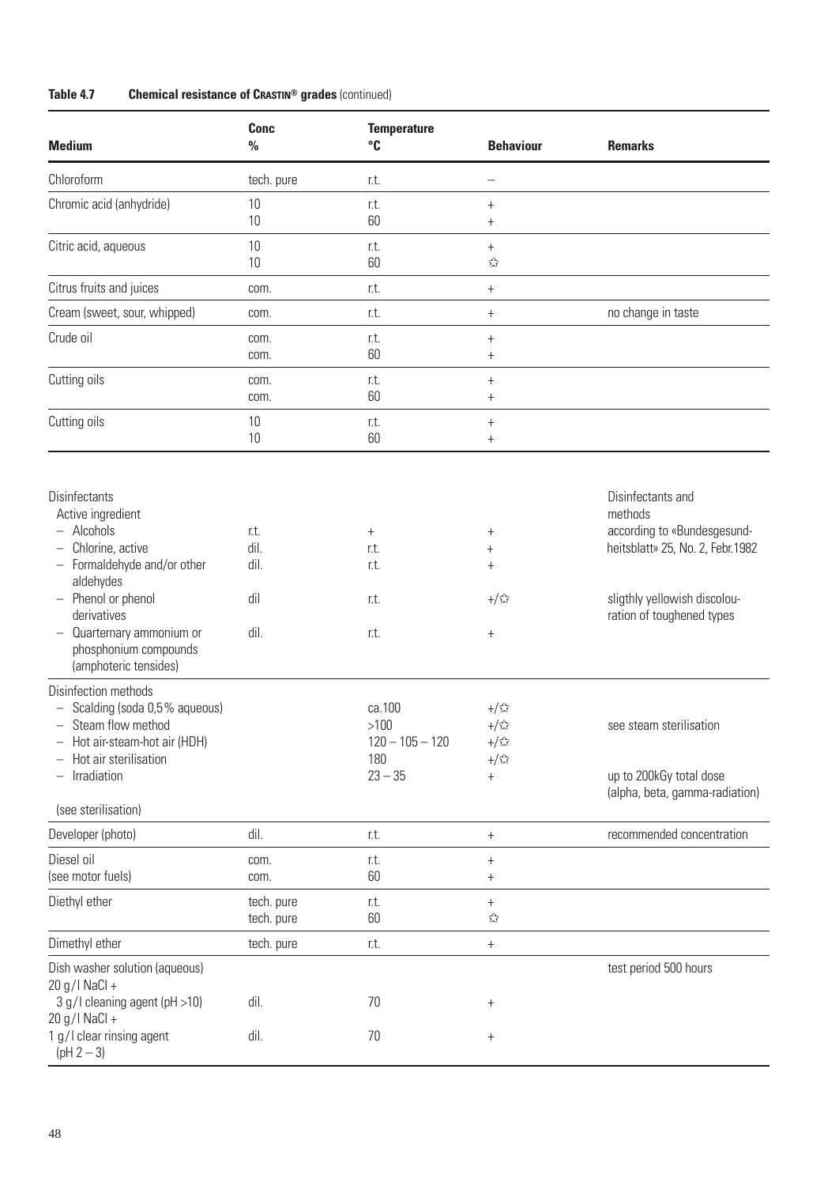**Table 4.7 Chemical resistance of CRASTIN® grades** (continued)

| Medium | Conc % | Temperature °C | Behaviour | Remarks |
|---|---|---|---|---|
| Chloroform | tech. pure | r.t. | – | |
| Chromic acid (anhydride) | 10<br>10 | r.t.<br>60 | +<br>+ | |
| Citric acid, aqueous | 10<br>10 | r.t.<br>60 | +<br>☆ | |
| Citrus fruits and juices | com. | r.t. | + | |
| Cream (sweet, sour, whipped) | com. | r.t. | + | no change in taste |
| Crude oil | com.<br>com. | r.t.<br>60 | +<br>+ | |
| Cutting oils | com.<br>com. | r.t.<br>60 | +<br>+ | |
| Cutting oils | 10<br>10 | r.t.<br>60 | +<br>+ | |
| Disinfectants<br>Active ingredient | | | | Disinfectants and methods |
| – Alcohols | r.t. | + | + | according to «Bundesgesund- |
| – Chlorine, active | dil. | r.t. | + | heitsblatt» 25, No. 2, Febr.1982 |
| – Formaldehyde and/or other aldehydes | dil. | r.t. | + | |
| – Phenol or phenol derivatives | dil | r.t. | +/☆ | sligthly yellowish discolouration of toughened types |
| – Quarternary ammonium or phosphonium compounds (amphoteric tensides) | dil. | r.t. | + | |
| Disinfection methods | | | | |
| – Scalding (soda 0,5% aqueous) | | ca.100 | +/☆ | |
| – Steam flow method | | >100 | +/☆ | see steam sterilisation |
| – Hot air-steam-hot air (HDH) | | 120 – 105 – 120 | +/☆ | |
| – Hot air sterilisation | | 180 | +/☆ | |
| – Irradiation | | 23 – 35 | + | up to 200kGy total dose (alpha, beta, gamma-radiation) |
| (see sterilisation) | | | | |
| Developer (photo) | dil. | r.t. | + | recommended concentration |
| Diesel oil<br>(see motor fuels) | com.<br>com. | r.t.<br>60 | +<br>+ | |
| Diethyl ether | tech. pure<br>tech. pure | r.t.<br>60 | +<br>☆ | |
| Dimethyl ether | tech. pure | r.t. | + | |
| Dish washer solution (aqueous) | | | | test period 500 hours |
| 20 g/l NaCl +<br>3 g/l cleaning agent (pH >10) | dil. | 70 | + | |
| 20 g/l NaCl +<br>1 g/l clear rinsing agent (pH 2 – 3) | dil. | 70 | + | |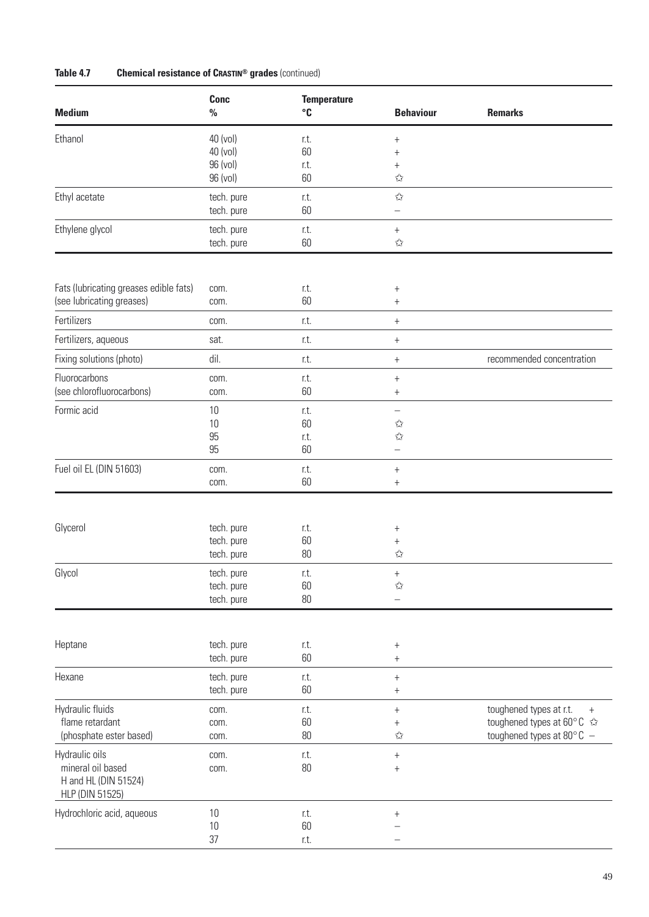**Table 4.7 Chemical resistance of CRASTIN® grades** (continued)

| Medium | Conc % | Temperature °C | Behaviour | Remarks |
|---|---|---|---|---|
| Ethanol | 40 (vol) | r.t. | + | |
| | 40 (vol) | 60 | + | |
| | 96 (vol) | r.t. | + | |
| | 96 (vol) | 60 | ☆ | |
| Ethyl acetate | tech. pure | r.t. | ☆ | |
| | tech. pure | 60 | – | |
| Ethylene glycol | tech. pure | r.t. | + | |
| | tech. pure | 60 | ☆ | |
| Fats (lubricating greases edible fats) | com. | r.t. | + | |
| (see lubricating greases) | com. | 60 | + | |
| Fertilizers | com. | r.t. | + | |
| Fertilizers, aqueous | sat. | r.t. | + | |
| Fixing solutions (photo) | dil. | r.t. | + | recommended concentration |
| Fluorocarbons | com. | r.t. | + | |
| (see chlorofluorocarbons) | com. | 60 | + | |
| Formic acid | 10 | r.t. | – | |
| | 10 | 60 | ☆ | |
| | 95 | r.t. | ☆ | |
| | 95 | 60 | – | |
| Fuel oil EL (DIN 51603) | com. | r.t. | + | |
| | com. | 60 | + | |
| Glycerol | tech. pure | r.t. | + | |
| | tech. pure | 60 | + | |
| | tech. pure | 80 | ☆ | |
| Glycol | tech. pure | r.t. | + | |
| | tech. pure | 60 | ☆ | |
| | tech. pure | 80 | – | |
| Heptane | tech. pure | r.t. | + | |
| | tech. pure | 60 | + | |
| Hexane | tech. pure | r.t. | + | |
| | tech. pure | 60 | + | |
| Hydraulic fluids | com. | r.t. | + | toughened types at r.t. + |
| flame retardant | com. | 60 | + | toughened types at 60°C ☆ |
| (phosphate ester based) | com. | 80 | ☆ | toughened types at 80°C – |
| Hydraulic oils | com. | r.t. | + | |
| mineral oil based | com. | 80 | + | |
| H and HL (DIN 51524) | | | | |
| HLP (DIN 51525) | | | | |
| Hydrochloric acid, aqueous | 10 | r.t. | + | |
| | 10 | 60 | – | |
| | 37 | r.t. | – | |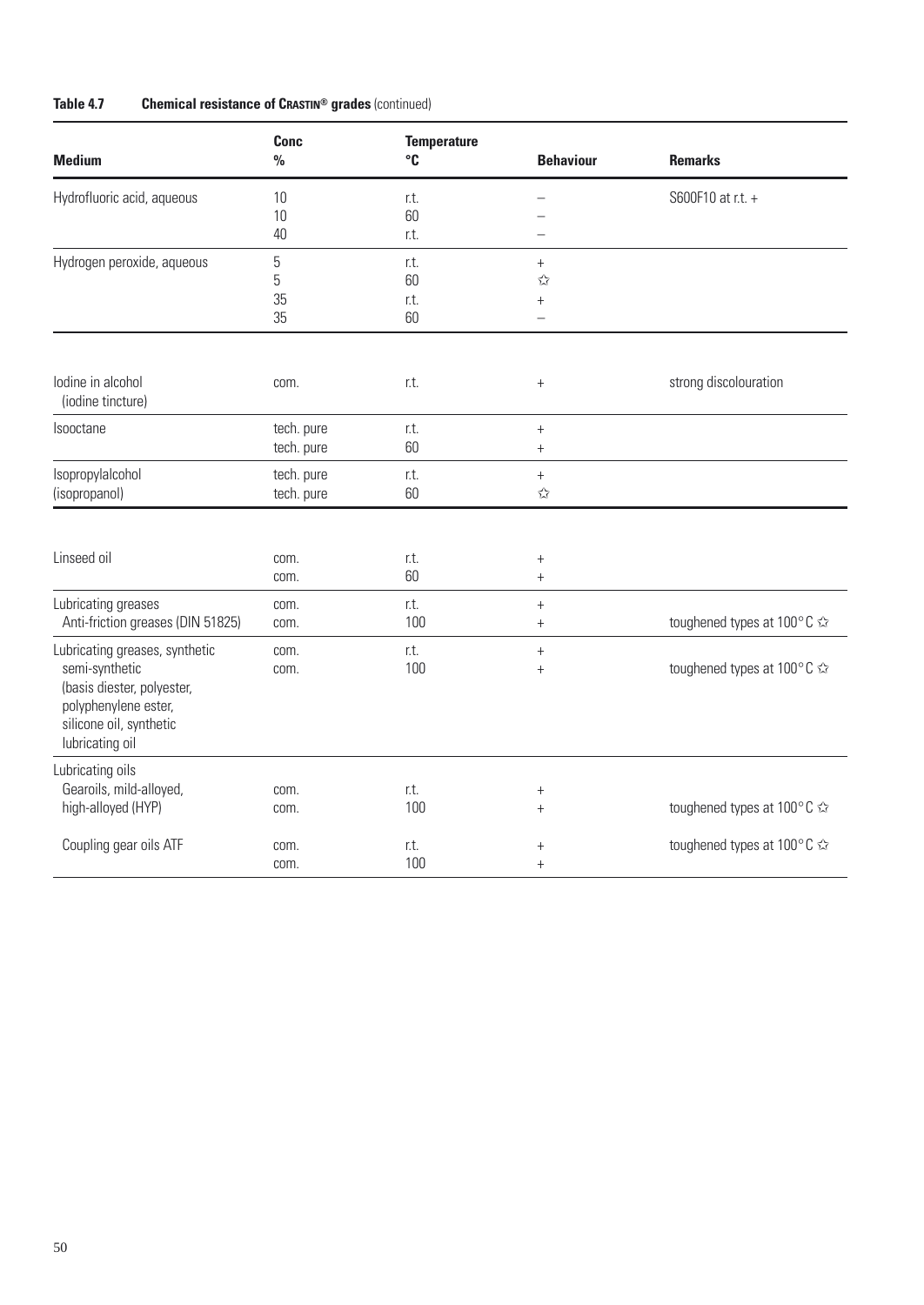**Table 4.7 Chemical resistance of CRASTIN® grades** (continued)

| Medium | Conc % | Temperature °C | Behaviour | Remarks |
|---|---|---|---|---|
| Hydrofluoric acid, aqueous | 10 | r.t. | – | S600F10 at r.t. + |
| | 10 | 60 | – | |
| | 40 | r.t. | – | |
| Hydrogen peroxide, aqueous | 5 | r.t. | + | |
| | 5 | 60 | ✩ | |
| | 35 | r.t. | + | |
| | 35 | 60 | – | |
| Iodine in alcohol (iodine tincture) | com. | r.t. | + | strong discolouration |
| Isooctane | tech. pure | r.t. | + | |
| | tech. pure | 60 | + | |
| Isopropylalcohol (isopropanol) | tech. pure | r.t. | + | |
| | tech. pure | 60 | ✩ | |
| Linseed oil | com. | r.t. | + | |
| | com. | 60 | + | |
| Lubricating greases | com. | r.t. | + | |
| Anti-friction greases (DIN 51825) | com. | 100 | + | toughened types at 100°C ✩ |
| Lubricating greases, synthetic | com. | r.t. | + | |
| semi-synthetic (basis diester, polyester, polyphenylene ester, silicone oil, synthetic lubricating oil | com. | 100 | + | toughened types at 100°C ✩ |
| Lubricating oils | | | | |
| Gearoils, mild-alloyed, | com. | r.t. | + | |
| high-alloyed (HYP) | com. | 100 | + | toughened types at 100°C ✩ |
| Coupling gear oils ATF | com. | r.t. | + | toughened types at 100°C ✩ |
| | com. | 100 | + | |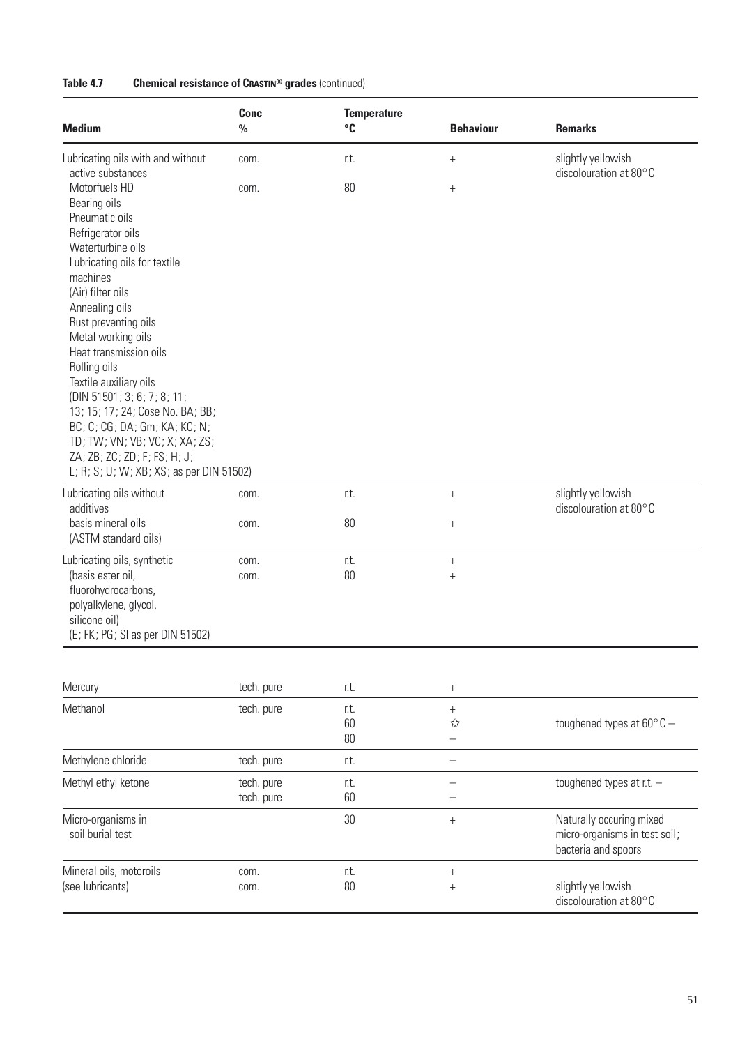**Table 4.7 Chemical resistance of CRASTIN® grades** (continued)

| Medium | Conc % | Temperature °C | Behaviour | Remarks |
|---|---|---|---|---|
| Lubricating oils with and without active substances | com. | r.t. | + | slightly yellowish discolouration at 80°C |
| Motorfuels HD Bearing oils Pneumatic oils Refrigerator oils Waterturbine oils Lubricating oils for textile machines (Air) filter oils Annealing oils Rust preventing oils Metal working oils Heat transmission oils Rolling oils Textile auxiliary oils (DIN 51501; 3; 6; 7; 8; 11; 13; 15; 17; 24; Cose No. BA; BB; BC; C; CG; DA; Gm; KA; KC; N; TD; TW; VN; VB; VC; X; XA; ZS; ZA; ZB; ZC; ZD; F; FS; H; J; L; R; S; U; W; XB; XS; as per DIN 51502) | com. | 80 | + | |
| Lubricating oils without additives | com. | r.t. | + | slightly yellowish discolouration at 80°C |
| basis mineral oils (ASTM standard oils) | com. | 80 | + | |
| Lubricating oils, synthetic | com. | r.t. | + | |
| (basis ester oil, fluorohydrocarbons, polyalkylene, glycol, silicone oil) (E; FK; PG; SI as per DIN 51502) | com. | 80 | + | |
| Mercury | tech. pure | r.t. | + | |
| Methanol | tech. pure | r.t. | + | |
| | | 60 | ☆ | toughened types at 60°C – |
| | | 80 | – | |
| Methylene chloride | tech. pure | r.t. | – | |
| Methyl ethyl ketone | tech. pure | r.t. | – | toughened types at r.t. – |
| | tech. pure | 60 | – | |
| Micro-organisms in soil burial test | | 30 | + | Naturally occuring mixed micro-organisms in test soil; bacteria and spoors |
| Mineral oils, motoroils | com. | r.t. | + | |
| (see lubricants) | com. | 80 | + | slightly yellowish discolouration at 80°C |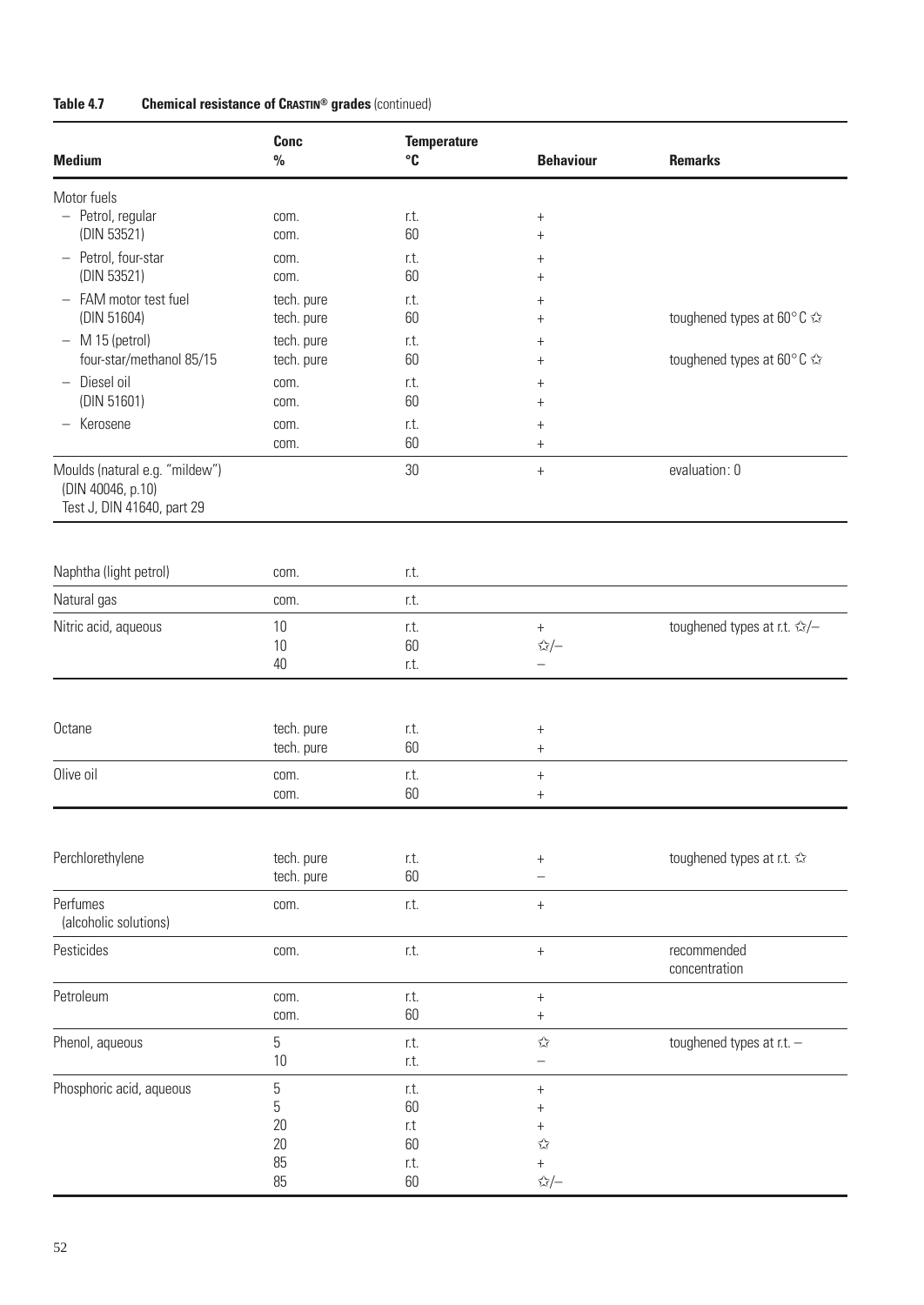**Table 4.7 Chemical resistance of CRASTIN® grades** (continued)

| Medium | Conc % | Temperature °C | Behaviour | Remarks |
|---|---|---|---|---|
| Motor fuels | | | | |
| – Petrol, regular | com. | r.t. | + | |
| (DIN 53521) | com. | 60 | + | |
| – Petrol, four-star | com. | r.t. | + | |
| (DIN 53521) | com. | 60 | + | |
| – FAM motor test fuel | tech. pure | r.t. | + | |
| (DIN 51604) | tech. pure | 60 | + | toughened types at 60°C ✩ |
| – M 15 (petrol) | tech. pure | r.t. | + | |
| four-star/methanol 85/15 | tech. pure | 60 | + | toughened types at 60°C ✩ |
| – Diesel oil | com. | r.t. | + | |
| (DIN 51601) | com. | 60 | + | |
| – Kerosene | com. | r.t. | + | |
| | com. | 60 | + | |
| Moulds (natural e.g. "mildew") (DIN 40046, p.10) Test J, DIN 41640, part 29 | | 30 | + | evaluation: 0 |
| Naphtha (light petrol) | com. | r.t. | | |
| Natural gas | com. | r.t. | | |
| Nitric acid, aqueous | 10 | r.t. | + | toughened types at r.t. ✩/– |
| | 10 | 60 | ✩/– | |
| | 40 | r.t. | – | |
| Octane | tech. pure | r.t. | + | |
| | tech. pure | 60 | + | |
| Olive oil | com. | r.t. | + | |
| | com. | 60 | + | |
| Perchlorethylene | tech. pure | r.t. | + | toughened types at r.t. ✩ |
| | tech. pure | 60 | – | |
| Perfumes (alcoholic solutions) | com. | r.t. | + | |
| Pesticides | com. | r.t. | + | recommended concentration |
| Petroleum | com. | r.t. | + | |
| | com. | 60 | + | |
| Phenol, aqueous | 5 | r.t. | ✩ | toughened types at r.t. – |
| | 10 | r.t. | – | |
| Phosphoric acid, aqueous | 5 | r.t. | + | |
| | 5 | 60 | + | |
| | 20 | r.t | + | |
| | 20 | 60 | ✩ | |
| | 85 | r.t. | + | |
| | 85 | 60 | ✩/– | |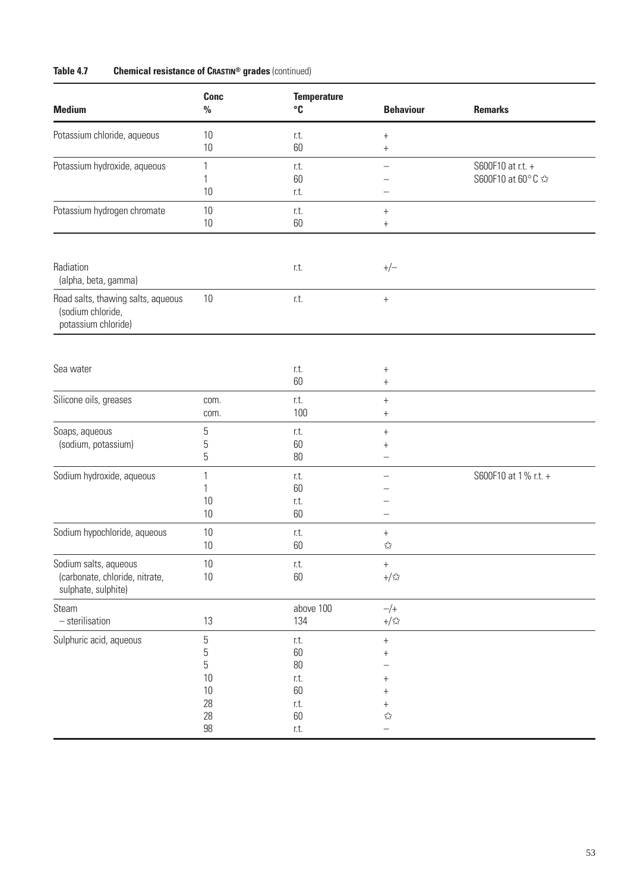**Table 4.7 Chemical resistance of CRASTIN® grades** (continued)

| Medium | Conc % | Temperature °C | Behaviour | Remarks |
|---|---|---|---|---|
| Potassium chloride, aqueous | 10 | r.t. | + | |
| | 10 | 60 | + | |
| Potassium hydroxide, aqueous | 1 | r.t. | – | S600F10 at r.t. + |
| | 1 | 60 | – | S600F10 at 60°C ✩ |
| | 10 | r.t. | – | |
| Potassium hydrogen chromate | 10 | r.t. | + | |
| | 10 | 60 | + | |
| Radiation (alpha, beta, gamma) | | r.t. | +/– | |
| Road salts, thawing salts, aqueous (sodium chloride, potassium chloride) | 10 | r.t. | + | |
| Sea water | | r.t. | + | |
| | | 60 | + | |
| Silicone oils, greases | com. | r.t. | + | |
| | com. | 100 | + | |
| Soaps, aqueous (sodium, potassium) | 5 | r.t. | + | |
| | 5 | 60 | + | |
| | 5 | 80 | – | |
| Sodium hydroxide, aqueous | 1 | r.t. | – | S600F10 at 1% r.t. + |
| | 1 | 60 | – | |
| | 10 | r.t. | – | |
| | 10 | 60 | – | |
| Sodium hypochloride, aqueous | 10 | r.t. | + | |
| | 10 | 60 | ✩ | |
| Sodium salts, aqueous (carbonate, chloride, nitrate, sulphate, sulphite) | 10 | r.t. | + | |
| | 10 | 60 | +/✩ | |
| Steam | | above 100 | –/+ | |
| – sterilisation | 13 | 134 | +/✩ | |
| Sulphuric acid, aqueous | 5 | r.t. | + | |
| | 5 | 60 | + | |
| | 5 | 80 | – | |
| | 10 | r.t. | + | |
| | 10 | 60 | + | |
| | 28 | r.t. | + | |
| | 28 | 60 | ✩ | |
| | 98 | r.t. | – | |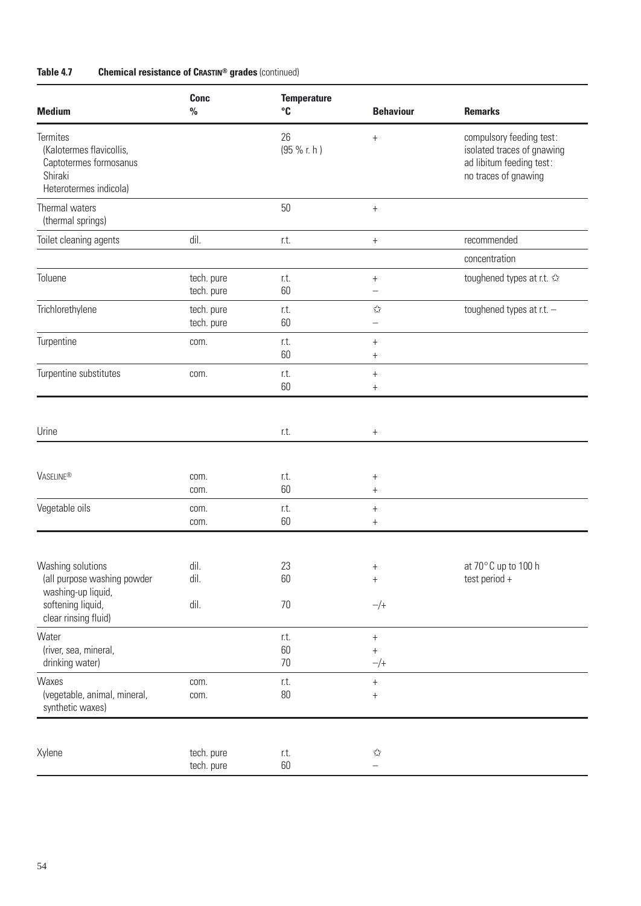**Table 4.7 Chemical resistance of CRASTIN® grades** (continued)

| Medium | Conc % | Temperature °C | Behaviour | Remarks |
|---|---|---|---|---|
| Termites (Kalotermes flavicollis, Captotermes formosanus Shiraki Heterotermes indicola) | | 26 (95 % r. h ) | + | compulsory feeding test: isolated traces of gnawing ad libitum feeding test: no traces of gnawing |
| Thermal waters (thermal springs) | | 50 | + | |
| Toilet cleaning agents | dil. | r.t. | + | recommended concentration |
| Toluene | tech. pure | r.t. | + | toughened types at r.t. ☆ |
| | tech. pure | 60 | – | |
| Trichlorethylene | tech. pure | r.t. | ☆ | toughened types at r.t. – |
| | tech. pure | 60 | – | |
| Turpentine | com. | r.t. | + | |
| | | 60 | + | |
| Turpentine substitutes | com. | r.t. | + | |
| | | 60 | + | |
| Urine | | r.t. | + | |
| VASELINE® | com. | r.t. | + | |
| | com. | 60 | + | |
| Vegetable oils | com. | r.t. | + | |
| | com. | 60 | + | |
| Washing solutions (all purpose washing powder washing-up liquid, softening liquid, clear rinsing fluid) | dil. | 23 | + | at 70°C up to 100 h test period + |
| | dil. | 60 | + | |
| | dil. | 70 | –/+ | |
| Water (river, sea, mineral, drinking water) | | r.t. | + | |
| | | 60 | + | |
| | | 70 | –/+ | |
| Waxes (vegetable, animal, mineral, synthetic waxes) | com. | r.t. | + | |
| | com. | 80 | + | |
| Xylene | tech. pure | r.t. | ☆ | |
| | tech. pure | 60 | – | |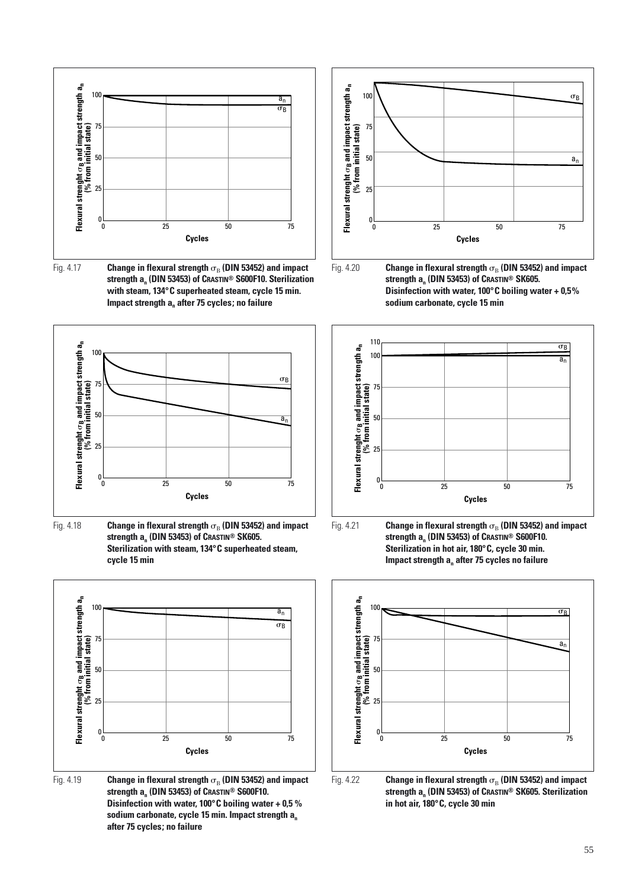Fig. 4.17 **Change in flexural strength $\sigma_B$ (DIN 53452) and impact strength $a_n$ (DIN 53453) of CRASTIN® S600F10. Sterilization with steam, 134°C superheated steam, cycle 15 min. Impact strength $a_n$ after 75 cycles; no failure**

Fig. 4.18 **Change in flexural strength $\sigma_B$ (DIN 53452) and impact strength $a_n$ (DIN 53453) of CRASTIN® SK605. Sterilization with steam, 134°C superheated steam, cycle 15 min**

Fig. 4.19 **Change in flexural strength $\sigma_B$ (DIN 53452) and impact strength $a_n$ (DIN 53453) of CRASTIN® S600F10. Disinfection with water, 100°C boiling water + 0,5 % sodium carbonate, cycle 15 min. Impact strength $a_n$ after 75 cycles; no failure**

Fig. 4.20 **Change in flexural strength $\sigma_B$ (DIN 53452) and impact strength $a_n$ (DIN 53453) of CRASTIN® SK605. Disinfection with water, 100°C boiling water + 0,5% sodium carbonate, cycle 15 min**

Fig. 4.21 **Change in flexural strength $\sigma_B$ (DIN 53452) and impact strength $a_n$ (DIN 53453) of CRASTIN® S600F10. Sterilization in hot air, 180°C, cycle 30 min. Impact strength $a_n$ after 75 cycles no failure**

Fig. 4.22 **Change in flexural strength $\sigma_B$ (DIN 53452) and impact strength $a_n$ (DIN 53453) of CRASTIN® SK605. Sterilization in hot air, 180°C, cycle 30 min**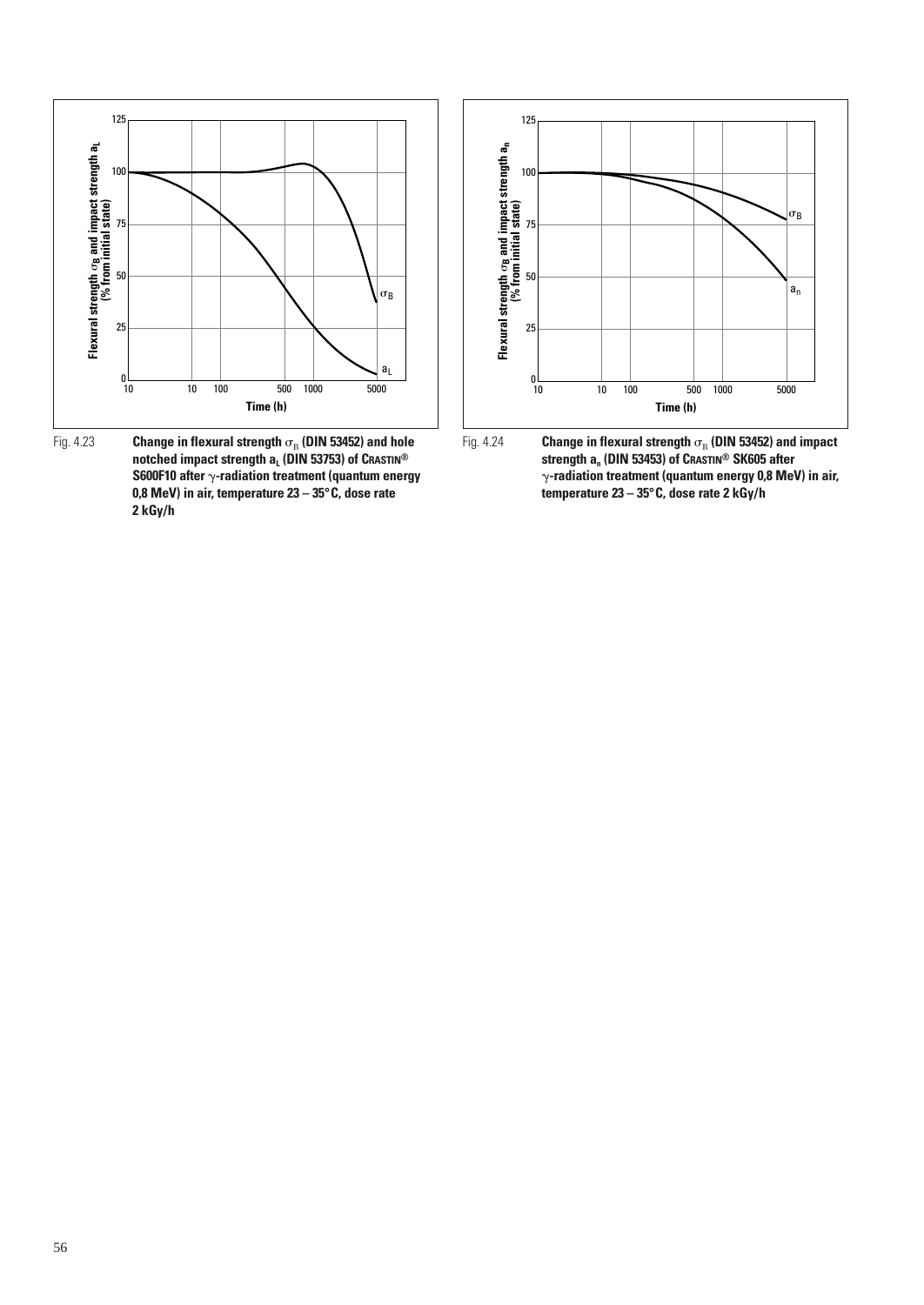Fig. 4.23 **Change in flexural strength $\sigma_B$ (DIN 53452) and hole notched impact strength $a_L$ (DIN 53753) of CRASTIN® S600F10 after $\gamma$-radiation treatment (quantum energy 0,8 MeV) in air, temperature 23 – 35°C, dose rate 2 kGy/h**

Fig. 4.24 **Change in flexural strength $\sigma_B$ (DIN 53452) and impact strength $a_n$ (DIN 53453) of CRASTIN® SK605 after $\gamma$-radiation treatment (quantum energy 0,8 MeV) in air, temperature 23 – 35°C, dose rate 2 kGy/h**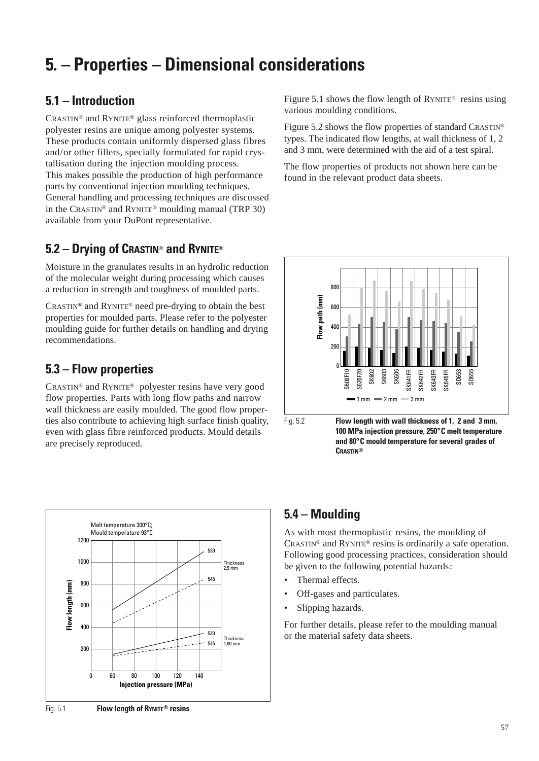# 5. – Properties – Dimensional considerations

## 5.1 – Introduction

CRASTIN® and RYNITE® glass reinforced thermoplastic polyester resins are unique among polyester systems. These products contain uniformly dispersed glass fibres and/or other fillers, specially formulated for rapid crystallisation during the injection moulding process. This makes possible the production of high performance parts by conventional injection moulding techniques. General handling and processing techniques are discussed in the CRASTIN® and RYNITE® moulding manual (TRP 30) available from your DuPont representative.

## 5.2 – Drying of CRASTIN® and RYNITE®

Moisture in the granulates results in an hydrolic reduction of the molecular weight during processing which causes a reduction in strength and toughness of moulded parts.

CRASTIN® and RYNITE® need pre-drying to obtain the best properties for moulded parts. Please refer to the polyester moulding guide for further details on handling and drying recommendations.

## 5.3 – Flow properties

CRASTIN® and RYNITE® polyester resins have very good flow properties. Parts with long flow paths and narrow wall thickness are easily moulded. The good flow properties also contribute to achieving high surface finish quality, even with glass fibre reinforced products. Mould details are precisely reproduced.

Figure 5.1 shows the flow length of RYNITE® resins using various moulding conditions.

Figure 5.2 shows the flow properties of standard CRASTIN® types. The indicated flow lengths, at wall thickness of 1, 2 and 3 mm, were determined with the aid of a test spiral.

The flow properties of products not shown here can be found in the relevant product data sheets.

Fig. 5.2 **Flow length with wall thickness of 1, 2 and 3 mm, 100 MPa injection pressure, 250°C melt temperature and 80°C mould temperature for several grades of CRASTIN®**

Fig. 5.1 **Flow length of RYNITE® resins**

## 5.4 – Moulding

As with most thermoplastic resins, the moulding of CRASTIN® and RYNITE® resins is ordinarily a safe operation. Following good processing practices, consideration should be given to the following potential hazards:

- Thermal effects.
- Off-gases and particulates.
- Slipping hazards.

For further details, please refer to the moulding manual or the material safety data sheets.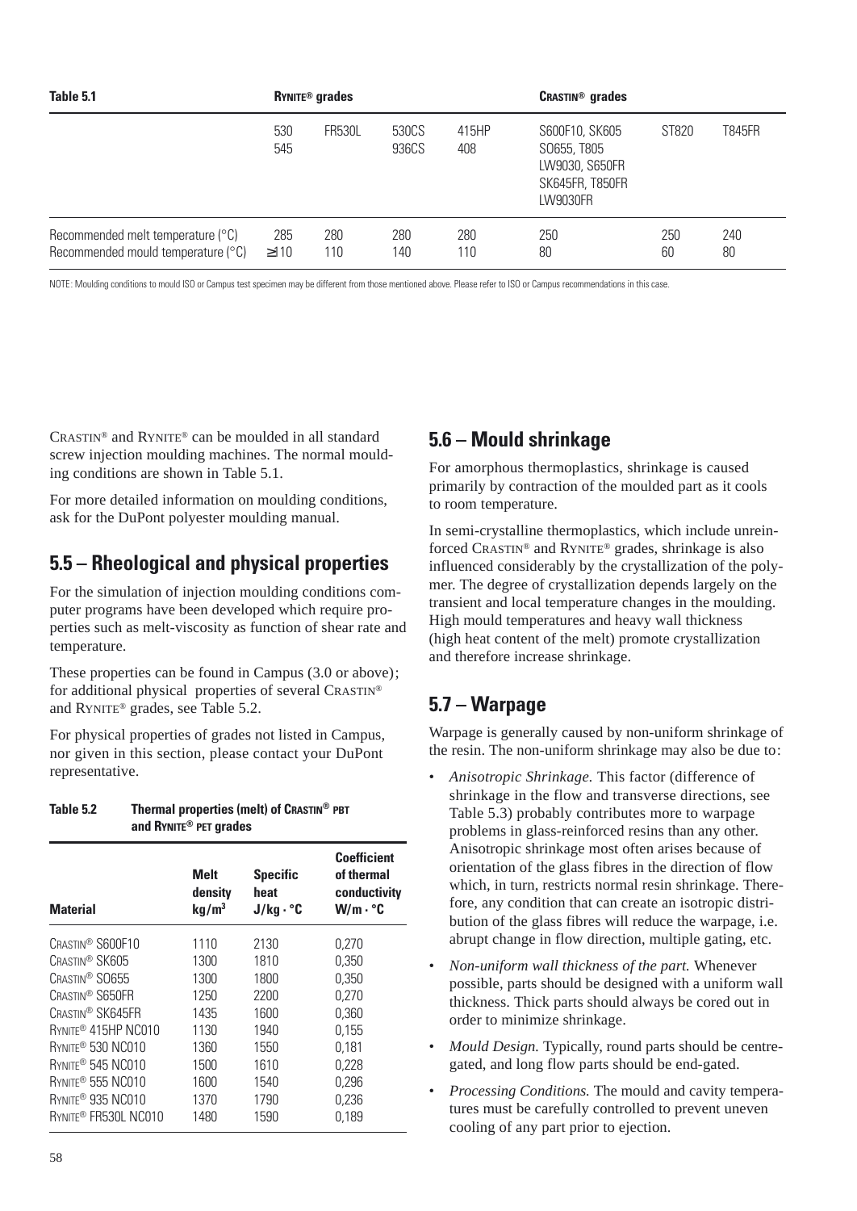| Table 5.1 | Rynite® grades | | | | Crastin® grades | | |
|---|---|---|---|---|---|---|---|
| | 530 545 | FR530L | 530CS 936CS | 415HP 408 | S600F10, SK605 SO655, T805 LW9030, S650FR SK645FR, T850FR LW9030FR | ST820 | T845FR |
| Recommended melt temperature (°C) | 285 | 280 | 280 | 280 | 250 | 250 | 240 |
| Recommended mould temperature (°C) | ≥110 | 110 | 140 | 110 | 80 | 60 | 80 |

NOTE: Moulding conditions to mould ISO or Campus test specimen may be different from those mentioned above. Please refer to ISO or Campus recommendations in this case.

Crastin® and Rynite® can be moulded in all standard screw injection moulding machines. The normal moulding conditions are shown in Table 5.1.

For more detailed information on moulding conditions, ask for the DuPont polyester moulding manual.

## 5.5 – Rheological and physical properties

For the simulation of injection moulding conditions computer programs have been developed which require properties such as melt-viscosity as function of shear rate and temperature.

These properties can be found in Campus (3.0 or above); for additional physical properties of several Crastin® and Rynite® grades, see Table 5.2.

For physical properties of grades not listed in Campus, nor given in this section, please contact your DuPont representative.

**Table 5.2 Thermal properties (melt) of Crastin® PBT and Rynite® PET grades**

| Material | Melt density kg/m³ | Specific heat J/kg · °C | Coefficient of thermal conductivity W/m · °C |
|---|---|---|---|
| Crastin® S600F10 | 1110 | 2130 | 0,270 |
| Crastin® SK605 | 1300 | 1810 | 0,350 |
| Crastin® SO655 | 1300 | 1800 | 0,350 |
| Crastin® S650FR | 1250 | 2200 | 0,270 |
| Crastin® SK645FR | 1435 | 1600 | 0,360 |
| Rynite® 415HP NC010 | 1130 | 1940 | 0,155 |
| Rynite® 530 NC010 | 1360 | 1550 | 0,181 |
| Rynite® 545 NC010 | 1500 | 1610 | 0,228 |
| Rynite® 555 NC010 | 1600 | 1540 | 0,296 |
| Rynite® 935 NC010 | 1370 | 1790 | 0,236 |
| Rynite® FR530L NC010 | 1480 | 1590 | 0,189 |

## 5.6 – Mould shrinkage

For amorphous thermoplastics, shrinkage is caused primarily by contraction of the moulded part as it cools to room temperature.

In semi-crystalline thermoplastics, which include unreinforced Crastin® and Rynite® grades, shrinkage is also influenced considerably by the crystallization of the polymer. The degree of crystallization depends largely on the transient and local temperature changes in the moulding. High mould temperatures and heavy wall thickness (high heat content of the melt) promote crystallization and therefore increase shrinkage.

## 5.7 – Warpage

Warpage is generally caused by non-uniform shrinkage of the resin. The non-uniform shrinkage may also be due to:

- *Anisotropic Shrinkage.* This factor (difference of shrinkage in the flow and transverse directions, see Table 5.3) probably contributes more to warpage problems in glass-reinforced resins than any other. Anisotropic shrinkage most often arises because of orientation of the glass fibres in the direction of flow which, in turn, restricts normal resin shrinkage. Therefore, any condition that can create an isotropic distribution of the glass fibres will reduce the warpage, i.e. abrupt change in flow direction, multiple gating, etc.
- *Non-uniform wall thickness of the part.* Whenever possible, parts should be designed with a uniform wall thickness. Thick parts should always be cored out in order to minimize shrinkage.
- *Mould Design.* Typically, round parts should be centre-gated, and long flow parts should be end-gated.
- *Processing Conditions.* The mould and cavity temperatures must be carefully controlled to prevent uneven cooling of any part prior to ejection.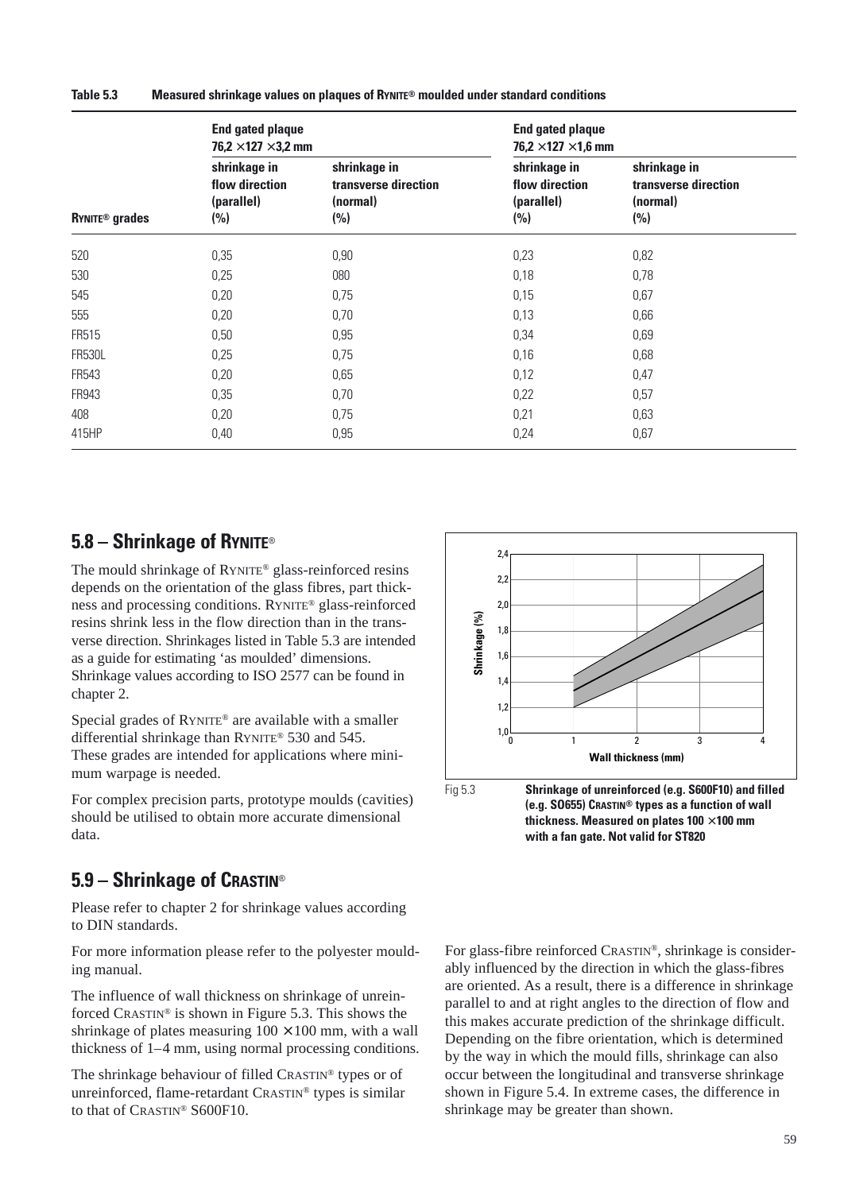**Table 5.3 Measured shrinkage values on plaques of RYNITE® moulded under standard conditions**

| | End gated plaque 76,2 × 127 × 3,2 mm | | End gated plaque 76,2 × 127 × 1,6 mm | |
|---|---|---|---|---|
| RYNITE® grades | shrinkage in flow direction (parallel) (%) | shrinkage in transverse direction (normal) (%) | shrinkage in flow direction (parallel) (%) | shrinkage in transverse direction (normal) (%) |
| 520 | 0,35 | 0,90 | 0,23 | 0,82 |
| 530 | 0,25 | 080 | 0,18 | 0,78 |
| 545 | 0,20 | 0,75 | 0,15 | 0,67 |
| 555 | 0,20 | 0,70 | 0,13 | 0,66 |
| FR515 | 0,50 | 0,95 | 0,34 | 0,69 |
| FR530L | 0,25 | 0,75 | 0,16 | 0,68 |
| FR543 | 0,20 | 0,65 | 0,12 | 0,47 |
| FR943 | 0,35 | 0,70 | 0,22 | 0,57 |
| 408 | 0,20 | 0,75 | 0,21 | 0,63 |
| 415HP | 0,40 | 0,95 | 0,24 | 0,67 |

## 5.8 – Shrinkage of RYNITE®

The mould shrinkage of RYNITE® glass-reinforced resins depends on the orientation of the glass fibres, part thickness and processing conditions. RYNITE® glass-reinforced resins shrink less in the flow direction than in the transverse direction. Shrinkages listed in Table 5.3 are intended as a guide for estimating 'as moulded' dimensions. Shrinkage values according to ISO 2577 can be found in chapter 2.

Special grades of RYNITE® are available with a smaller differential shrinkage than RYNITE® 530 and 545. These grades are intended for applications where minimum warpage is needed.

For complex precision parts, prototype moulds (cavities) should be utilised to obtain more accurate dimensional data.

Fig 5.3 **Shrinkage of unreinforced (e.g. S600F10) and filled (e.g. SO655) CRASTIN® types as a function of wall thickness. Measured on plates 100 × 100 mm with a fan gate. Not valid for ST820**

## 5.9 – Shrinkage of CRASTIN®

Please refer to chapter 2 for shrinkage values according to DIN standards.

For more information please refer to the polyester moulding manual.

The influence of wall thickness on shrinkage of unreinforced CRASTIN® is shown in Figure 5.3. This shows the shrinkage of plates measuring 100 × 100 mm, with a wall thickness of 1–4 mm, using normal processing conditions.

The shrinkage behaviour of filled CRASTIN® types or of unreinforced, flame-retardant CRASTIN® types is similar to that of CRASTIN® S600F10.

For glass-fibre reinforced CRASTIN®, shrinkage is considerably influenced by the direction in which the glass-fibres are oriented. As a result, there is a difference in shrinkage parallel to and at right angles to the direction of flow and this makes accurate prediction of the shrinkage difficult. Depending on the fibre orientation, which is determined by the way in which the mould fills, shrinkage can also occur between the longitudinal and transverse shrinkage shown in Figure 5.4. In extreme cases, the difference in shrinkage may be greater than shown.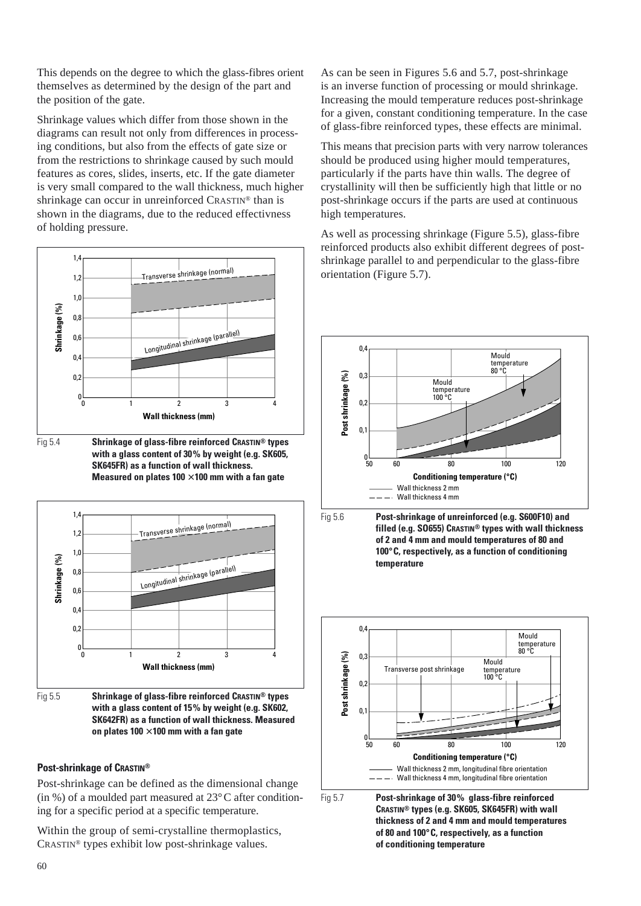This depends on the degree to which the glass-fibres orient themselves as determined by the design of the part and the position of the gate.

Shrinkage values which differ from those shown in the diagrams can result not only from differences in processing conditions, but also from the effects of gate size or from the restrictions to shrinkage caused by such mould features as cores, slides, inserts, etc. If the gate diameter is very small compared to the wall thickness, much higher shrinkage can occur in unreinforced CRASTIN® than is shown in the diagrams, due to the reduced effectivness of holding pressure.

Fig 5.4 **Shrinkage of glass-fibre reinforced CRASTIN® types with a glass content of 30% by weight (e.g. SK605, SK645FR) as a function of wall thickness. Measured on plates 100 ×100 mm with a fan gate**

Fig 5.5 **Shrinkage of glass-fibre reinforced CRASTIN® types with a glass content of 15% by weight (e.g. SK602, SK642FR) as a function of wall thickness. Measured on plates 100 ×100 mm with a fan gate**

#### Post-shrinkage of CRASTIN®

Post-shrinkage can be defined as the dimensional change (in %) of a moulded part measured at 23°C after conditioning for a specific period at a specific temperature.

Within the group of semi-crystalline thermoplastics, CRASTIN® types exhibit low post-shrinkage values.

As can be seen in Figures 5.6 and 5.7, post-shrinkage is an inverse function of processing or mould shrinkage. Increasing the mould temperature reduces post-shrinkage for a given, constant conditioning temperature. In the case of glass-fibre reinforced types, these effects are minimal.

This means that precision parts with very narrow tolerances should be produced using higher mould temperatures, particularly if the parts have thin walls. The degree of crystallinity will then be sufficiently high that little or no post-shrinkage occurs if the parts are used at continuous high temperatures.

As well as processing shrinkage (Figure 5.5), glass-fibre reinforced products also exhibit different degrees of post-shrinkage parallel to and perpendicular to the glass-fibre orientation (Figure 5.7).

Fig 5.6 **Post-shrinkage of unreinforced (e.g. S600F10) and filled (e.g. SO655) CRASTIN® types with wall thickness of 2 and 4 mm and mould temperatures of 80 and 100°C, respectively, as a function of conditioning temperature**

Fig 5.7 **Post-shrinkage of 30% glass-fibre reinforced CRASTIN® types (e.g. SK605, SK645FR) with wall thickness of 2 and 4 mm and mould temperatures of 80 and 100°C, respectively, as a function of conditioning temperature**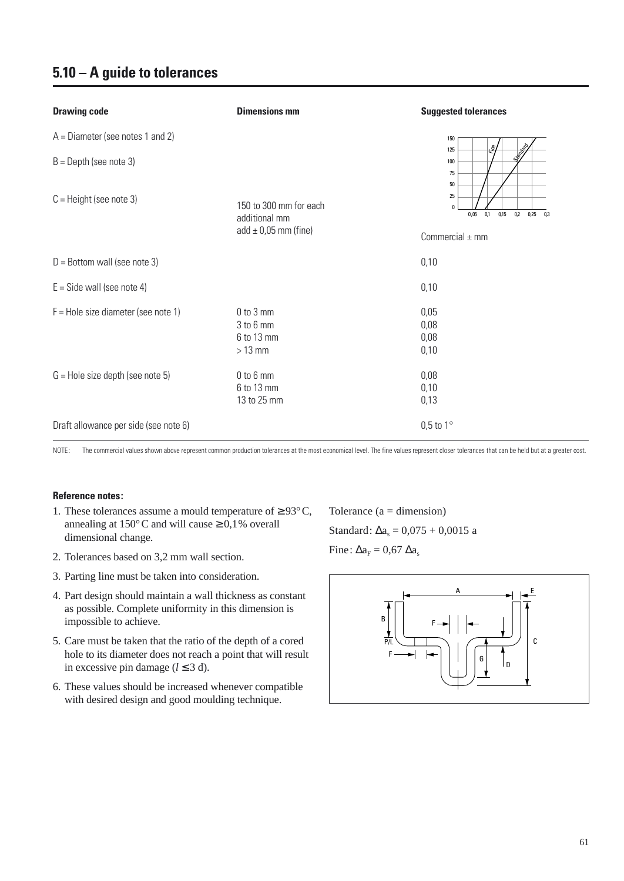## 5.10 – A guide to tolerances

| Drawing code | Dimensions mm | Suggested tolerances |
|---|---|---|
| A = Diameter (see notes 1 and 2) | | |
| B = Depth (see note 3) | | |
| C = Height (see note 3) | 150 to 300 mm for each additional mm add ± 0,05 mm (fine) | Commercial ± mm |
| D = Bottom wall (see note 3) | | 0,10 |
| E = Side wall (see note 4) | | 0,10 |
| F = Hole size diameter (see note 1) | 0 to 3 mm<br>3 to 6 mm<br>6 to 13 mm<br>> 13 mm | 0,05<br>0,08<br>0,08<br>0,10 |
| G = Hole size depth (see note 5) | 0 to 6 mm<br>6 to 13 mm<br>13 to 25 mm | 0,08<br>0,10<br>0,13 |
| Draft allowance per side (see note 6) | | 0,5 to 1° |

NOTE: The commercial values shown above represent common production tolerances at the most economical level. The fine values represent closer tolerances that can be held but at a greater cost.

**Reference notes:**

1. These tolerances assume a mould temperature of ≥ 93° C, annealing at 150° C and will cause ≥ 0,1% overall dimensional change.
2. Tolerances based on 3,2 mm wall section.
3. Parting line must be taken into consideration.
4. Part design should maintain a wall thickness as constant as possible. Complete uniformity in this dimension is impossible to achieve.
5. Care must be taken that the ratio of the depth of a cored hole to its diameter does not reach a point that will result in excessive pin damage ($l \leq 3$ d).
6. These values should be increased whenever compatible with desired design and good moulding technique.

Tolerance (a = dimension)

Standard: $\Delta a_s = 0{,}075 + 0{,}0015\ a$

Fine: $\Delta a_F = 0{,}67\ \Delta a_s$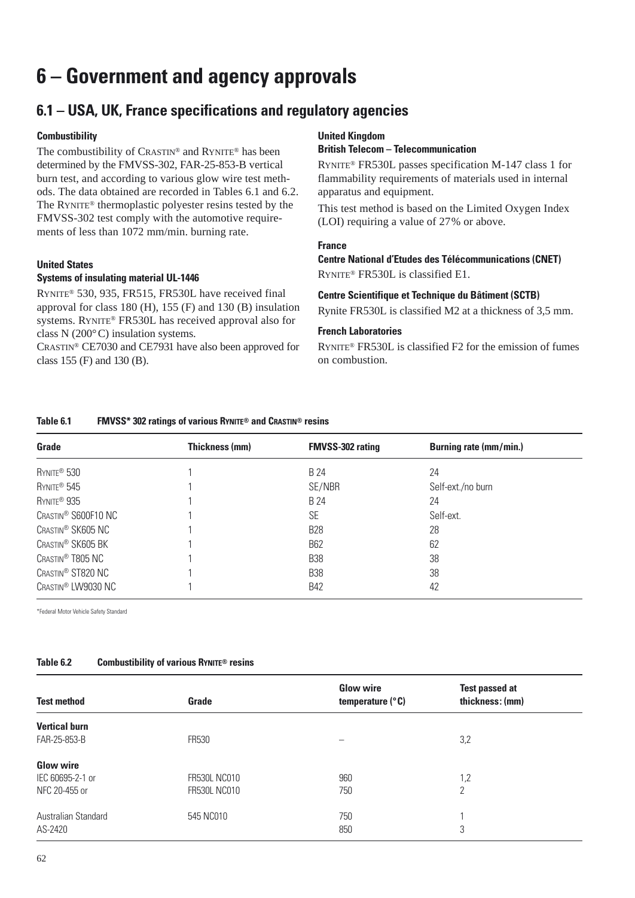# 6 – Government and agency approvals

## 6.1 – USA, UK, France specifications and regulatory agencies

### Combustibility

The combustibility of CRASTIN® and RYNITE® has been determined by the FMVSS-302, FAR-25-853-B vertical burn test, and according to various glow wire test methods. The data obtained are recorded in Tables 6.1 and 6.2. The RYNITE® thermoplastic polyester resins tested by the FMVSS-302 test comply with the automotive requirements of less than 1072 mm/min. burning rate.

### United States

**Systems of insulating material UL-1446**

RYNITE® 530, 935, FR515, FR530L have received final approval for class 180 (H), 155 (F) and 130 (B) insulation systems. RYNITE® FR530L has received approval also for class N (200°C) insulation systems.

CRASTIN® CE7030 and CE7931 have also been approved for class 155 (F) and 130 (B).

### United Kingdom

**British Telecom – Telecommunication**

RYNITE® FR530L passes specification M-147 class 1 for flammability requirements of materials used in internal apparatus and equipment.

This test method is based on the Limited Oxygen Index (LOI) requiring a value of 27% or above.

### France

**Centre National d'Etudes des Télécommunications (CNET)**

RYNITE® FR530L is classified E1.

**Centre Scientifique et Technique du Bâtiment (SCTB)**

Rynite FR530L is classified M2 at a thickness of 3,5 mm.

**French Laboratories**

RYNITE® FR530L is classified F2 for the emission of fumes on combustion.

**Table 6.1 FMVSS* 302 ratings of various RYNITE® and CRASTIN® resins**

| Grade | Thickness (mm) | FMVSS-302 rating | Burning rate (mm/min.) |
|---|---|---|---|
| RYNITE® 530 | 1 | B 24 | 24 |
| RYNITE® 545 | 1 | SE/NBR | Self-ext./no burn |
| RYNITE® 935 | 1 | B 24 | 24 |
| CRASTIN® S600F10 NC | 1 | SE | Self-ext. |
| CRASTIN® SK605 NC | 1 | B28 | 28 |
| CRASTIN® SK605 BK | 1 | B62 | 62 |
| CRASTIN® T805 NC | 1 | B38 | 38 |
| CRASTIN® ST820 NC | 1 | B38 | 38 |
| CRASTIN® LW9030 NC | 1 | B42 | 42 |

*Federal Motor Vehicle Safety Standard

**Table 6.2 Combustibility of various RYNITE® resins**

| Test method | Grade | Glow wire temperature (°C) | Test passed at thickness: (mm) |
|---|---|---|---|
| **Vertical burn** | | | |
| FAR-25-853-B | FR530 | – | 3,2 |
| **Glow wire** | | | |
| IEC 60695-2-1 or | FR530L NC010 | 960 | 1,2 |
| NFC 20-455 or | FR530L NC010 | 750 | 2 |
| Australian Standard | 545 NC010 | 750 | 1 |
| AS-2420 | | 850 | 3 |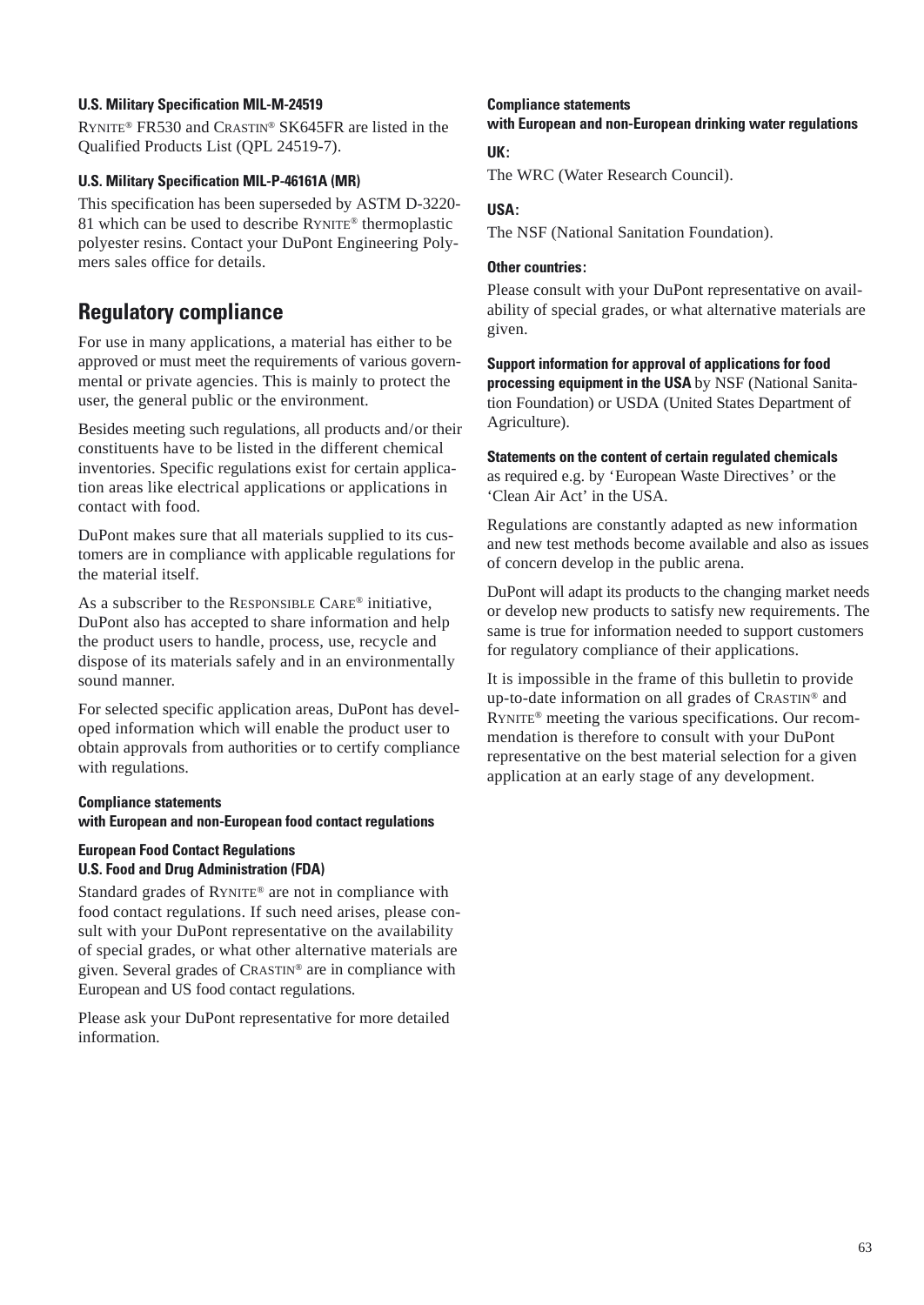#### U.S. Military Specification MIL-M-24519

RYNITE® FR530 and CRASTIN® SK645FR are listed in the Qualified Products List (QPL 24519-7).

#### U.S. Military Specification MIL-P-46161A (MR)

This specification has been superseded by ASTM D-3220-81 which can be used to describe RYNITE® thermoplastic polyester resins. Contact your DuPont Engineering Polymers sales office for details.

## Regulatory compliance

For use in many applications, a material has either to be approved or must meet the requirements of various governmental or private agencies. This is mainly to protect the user, the general public or the environment.

Besides meeting such regulations, all products and/or their constituents have to be listed in the different chemical inventories. Specific regulations exist for certain application areas like electrical applications or applications in contact with food.

DuPont makes sure that all materials supplied to its customers are in compliance with applicable regulations for the material itself.

As a subscriber to the RESPONSIBLE CARE® initiative, DuPont also has accepted to share information and help the product users to handle, process, use, recycle and dispose of its materials safely and in an environmentally sound manner.

For selected specific application areas, DuPont has developed information which will enable the product user to obtain approvals from authorities or to certify compliance with regulations.

#### Compliance statements with European and non-European food contact regulations

#### European Food Contact Regulations U.S. Food and Drug Administration (FDA)

Standard grades of RYNITE® are not in compliance with food contact regulations. If such need arises, please consult with your DuPont representative on the availability of special grades, or what other alternative materials are given. Several grades of CRASTIN® are in compliance with European and US food contact regulations.

Please ask your DuPont representative for more detailed information.

#### Compliance statements with European and non-European drinking water regulations

**UK:**

The WRC (Water Research Council).

**USA:**

The NSF (National Sanitation Foundation).

**Other countries:**

Please consult with your DuPont representative on availability of special grades, or what alternative materials are given.

**Support information for approval of applications for food processing equipment in the USA** by NSF (National Sanitation Foundation) or USDA (United States Department of Agriculture).

**Statements on the content of certain regulated chemicals** as required e.g. by 'European Waste Directives' or the 'Clean Air Act' in the USA.

Regulations are constantly adapted as new information and new test methods become available and also as issues of concern develop in the public arena.

DuPont will adapt its products to the changing market needs or develop new products to satisfy new requirements. The same is true for information needed to support customers for regulatory compliance of their applications.

It is impossible in the frame of this bulletin to provide up-to-date information on all grades of CRASTIN® and RYNITE® meeting the various specifications. Our recommendation is therefore to consult with your DuPont representative on the best material selection for a given application at an early stage of any development.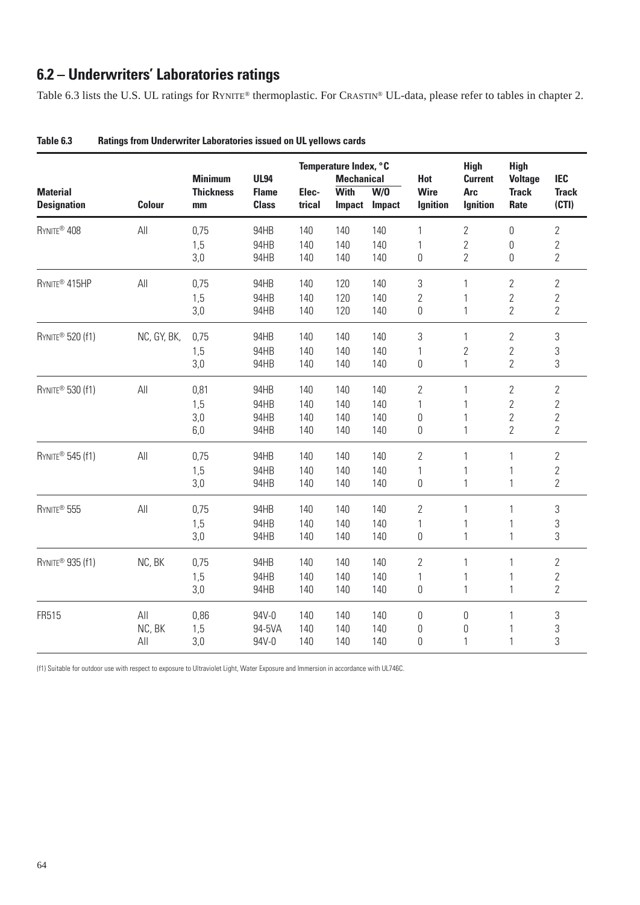## 6.2 – Underwriters' Laboratories ratings

Table 6.3 lists the U.S. UL ratings for RYNITE® thermoplastic. For CRASTIN® UL-data, please refer to tables in chapter 2.

**Table 6.3 Ratings from Underwriter Laboratories issued on UL yellows cards**

| Material Designation | Colour | Minimum Thickness mm | UL94 Flame Class | Temperature Index, °C Elec-trical | Mechanical With Impact | Mechanical W/O Impact | Hot Wire Ignition | High Current Arc Ignition | High Voltage Track Rate | IEC Track (CTI) |
|---|---|---|---|---|---|---|---|---|---|---|
| RYNITE® 408 | All | 0,75 | 94HB | 140 | 140 | 140 | 1 | 2 | 0 | 2 |
| | | 1,5 | 94HB | 140 | 140 | 140 | 1 | 2 | 0 | 2 |
| | | 3,0 | 94HB | 140 | 140 | 140 | 0 | 2 | 0 | 2 |
| RYNITE® 415HP | All | 0,75 | 94HB | 140 | 120 | 140 | 3 | 1 | 2 | 2 |
| | | 1,5 | 94HB | 140 | 120 | 140 | 2 | 1 | 2 | 2 |
| | | 3,0 | 94HB | 140 | 120 | 140 | 0 | 1 | 2 | 2 |
| RYNITE® 520 (f1) | NC, GY, BK, | 0,75 | 94HB | 140 | 140 | 140 | 3 | 1 | 2 | 3 |
| | | 1,5 | 94HB | 140 | 140 | 140 | 1 | 2 | 2 | 3 |
| | | 3,0 | 94HB | 140 | 140 | 140 | 0 | 1 | 2 | 3 |
| RYNITE® 530 (f1) | All | 0,81 | 94HB | 140 | 140 | 140 | 2 | 1 | 2 | 2 |
| | | 1,5 | 94HB | 140 | 140 | 140 | 1 | 1 | 2 | 2 |
| | | 3,0 | 94HB | 140 | 140 | 140 | 0 | 1 | 2 | 2 |
| | | 6,0 | 94HB | 140 | 140 | 140 | 0 | 1 | 2 | 2 |
| RYNITE® 545 (f1) | All | 0,75 | 94HB | 140 | 140 | 140 | 2 | 1 | 1 | 2 |
| | | 1,5 | 94HB | 140 | 140 | 140 | 1 | 1 | 1 | 2 |
| | | 3,0 | 94HB | 140 | 140 | 140 | 0 | 1 | 1 | 2 |
| RYNITE® 555 | All | 0,75 | 94HB | 140 | 140 | 140 | 2 | 1 | 1 | 3 |
| | | 1,5 | 94HB | 140 | 140 | 140 | 1 | 1 | 1 | 3 |
| | | 3,0 | 94HB | 140 | 140 | 140 | 0 | 1 | 1 | 3 |
| RYNITE® 935 (f1) | NC, BK | 0,75 | 94HB | 140 | 140 | 140 | 2 | 1 | 1 | 2 |
| | | 1,5 | 94HB | 140 | 140 | 140 | 1 | 1 | 1 | 2 |
| | | 3,0 | 94HB | 140 | 140 | 140 | 0 | 1 | 1 | 2 |
| FR515 | All | 0,86 | 94V-0 | 140 | 140 | 140 | 0 | 0 | 1 | 3 |
| | NC, BK | 1,5 | 94-5VA | 140 | 140 | 140 | 0 | 0 | 1 | 3 |
| | All | 3,0 | 94V-0 | 140 | 140 | 140 | 0 | 1 | 1 | 3 |

(f1) Suitable for outdoor use with respect to exposure to Ultraviolet Light, Water Exposure and Immersion in accordance with UL746C.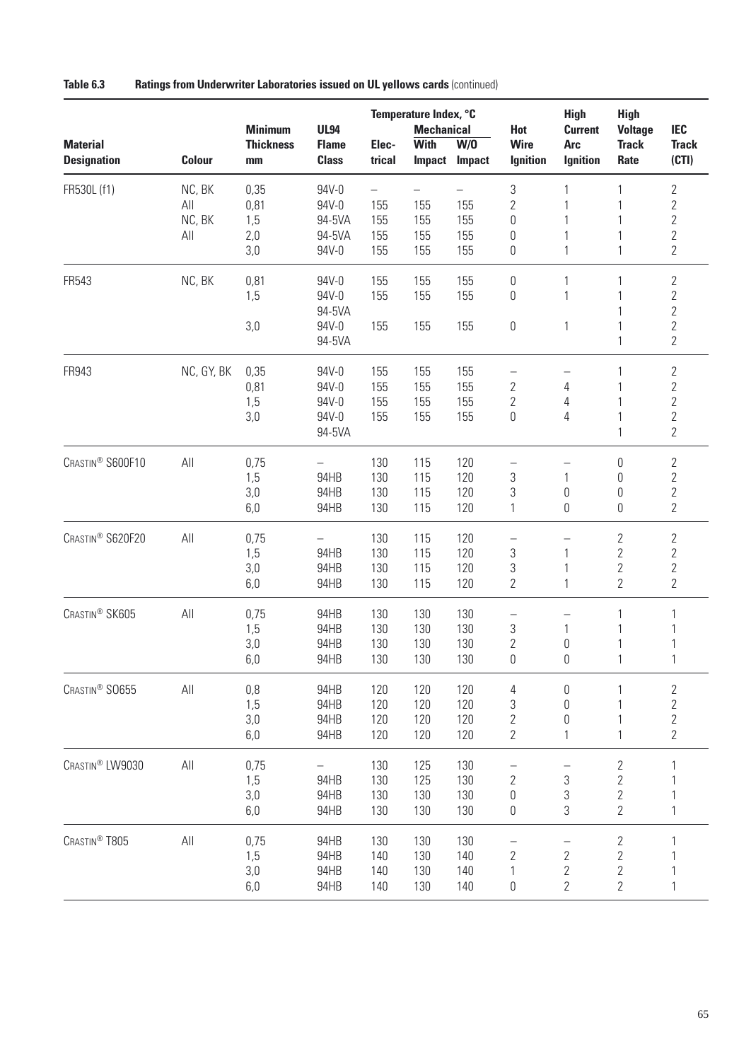**Table 6.3 Ratings from Underwriter Laboratories issued on UL yellows cards** (continued)

| Material Designation | Colour | Minimum Thickness mm | UL94 Flame Class | Temperature Index, °C Elec-trical | Mechanical With Impact | Mechanical W/O Impact | Hot Wire Ignition | High Current Arc Ignition | High Voltage Track Rate | IEC Track (CTI) |
|---|---|---|---|---|---|---|---|---|---|---|
| FR530L (f1) | NC, BK | 0,35 | 94V-0 | – | – | – | 3 | 1 | 1 | 2 |
| | All | 0,81 | 94V-0 | 155 | 155 | 155 | 2 | 1 | 1 | 2 |
| | NC, BK | 1,5 | 94-5VA | 155 | 155 | 155 | 0 | 1 | 1 | 2 |
| | All | 2,0 | 94-5VA | 155 | 155 | 155 | 0 | 1 | 1 | 2 |
| | | 3,0 | 94V-0 | 155 | 155 | 155 | 0 | 1 | 1 | 2 |
| FR543 | NC, BK | 0,81 | 94V-0 | 155 | 155 | 155 | 0 | 1 | 1 | 2 |
| | | 1,5 | 94V-0 | 155 | 155 | 155 | 0 | 1 | 1 | 2 |
| | | | 94-5VA | | | | | | 1 | 2 |
| | | 3,0 | 94V-0 | 155 | 155 | 155 | 0 | 1 | 1 | 2 |
| | | | 94-5VA | | | | | | 1 | 2 |
| FR943 | NC, GY, BK | 0,35 | 94V-0 | 155 | 155 | 155 | – | – | 1 | 2 |
| | | 0,81 | 94V-0 | 155 | 155 | 155 | 2 | 4 | 1 | 2 |
| | | 1,5 | 94V-0 | 155 | 155 | 155 | 2 | 4 | 1 | 2 |
| | | 3,0 | 94V-0 | 155 | 155 | 155 | 0 | 4 | 1 | 2 |
| | | | 94-5VA | | | | | | 1 | 2 |
| Crastin® S600F10 | All | 0,75 | – | 130 | 115 | 120 | – | – | 0 | 2 |
| | | 1,5 | 94HB | 130 | 115 | 120 | 3 | 1 | 0 | 2 |
| | | 3,0 | 94HB | 130 | 115 | 120 | 3 | 0 | 0 | 2 |
| | | 6,0 | 94HB | 130 | 115 | 120 | 1 | 0 | 0 | 2 |
| Crastin® S620F20 | All | 0,75 | – | 130 | 115 | 120 | – | – | 2 | 2 |
| | | 1,5 | 94HB | 130 | 115 | 120 | 3 | 1 | 2 | 2 |
| | | 3,0 | 94HB | 130 | 115 | 120 | 3 | 1 | 2 | 2 |
| | | 6,0 | 94HB | 130 | 115 | 120 | 2 | 1 | 2 | 2 |
| Crastin® SK605 | All | 0,75 | 94HB | 130 | 130 | 130 | – | – | 1 | 1 |
| | | 1,5 | 94HB | 130 | 130 | 130 | 3 | 1 | 1 | 1 |
| | | 3,0 | 94HB | 130 | 130 | 130 | 2 | 0 | 1 | 1 |
| | | 6,0 | 94HB | 130 | 130 | 130 | 0 | 0 | 1 | 1 |
| Crastin® SO655 | All | 0,8 | 94HB | 120 | 120 | 120 | 4 | 0 | 1 | 2 |
| | | 1,5 | 94HB | 120 | 120 | 120 | 3 | 0 | 1 | 2 |
| | | 3,0 | 94HB | 120 | 120 | 120 | 2 | 0 | 1 | 2 |
| | | 6,0 | 94HB | 120 | 120 | 120 | 2 | 1 | 1 | 2 |
| Crastin® LW9030 | All | 0,75 | – | 130 | 125 | 130 | – | – | 2 | 1 |
| | | 1,5 | 94HB | 130 | 125 | 130 | 2 | 3 | 2 | 1 |
| | | 3,0 | 94HB | 130 | 130 | 130 | 0 | 3 | 2 | 1 |
| | | 6,0 | 94HB | 130 | 130 | 130 | 0 | 3 | 2 | 1 |
| Crastin® T805 | All | 0,75 | 94HB | 130 | 130 | 130 | – | – | 2 | 1 |
| | | 1,5 | 94HB | 140 | 130 | 140 | 2 | 2 | 2 | 1 |
| | | 3,0 | 94HB | 140 | 130 | 140 | 1 | 2 | 2 | 1 |
| | | 6,0 | 94HB | 140 | 130 | 140 | 0 | 2 | 2 | 1 |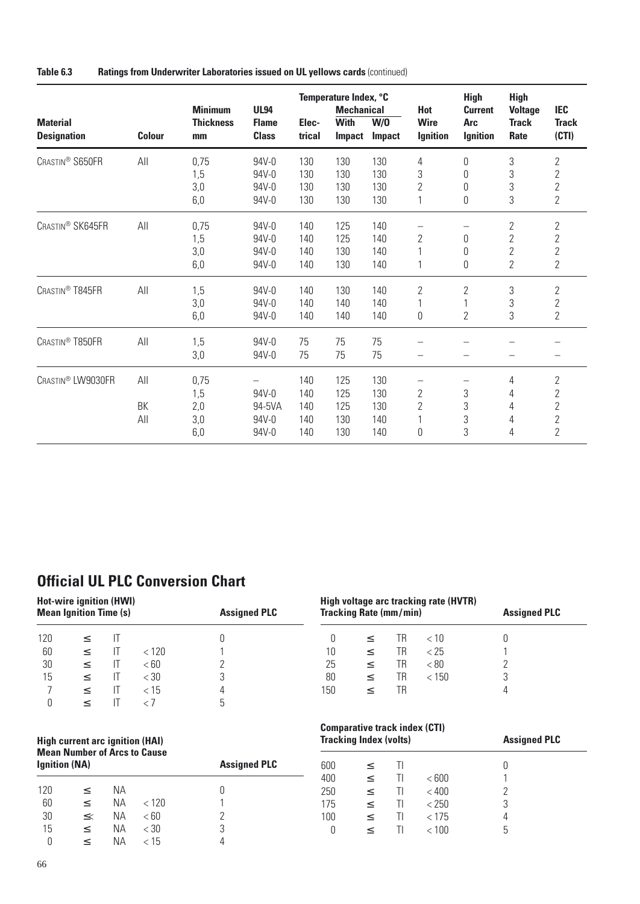**Table 6.3 Ratings from Underwriter Laboratories issued on UL yellows cards** (continued)

| Material Designation | Colour | Minimum Thickness mm | UL94 Flame Class | Temperature Index, °C Electrical | Mechanical With Impact | Mechanical W/O Impact | Hot Wire Ignition | High Current Arc Ignition | High Voltage Track Rate | IEC Track (CTI) |
|---|---|---|---|---|---|---|---|---|---|---|
| CRASTIN® S650FR | All | 0,75 | 94V-0 | 130 | 130 | 130 | 4 | 0 | 3 | 2 |
| | | 1,5 | 94V-0 | 130 | 130 | 130 | 3 | 0 | 3 | 2 |
| | | 3,0 | 94V-0 | 130 | 130 | 130 | 2 | 0 | 3 | 2 |
| | | 6,0 | 94V-0 | 130 | 130 | 130 | 1 | 0 | 3 | 2 |
| CRASTIN® SK645FR | All | 0,75 | 94V-0 | 140 | 125 | 140 | – | – | 2 | 2 |
| | | 1,5 | 94V-0 | 140 | 125 | 140 | 2 | 0 | 2 | 2 |
| | | 3,0 | 94V-0 | 140 | 130 | 140 | 1 | 0 | 2 | 2 |
| | | 6,0 | 94V-0 | 140 | 130 | 140 | 1 | 0 | 2 | 2 |
| CRASTIN® T845FR | All | 1,5 | 94V-0 | 140 | 130 | 140 | 2 | 2 | 3 | 2 |
| | | 3,0 | 94V-0 | 140 | 140 | 140 | 1 | 1 | 3 | 2 |
| | | 6,0 | 94V-0 | 140 | 140 | 140 | 0 | 2 | 3 | 2 |
| CRASTIN® T850FR | All | 1,5 | 94V-0 | 75 | 75 | 75 | – | – | – | – |
| | | 3,0 | 94V-0 | 75 | 75 | 75 | – | – | – | – |
| CRASTIN® LW9030FR | All | 0,75 | – | 140 | 125 | 130 | – | – | 4 | 2 |
| | | 1,5 | 94V-0 | 140 | 125 | 130 | 2 | 3 | 4 | 2 |
| | BK | 2,0 | 94-5VA | 140 | 125 | 130 | 2 | 3 | 4 | 2 |
| | All | 3,0 | 94V-0 | 140 | 130 | 140 | 1 | 3 | 4 | 2 |
| | | 6,0 | 94V-0 | 140 | 130 | 140 | 0 | 3 | 4 | 2 |

## Official UL PLC Conversion Chart

| Hot-wire ignition (HWI) Mean Ignition Time (s) | Assigned PLC |
|---|---|
| 120 ≤ IT | 0 |
| 60 ≤ IT < 120 | 1 |
| 30 ≤ IT < 60 | 2 |
| 15 ≤ IT < 30 | 3 |
| 7 ≤ IT < 15 | 4 |
| 0 ≤ IT < 7 | 5 |

| High current arc ignition (HAI) Mean Number of Arcs to Cause Ignition (NA) | Assigned PLC |
|---|---|
| 120 ≤ NA | 0 |
| 60 ≤ NA < 120 | 1 |
| 30 ≤ NA < 60 | 2 |
| 15 ≤ NA < 30 | 3 |
| 0 ≤ NA < 15 | 4 |

| High voltage arc tracking rate (HVTR) Tracking Rate (mm/min) | Assigned PLC |
|---|---|
| 0 ≤ TR < 10 | 0 |
| 10 ≤ TR < 25 | 1 |
| 25 ≤ TR < 80 | 2 |
| 80 ≤ TR < 150 | 3 |
| 150 ≤ TR | 4 |

| Comparative track index (CTI) Tracking Index (volts) | Assigned PLC |
|---|---|
| 600 ≤ TI | 0 |
| 400 ≤ TI < 600 | 1 |
| 250 ≤ TI < 400 | 2 |
| 175 ≤ TI < 250 | 3 |
| 100 ≤ TI < 175 | 4 |
| 0 ≤ TI < 100 | 5 |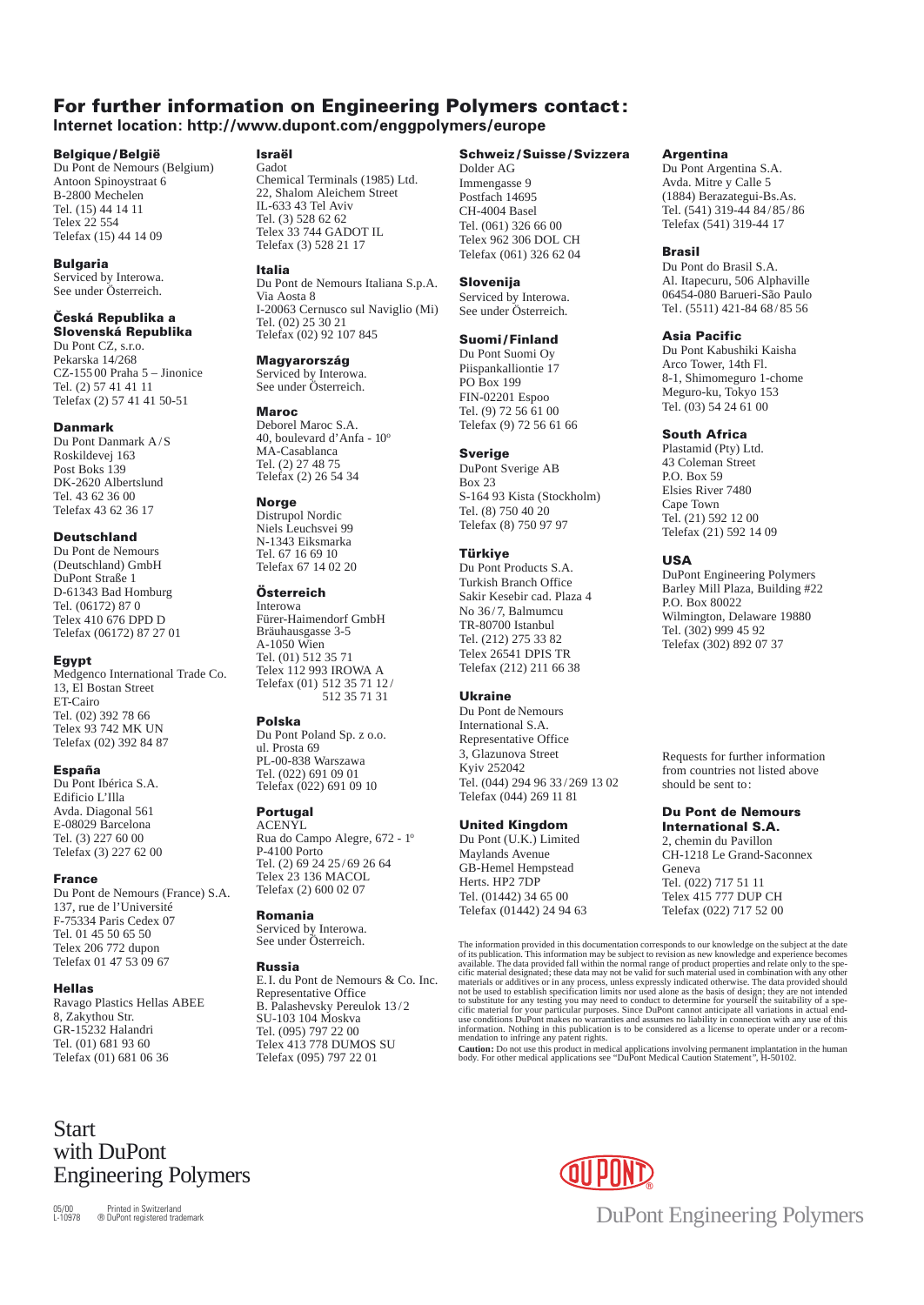## For further information on Engineering Polymers contact:

**Internet location: http://www.dupont.com/enggpolymers/europe**

**Belgique / België**
Du Pont de Nemours (Belgium)
Antoon Spinoystraat 6
B-2800 Mechelen
Tel. (15) 44 14 11
Telex 22 554
Telefax (15) 44 14 09

**Bulgaria**
Serviced by Interowa.
See under Österreich.

**Česká Republika a Slovenská Republika**
Du Pont CZ, s.r.o.
Pekarska 14/268
CZ-155 00 Praha 5 – Jinonice
Tel. (2) 57 41 41 11
Telefax (2) 57 41 41 50-51

**Danmark**
Du Pont Danmark A / S
Roskildevej 163
Post Boks 139
DK-2620 Albertslund
Tel. 43 62 36 00
Telefax 43 62 36 17

**Deutschland**
Du Pont de Nemours
(Deutschland) GmbH
DuPont Straße 1
D-61343 Bad Homburg
Tel. (06172) 87 0
Telex 410 676 DPD D
Telefax (06172) 87 27 01

**Egypt**
Medgenco International Trade Co.
13, El Bostan Street
ET-Cairo
Tel. (02) 392 78 66
Telex 93 742 MK UN
Telefax (02) 392 84 87

**España**
Du Pont Ibérica S.A.
Edificio L'Illa
Avda. Diagonal 561
E-08029 Barcelona
Tel. (3) 227 60 00
Telefax (3) 227 62 00

**France**
Du Pont de Nemours (France) S.A.
137, rue de l'Université
F-75334 Paris Cedex 07
Tel. 01 45 50 65 50
Telex 206 772 dupon
Telefax 01 47 53 09 67

**Hellas**
Ravago Plastics Hellas ABEE
8, Zakythou Str.
GR-15232 Halandri
Tel. (01) 681 93 60
Telefax (01) 681 06 36

**Israël**
Gadot
Chemical Terminals (1985) Ltd.
22, Shalom Aleichem Street
IL-633 43 Tel Aviv
Tel. (3) 528 62 62
Telex 33 744 GADOT IL
Telefax (3) 528 21 17

**Italia**
Du Pont de Nemours Italiana S.p.A.
Via Aosta 8
I-20063 Cernusco sul Naviglio (Mi)
Tel. (02) 25 30 21
Telefax (02) 92 107 845

**Magyarország**
Serviced by Interowa.
See under Österreich.

**Maroc**
Deborel Maroc S.A.
40, boulevard d'Anfa - 10°
MA-Casablanca
Tel. (2) 27 48 75
Telefax (2) 26 54 34

**Norge**
Distrupol Nordic
Niels Leuchsvei 99
N-1343 Eiksmarka
Tel. 67 16 69 10
Telefax 67 14 02 20

**Österreich**
Interowa
Fürer-Haimendorf GmbH
Bräuhausgasse 3-5
A-1050 Wien
Tel. (01) 512 35 71
Telex 112 993 IROWA A
Telefax (01) 512 35 71 12 / 512 35 71 31

**Polska**
Du Pont Poland Sp. z o.o.
ul. Prosta 69
PL-00-838 Warszawa
Tel. (022) 691 09 01
Telefax (022) 691 09 10

**Portugal**
ACENYL
Rua do Campo Alegre, 672 - 1°
P-4100 Porto
Tel. (2) 69 24 25 / 69 26 64
Telex 23 136 MACOL
Telefax (2) 600 02 07

**Romania**
Serviced by Interowa.
See under Österreich.

**Russia**
E.I. du Pont de Nemours & Co. Inc.
Representative Office
B. Palashevsky Pereulok 13 / 2
SU-103 104 Moskva
Tel. (095) 797 22 00
Telex 413 778 DUMOS SU
Telefax (095) 797 22 01

**Schweiz / Suisse / Svizzera**
Dolder AG
Immengasse 9
Postfach 14695
CH-4004 Basel
Tel. (061) 326 66 00
Telex 962 306 DOL CH
Telefax (061) 326 62 04

**Slovenija**
Serviced by Interowa.
See under Österreich.

**Suomi / Finland**
Du Pont Suomi Oy
Piispankalliontie 17
PO Box 199
FIN-02201 Espoo
Tel. (9) 72 56 61 00
Telefax (9) 72 56 61 66

**Sverige**
DuPont Sverige AB
Box 23
S-164 93 Kista (Stockholm)
Tel. (8) 750 40 20
Telefax (8) 750 97 97

**Türkiye**
Du Pont Products S.A.
Turkish Branch Office
Sakir Kesebir cad. Plaza 4
No 36 / 7, Balmumcu
TR-80700 Istanbul
Tel. (212) 275 33 82
Telex 26541 DPIS TR
Telefax (212) 211 66 38

**Ukraine**
Du Pont de Nemours
International S.A.
Representative Office
3, Glazunova Street
Kyiv 252042
Tel. (044) 294 96 33 / 269 13 02
Telefax (044) 269 11 81

**United Kingdom**
Du Pont (U.K.) Limited
Maylands Avenue
GB-Hemel Hempstead
Herts. HP2 7DP
Tel. (01442) 34 65 00
Telefax (01442) 24 94 63

**Argentina**
Du Pont Argentina S.A.
Avda. Mitre y Calle 5
(1884) Berazategui-Bs.As.
Tel. (541) 319-44 84 / 85 / 86
Telefax (541) 319-44 17

**Brasil**
Du Pont do Brasil S.A.
Al. Itapecuru, 506 Alphaville
06454-080 Barueri-São Paulo
Tel. (5511) 421-84 68 / 85 56

**Asia Pacific**
Du Pont Kabushiki Kaisha
Arco Tower, 14th Fl.
8-1, Shimomeguro 1-chome
Meguro-ku, Tokyo 153
Tel. (03) 54 24 61 00

**South Africa**
Plastamid (Pty) Ltd.
43 Coleman Street
P.O. Box 59
Elsies River 7480
Cape Town
Tel. (21) 592 12 00
Telefax (21) 592 14 09

**USA**
DuPont Engineering Polymers
Barley Mill Plaza, Building #22
P.O. Box 80022
Wilmington, Delaware 19880
Tel. (302) 999 45 92
Telefax (302) 892 07 37

Requests for further information from countries not listed above should be sent to:

**Du Pont de Nemours International S.A.**
2, chemin du Pavillon
CH-1218 Le Grand-Saconnex
Geneva
Tel. (022) 717 51 11
Telex 415 777 DUP CH
Telefax (022) 717 52 00

The information provided in this documentation corresponds to our knowledge on the subject at the date of its publication. This information may be subject to revision as new knowledge and experience becomes available. The data provided fall within the normal range of product properties and relate only to the specific material designated; these data may not be valid for such material used in combination with any other materials or additives or in any process, unless expressly indicated otherwise. The data provided should not be used to establish specification limits nor used alone as the basis of design; they are not intended to substitute for any testing you may need to conduct to determine for yourself the suitability of a specific material for your particular purposes. Since DuPont cannot anticipate all variations in actual end-use conditions DuPont makes no warranties and assumes no liability in connection with any use of this information. Nothing in this publication is to be considered as a license to operate under or a recommendation to infringe any patent rights.

**Caution:** Do not use this product in medical applications involving permanent implantation in the human body. For other medical applications see "DuPont Medical Caution Statement", H-50102.

Start
with DuPont
Engineering Polymers

05/00 L-10978 Printed in Switzerland
® DuPont registered trademark

DuPont Engineering Polymers